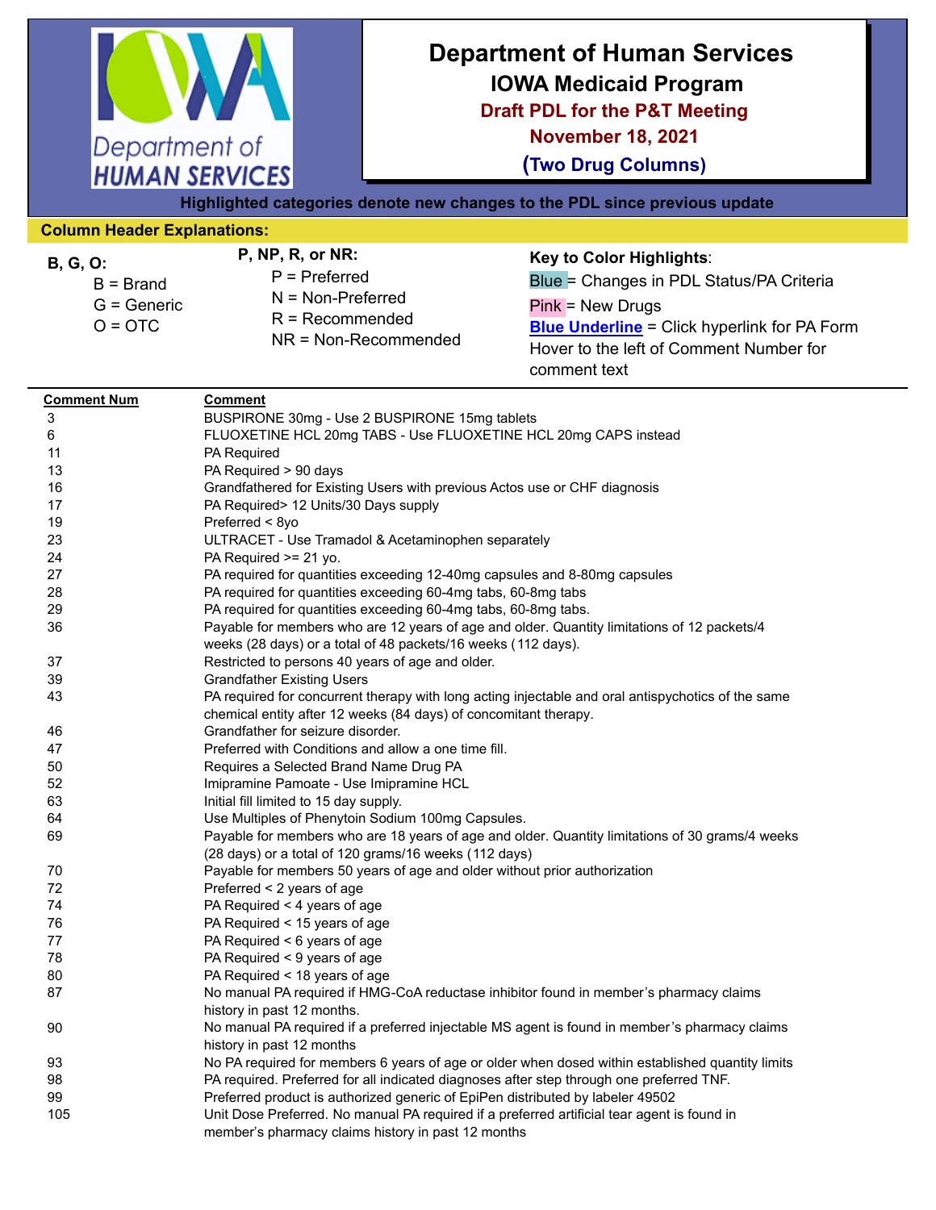# Department of Human Services

## IOWA Medicaid Program

### Draft PDL for the P&T Meeting

### November 18, 2021

### (Two Drug Columns)

**Highlighted categories denote new changes to the PDL since previous update**

**Column Header Explanations:**

**B, G, O:**
- B = Brand
- G = Generic
- O = OTC

**P, NP, R, or NR:**
- P = Preferred
- N = Non-Preferred
- R = Recommended
- NR = Non-Recommended

**Key to Color Highlights:**
- Blue = Changes in PDL Status/PA Criteria
- Pink = New Drugs
- **Blue Underline** = Click hyperlink for PA Form
- Hover to the left of Comment Number for comment text

| Comment Num | Comment |
|---|---|
| 3 | BUSPIRONE 30mg - Use 2 BUSPIRONE 15mg tablets |
| 6 | FLUOXETINE HCL 20mg TABS - Use FLUOXETINE HCL 20mg CAPS instead |
| 11 | PA Required |
| 13 | PA Required > 90 days |
| 16 | Grandfathered for Existing Users with previous Actos use or CHF diagnosis |
| 17 | PA Required> 12 Units/30 Days supply |
| 19 | Preferred < 8yo |
| 23 | ULTRACET - Use Tramadol & Acetaminophen separately |
| 24 | PA Required >= 21 yo. |
| 27 | PA required for quantities exceeding 12-40mg capsules and 8-80mg capsules |
| 28 | PA required for quantities exceeding 60-4mg tabs, 60-8mg tabs |
| 29 | PA required for quantities exceeding 60-4mg tabs, 60-8mg tabs. |
| 36 | Payable for members who are 12 years of age and older. Quantity limitations of 12 packets/4 weeks (28 days) or a total of 48 packets/16 weeks (112 days). |
| 37 | Restricted to persons 40 years of age and older. |
| 39 | Grandfather Existing Users |
| 43 | PA required for concurrent therapy with long acting injectable and oral antispychotics of the same chemical entity after 12 weeks (84 days) of concomitant therapy. |
| 46 | Grandfather for seizure disorder. |
| 47 | Preferred with Conditions and allow a one time fill. |
| 50 | Requires a Selected Brand Name Drug PA |
| 52 | Imipramine Pamoate - Use Imipramine HCL |
| 63 | Initial fill limited to 15 day supply. |
| 64 | Use Multiples of Phenytoin Sodium 100mg Capsules. |
| 69 | Payable for members who are 18 years of age and older. Quantity limitations of 30 grams/4 weeks (28 days) or a total of 120 grams/16 weeks (112 days) |
| 70 | Payable for members 50 years of age and older without prior authorization |
| 72 | Preferred < 2 years of age |
| 74 | PA Required < 4 years of age |
| 76 | PA Required < 15 years of age |
| 77 | PA Required < 6 years of age |
| 78 | PA Required < 9 years of age |
| 80 | PA Required < 18 years of age |
| 87 | No manual PA required if HMG-CoA reductase inhibitor found in member's pharmacy claims history in past 12 months. |
| 90 | No manual PA required if a preferred injectable MS agent is found in member's pharmacy claims history in past 12 months |
| 93 | No PA required for members 6 years of age or older when dosed within established quantity limits |
| 98 | PA required. Preferred for all indicated diagnoses after step through one preferred TNF. |
| 99 | Preferred product is authorized generic of EpiPen distributed by labeler 49502 |
| 105 | Unit Dose Preferred. No manual PA required if a preferred artificial tear agent is found in member's pharmacy claims history in past 12 months |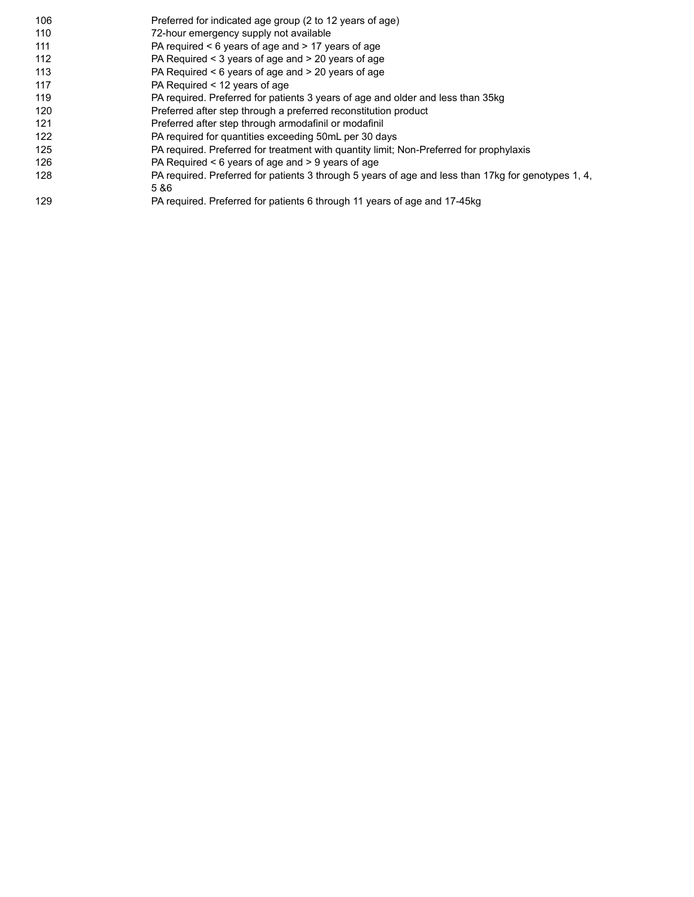| | |
|---|---|
| 106 | Preferred for indicated age group (2 to 12 years of age) |
| 110 | 72-hour emergency supply not available |
| 111 | PA required < 6 years of age and > 17 years of age |
| 112 | PA Required < 3 years of age and > 20 years of age |
| 113 | PA Required < 6 years of age and > 20 years of age |
| 117 | PA Required < 12 years of age |
| 119 | PA required. Preferred for patients 3 years of age and older and less than 35kg |
| 120 | Preferred after step through a preferred reconstitution product |
| 121 | Preferred after step through armodafinil or modafinil |
| 122 | PA required for quantities exceeding 50mL per 30 days |
| 125 | PA required. Preferred for treatment with quantity limit; Non-Preferred for prophylaxis |
| 126 | PA Required < 6 years of age and > 9 years of age |
| 128 | PA required. Preferred for patients 3 through 5 years of age and less than 17kg for genotypes 1, 4, 5 &6 |
| 129 | PA required. Preferred for patients 6 through 11 years of age and 17-45kg |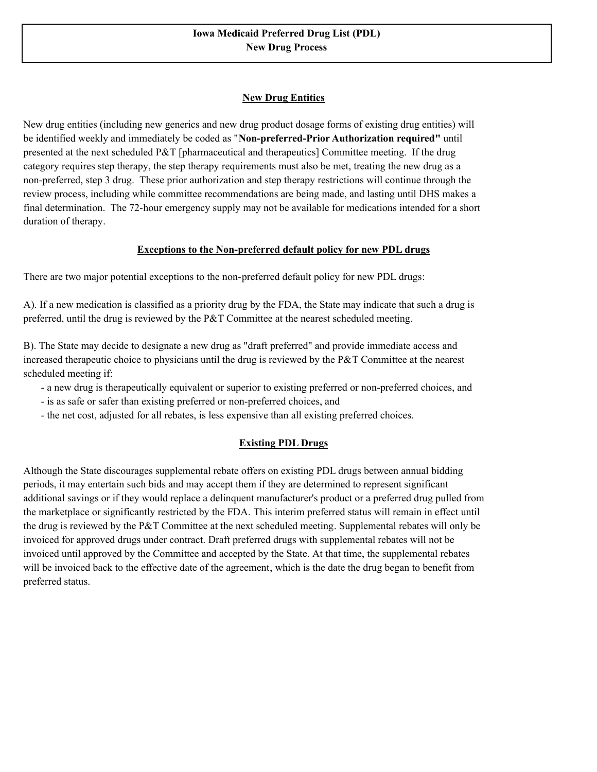# Iowa Medicaid Preferred Drug List (PDL)
# New Drug Process

## New Drug Entities

New drug entities (including new generics and new drug product dosage forms of existing drug entities) will be identified weekly and immediately be coded as "**Non-preferred-Prior Authorization required"** until presented at the next scheduled P&T [pharmaceutical and therapeutics] Committee meeting. If the drug category requires step therapy, the step therapy requirements must also be met, treating the new drug as a non-preferred, step 3 drug. These prior authorization and step therapy restrictions will continue through the review process, including while committee recommendations are being made, and lasting until DHS makes a final determination. The 72-hour emergency supply may not be available for medications intended for a short duration of therapy.

## Exceptions to the Non-preferred default policy for new PDL drugs

There are two major potential exceptions to the non-preferred default policy for new PDL drugs:

A). If a new medication is classified as a priority drug by the FDA, the State may indicate that such a drug is preferred, until the drug is reviewed by the P&T Committee at the nearest scheduled meeting.

B). The State may decide to designate a new drug as "draft preferred" and provide immediate access and increased therapeutic choice to physicians until the drug is reviewed by the P&T Committee at the nearest scheduled meeting if:

- a new drug is therapeutically equivalent or superior to existing preferred or non-preferred choices, and
- is as safe or safer than existing preferred or non-preferred choices, and
- the net cost, adjusted for all rebates, is less expensive than all existing preferred choices.

## Existing PDL Drugs

Although the State discourages supplemental rebate offers on existing PDL drugs between annual bidding periods, it may entertain such bids and may accept them if they are determined to represent significant additional savings or if they would replace a delinquent manufacturer's product or a preferred drug pulled from the marketplace or significantly restricted by the FDA. This interim preferred status will remain in effect until the drug is reviewed by the P&T Committee at the next scheduled meeting. Supplemental rebates will only be invoiced for approved drugs under contract. Draft preferred drugs with supplemental rebates will not be invoiced until approved by the Committee and accepted by the State. At that time, the supplemental rebates will be invoiced back to the effective date of the agreement, which is the date the drug began to benefit from preferred status.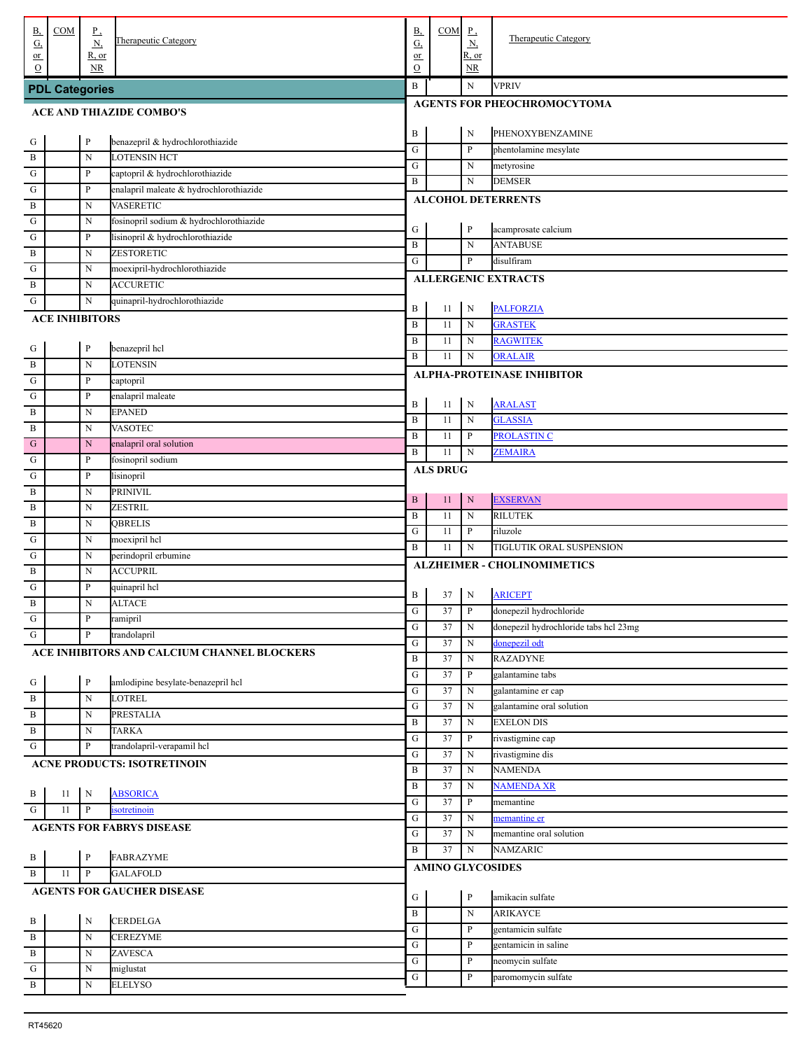## PDL Categories

| B, G, or O | COM | P, N, R, or NR | Therapeutic Category |
|---|---|---|---|
| **ACE AND THIAZIDE COMBO'S** | | | |
| G | | P | benazepril & hydrochlorothiazide |
| B | | N | LOTENSIN HCT |
| G | | P | captopril & hydrochlorothiazide |
| G | | P | enalapril maleate & hydrochlorothiazide |
| B | | N | VASERETIC |
| G | | N | fosinopril sodium & hydrochlorothiazide |
| G | | P | lisinopril & hydrochlorothiazide |
| B | | N | ZESTORETIC |
| G | | N | moexipril-hydrochlorothiazide |
| B | | N | ACCURETIC |
| G | | N | quinapril-hydrochlorothiazide |
| **ACE INHIBITORS** | | | |
| G | | P | benazepril hcl |
| B | | N | LOTENSIN |
| G | | P | captopril |
| G | | P | enalapril maleate |
| B | | N | EPANED |
| B | | N | VASOTEC |
| G | | N | enalapril oral solution |
| G | | P | fosinopril sodium |
| G | | P | lisinopril |
| B | | N | PRINIVIL |
| B | | N | ZESTRIL |
| B | | N | QBRELIS |
| G | | N | moexipril hcl |
| G | | N | perindopril erbumine |
| B | | N | ACCUPRIL |
| G | | P | quinapril hcl |
| B | | N | ALTACE |
| G | | P | ramipril |
| G | | P | trandolapril |
| **ACE INHIBITORS AND CALCIUM CHANNEL BLOCKERS** | | | |
| G | | P | amlodipine besylate-benazepril hcl |
| B | | N | LOTREL |
| B | | N | PRESTALIA |
| B | | N | TARKA |
| G | | P | trandolapril-verapamil hcl |
| **ACNE PRODUCTS: ISOTRETINOIN** | | | |
| B | 11 | N | ABSORICA |
| G | 11 | P | isotretinoin |
| **AGENTS FOR FABRYS DISEASE** | | | |
| B | | P | FABRAZYME |
| B | 11 | P | GALAFOLD |
| **AGENTS FOR GAUCHER DISEASE** | | | |
| B | | N | CERDELGA |
| B | | N | CEREZYME |
| B | | N | ZAVESCA |
| G | | N | miglustat |
| B | | N | ELELYSO |
| B | | N | VPRIV |
| **AGENTS FOR PHEOCHROMOCYTOMA** | | | |
| B | | N | PHENOXYBENZAMINE |
| G | | P | phentolamine mesylate |
| G | | N | metyrosine |
| B | | N | DEMSER |
| **ALCOHOL DETERRENTS** | | | |
| G | | P | acamprosate calcium |
| B | | N | ANTABUSE |
| G | | P | disulfiram |
| **ALLERGENIC EXTRACTS** | | | |
| B | 11 | N | PALFORZIA |
| B | 11 | N | GRASTEK |
| B | 11 | N | RAGWITEK |
| B | 11 | N | ORALAIR |
| **ALPHA-PROTEINASE INHIBITOR** | | | |
| B | 11 | N | ARALAST |
| B | 11 | N | GLASSIA |
| B | 11 | P | PROLASTIN C |
| B | 11 | N | ZEMAIRA |
| **ALS DRUG** | | | |
| B | 11 | N | EXSERVAN |
| B | 11 | N | RILUTEK |
| G | 11 | P | riluzole |
| B | 11 | N | TIGLUTIK ORAL SUSPENSION |
| **ALZHEIMER - CHOLINOMIMETICS** | | | |
| B | 37 | N | ARICEPT |
| G | 37 | P | donepezil hydrochloride |
| G | 37 | N | donepezil hydrochloride tabs hcl 23mg |
| G | 37 | N | donepezil odt |
| B | 37 | N | RAZADYNE |
| G | 37 | P | galantamine tabs |
| G | 37 | N | galantamine er cap |
| G | 37 | N | galantamine oral solution |
| B | 37 | N | EXELON DIS |
| G | 37 | P | rivastigmine cap |
| G | 37 | N | rivastigmine dis |
| B | 37 | N | NAMENDA |
| B | 37 | N | NAMENDA XR |
| G | 37 | P | memantine |
| G | 37 | N | memantine er |
| G | 37 | N | memantine oral solution |
| B | 37 | N | NAMZARIC |
| **AMINO GLYCOSIDES** | | | |
| G | | P | amikacin sulfate |
| B | | N | ARIKAYCE |
| G | | P | gentamicin sulfate |
| G | | P | gentamicin in saline |
| G | | P | neomycin sulfate |
| G | | P | paromomycin sulfate |

RT45620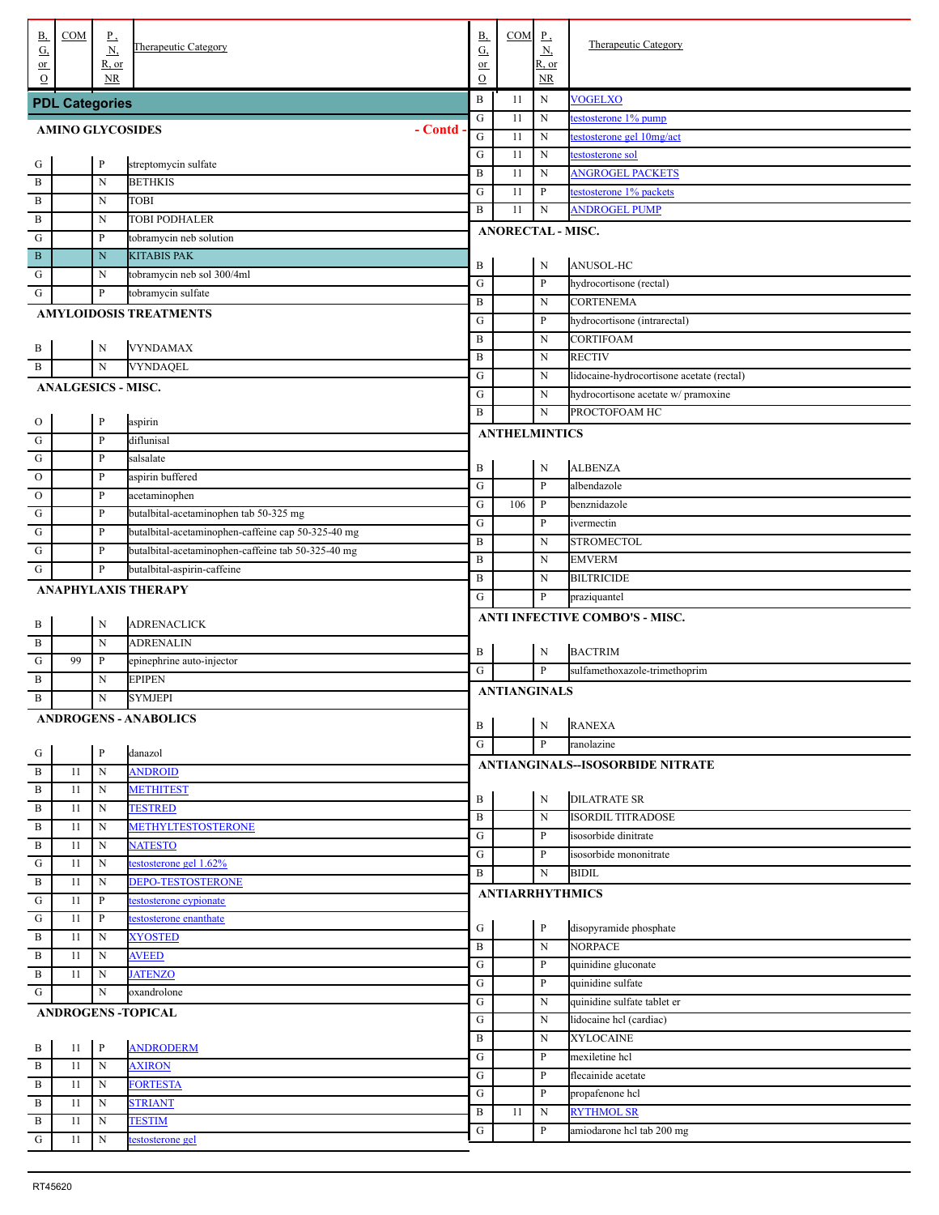| B, G, or O | COM | P, N, R, or NR | Therapeutic Category |
|---|---|---|---|

## PDL Categories

### AMINO GLYCOSIDES - Contd -

| B, G, or O | COM | P, N, R, or NR | Therapeutic Category |
|---|---|---|---|
| G | | P | streptomycin sulfate |
| B | | N | BETHKIS |
| B | | N | TOBI |
| B | | N | TOBI PODHALER |
| G | | P | tobramycin neb solution |
| B | | N | KITABIS PAK |
| G | | N | tobramycin neb sol 300/4ml |
| G | | P | tobramycin sulfate |

### AMYLOIDOSIS TREATMENTS

| B, G, or O | COM | P, N, R, or NR | Therapeutic Category |
|---|---|---|---|
| B | | N | VYNDAMAX |
| B | | N | VYNDAQEL |

### ANALGESICS - MISC.

| B, G, or O | COM | P, N, R, or NR | Therapeutic Category |
|---|---|---|---|
| O | | P | aspirin |
| G | | P | diflunisal |
| G | | P | salsalate |
| O | | P | aspirin buffered |
| O | | P | acetaminophen |
| G | | P | butalbital-acetaminophen tab 50-325 mg |
| G | | P | butalbital-acetaminophen-caffeine cap 50-325-40 mg |
| G | | P | butalbital-acetaminophen-caffeine tab 50-325-40 mg |
| G | | P | butalbital-aspirin-caffeine |

### ANAPHYLAXIS THERAPY

| B, G, or O | COM | P, N, R, or NR | Therapeutic Category |
|---|---|---|---|
| B | | N | ADRENACLICK |
| B | | N | ADRENALIN |
| G | 99 | P | epinephrine auto-injector |
| B | | N | EPIPEN |
| B | | N | SYMJEPI |

### ANDROGENS - ANABOLICS

| B, G, or O | COM | P, N, R, or NR | Therapeutic Category |
|---|---|---|---|
| G | | P | danazol |
| B | 11 | N | ANDROID |
| B | 11 | N | METHITEST |
| B | 11 | N | TESTRED |
| B | 11 | N | METHYLTESTOSTERONE |
| B | 11 | N | NATESTO |
| G | 11 | N | testosterone gel 1.62% |
| B | 11 | N | DEPO-TESTOSTERONE |
| G | 11 | P | testosterone cypionate |
| G | 11 | P | testosterone enanthate |
| B | 11 | N | XYOSTED |
| B | 11 | N | AVEED |
| B | 11 | N | JATENZO |
| G | | N | oxandrolone |

### ANDROGENS -TOPICAL

| B, G, or O | COM | P, N, R, or NR | Therapeutic Category |
|---|---|---|---|
| B | 11 | P | ANDRODERM |
| B | 11 | N | AXIRON |
| B | 11 | N | FORTESTA |
| B | 11 | N | STRIANT |
| B | 11 | N | TESTIM |
| G | 11 | N | testosterone gel |
| B | 11 | N | VOGELXO |
| G | 11 | N | testosterone 1% pump |
| G | 11 | N | testosterone gel 10mg/act |
| G | 11 | N | testosterone sol |
| B | 11 | N | ANGROGEL PACKETS |
| G | 11 | P | testosterone 1% packets |
| B | 11 | N | ANDROGEL PUMP |

### ANORECTAL - MISC.

| B, G, or O | COM | P, N, R, or NR | Therapeutic Category |
|---|---|---|---|
| B | | N | ANUSOL-HC |
| G | | P | hydrocortisone (rectal) |
| B | | N | CORTENEMA |
| G | | P | hydrocortisone (intrarectal) |
| B | | N | CORTIFOAM |
| B | | N | RECTIV |
| G | | N | lidocaine-hydrocortisone acetate (rectal) |
| G | | N | hydrocortisone acetate w/ pramoxine |
| B | | N | PROCTOFOAM HC |

### ANTHELMINTICS

| B, G, or O | COM | P, N, R, or NR | Therapeutic Category |
|---|---|---|---|
| B | | N | ALBENZA |
| G | | P | albendazole |
| G | 106 | P | benznidazole |
| G | | P | ivermectin |
| B | | N | STROMECTOL |
| B | | N | EMVERM |
| B | | N | BILTRICIDE |
| G | | P | praziquantel |

### ANTI INFECTIVE COMBO'S - MISC.

| B, G, or O | COM | P, N, R, or NR | Therapeutic Category |
|---|---|---|---|
| B | | N | BACTRIM |
| G | | P | sulfamethoxazole-trimethoprim |

### ANTIANGINALS

| B, G, or O | COM | P, N, R, or NR | Therapeutic Category |
|---|---|---|---|
| B | | N | RANEXA |
| G | | P | ranolazine |

### ANTIANGINALS--ISOSORBIDE NITRATE

| B, G, or O | COM | P, N, R, or NR | Therapeutic Category |
|---|---|---|---|
| B | | N | DILATRATE SR |
| B | | N | ISORDIL TITRADOSE |
| G | | P | isosorbide dinitrate |
| G | | P | isosorbide mononitrate |
| B | | N | BIDIL |

### ANTIARRHYTHMICS

| B, G, or O | COM | P, N, R, or NR | Therapeutic Category |
|---|---|---|---|
| G | | P | disopyramide phosphate |
| B | | N | NORPACE |
| G | | P | quinidine gluconate |
| G | | P | quinidine sulfate |
| G | | N | quinidine sulfate tablet er |
| G | | N | lidocaine hcl (cardiac) |
| B | | N | XYLOCAINE |
| G | | P | mexiletine hcl |
| G | | P | flecainide acetate |
| G | | P | propafenone hcl |
| B | 11 | N | RYTHMOL SR |
| G | | P | amiodarone hcl tab 200 mg |

RT45620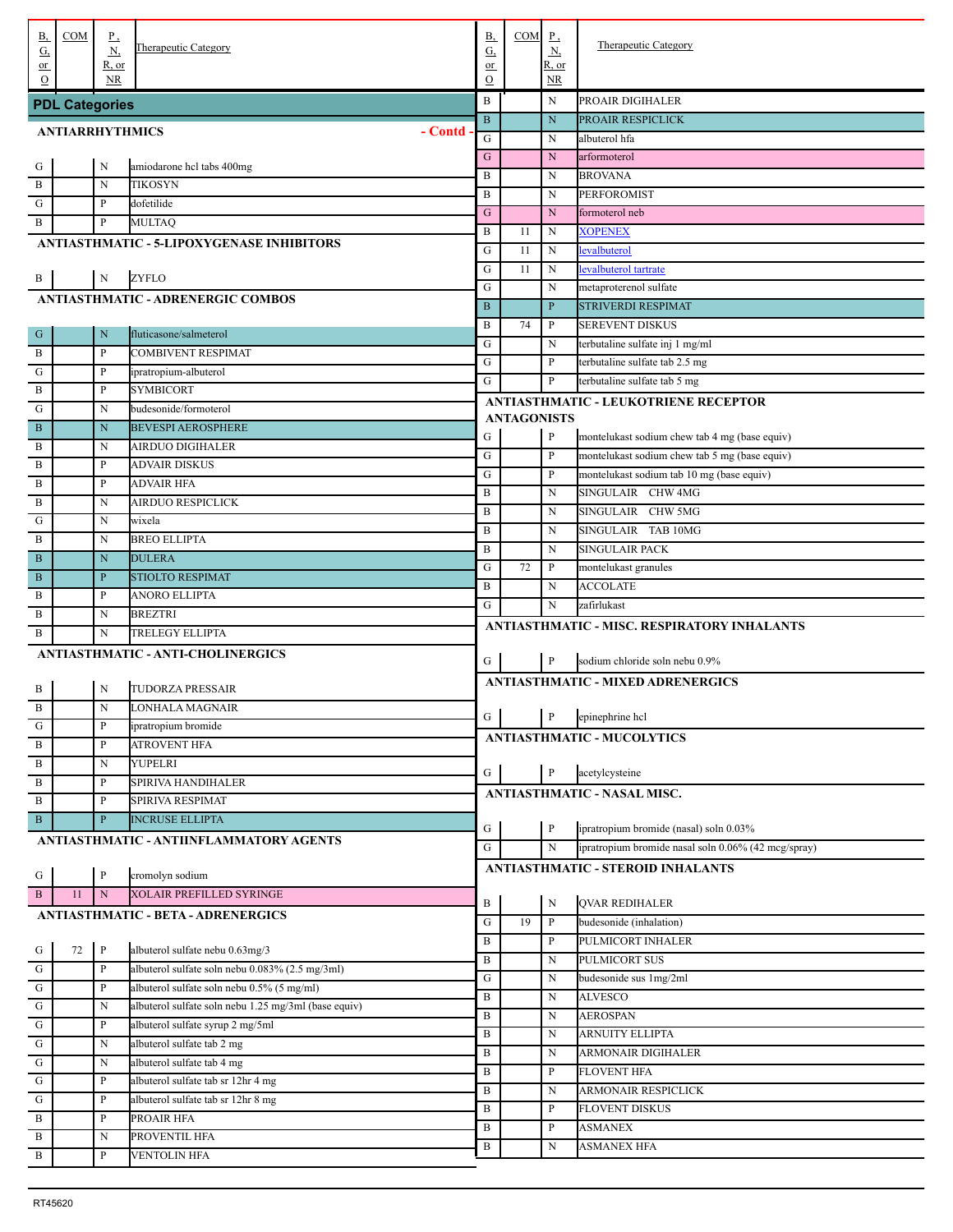| B, G, or O | COM | P, N, R, or NR | Therapeutic Category |
|---|---|---|---|

## PDL Categories

### ANTIARRHYTHMICS - Contd -

| B, G, or O | COM | P, N, R, or NR | Therapeutic Category |
|---|---|---|---|
| G | | N | amiodarone hcl tabs 400mg |
| B | | N | TIKOSYN |
| G | | P | dofetilide |
| B | | P | MULTAQ |

### ANTIASTHMATIC - 5-LIPOXYGENASE INHIBITORS

| B, G, or O | COM | P, N, R, or NR | Therapeutic Category |
|---|---|---|---|
| B | | N | ZYFLO |

### ANTIASTHMATIC - ADRENERGIC COMBOS

| B, G, or O | COM | P, N, R, or NR | Therapeutic Category |
|---|---|---|---|
| G | | N | fluticasone/salmeterol |
| B | | P | COMBIVENT RESPIMAT |
| G | | P | ipratropium-albuterol |
| B | | P | SYMBICORT |
| G | | N | budesonide/formoterol |
| B | | N | BEVESPI AEROSPHERE |
| B | | N | AIRDUO DIGIHALER |
| B | | P | ADVAIR DISKUS |
| B | | P | ADVAIR HFA |
| B | | N | AIRDUO RESPICLICK |
| G | | N | wixela |
| B | | N | BREO ELLIPTA |
| B | | N | DULERA |
| B | | P | STIOLTO RESPIMAT |
| B | | P | ANORO ELLIPTA |
| B | | N | BREZTRI |
| B | | N | TRELEGY ELLIPTA |

### ANTIASTHMATIC - ANTI-CHOLINERGICS

| B, G, or O | COM | P, N, R, or NR | Therapeutic Category |
|---|---|---|---|
| B | | N | TUDORZA PRESSAIR |
| B | | N | LONHALA MAGNAIR |
| G | | P | ipratropium bromide |
| B | | P | ATROVENT HFA |
| B | | N | YUPELRI |
| B | | P | SPIRIVA HANDIHALER |
| B | | P | SPIRIVA RESPIMAT |
| B | | P | INCRUSE ELLIPTA |

### ANTIASTHMATIC - ANTIINFLAMMATORY AGENTS

| B, G, or O | COM | P, N, R, or NR | Therapeutic Category |
|---|---|---|---|
| G | | P | cromolyn sodium |
| B | 11 | N | XOLAIR PREFILLED SYRINGE |

### ANTIASTHMATIC - BETA - ADRENERGICS

| B, G, or O | COM | P, N, R, or NR | Therapeutic Category |
|---|---|---|---|
| G | 72 | P | albuterol sulfate nebu 0.63mg/3 |
| G | | P | albuterol sulfate soln nebu 0.083% (2.5 mg/3ml) |
| G | | P | albuterol sulfate soln nebu 0.5% (5 mg/ml) |
| G | | N | albuterol sulfate soln nebu 1.25 mg/3ml (base equiv) |
| G | | P | albuterol sulfate syrup 2 mg/5ml |
| G | | N | albuterol sulfate tab 2 mg |
| G | | N | albuterol sulfate tab 4 mg |
| G | | P | albuterol sulfate tab sr 12hr 4 mg |
| G | | P | albuterol sulfate tab sr 12hr 8 mg |
| B | | P | PROAIR HFA |
| B | | N | PROVENTIL HFA |
| B | | P | VENTOLIN HFA |
| B | | N | PROAIR DIGIHALER |
| B | | N | PROAIR RESPICLICK |
| G | | N | albuterol hfa |
| G | | N | arformoterol |
| B | | N | BROVANA |
| B | | N | PERFOROMIST |
| G | | N | formoterol neb |
| B | 11 | N | XOPENEX |
| G | 11 | N | levalbuterol |
| G | 11 | N | levalbuterol tartrate |
| G | | N | metaproterenol sulfate |
| B | | P | STRIVERDI RESPIMAT |
| B | 74 | P | SEREVENT DISKUS |
| G | | N | terbutaline sulfate inj 1 mg/ml |
| G | | P | terbutaline sulfate tab 2.5 mg |
| G | | P | terbutaline sulfate tab 5 mg |

### ANTIASTHMATIC - LEUKOTRIENE RECEPTOR ANTAGONISTS

| B, G, or O | COM | P, N, R, or NR | Therapeutic Category |
|---|---|---|---|
| G | | P | montelukast sodium chew tab 4 mg (base equiv) |
| G | | P | montelukast sodium chew tab 5 mg (base equiv) |
| G | | P | montelukast sodium tab 10 mg (base equiv) |
| B | | N | SINGULAIR CHW 4MG |
| B | | N | SINGULAIR CHW 5MG |
| B | | N | SINGULAIR TAB 10MG |
| B | | N | SINGULAIR PACK |
| G | 72 | P | montelukast granules |
| B | | N | ACCOLATE |
| G | | N | zafirlukast |

### ANTIASTHMATIC - MISC. RESPIRATORY INHALANTS

| B, G, or O | COM | P, N, R, or NR | Therapeutic Category |
|---|---|---|---|
| G | | P | sodium chloride soln nebu 0.9% |

### ANTIASTHMATIC - MIXED ADRENERGICS

| B, G, or O | COM | P, N, R, or NR | Therapeutic Category |
|---|---|---|---|
| G | | P | epinephrine hcl |

### ANTIASTHMATIC - MUCOLYTICS

| B, G, or O | COM | P, N, R, or NR | Therapeutic Category |
|---|---|---|---|
| G | | P | acetylcysteine |

### ANTIASTHMATIC - NASAL MISC.

| B, G, or O | COM | P, N, R, or NR | Therapeutic Category |
|---|---|---|---|
| G | | P | ipratropium bromide (nasal) soln 0.03% |
| G | | N | ipratropium bromide nasal soln 0.06% (42 mcg/spray) |

### ANTIASTHMATIC - STEROID INHALANTS

| B, G, or O | COM | P, N, R, or NR | Therapeutic Category |
|---|---|---|---|
| B | | N | QVAR REDIHALER |
| G | 19 | P | budesonide (inhalation) |
| B | | P | PULMICORT INHALER |
| B | | N | PULMICORT SUS |
| G | | N | budesonide sus 1mg/2ml |
| B | | N | ALVESCO |
| B | | N | AEROSPAN |
| B | | N | ARNUITY ELLIPTA |
| B | | N | ARMONAIR DIGIHALER |
| B | | P | FLOVENT HFA |
| B | | N | ARMONAIR RESPICLICK |
| B | | P | FLOVENT DISKUS |
| B | | P | ASMANEX |
| B | | N | ASMANEX HFA |

RT45620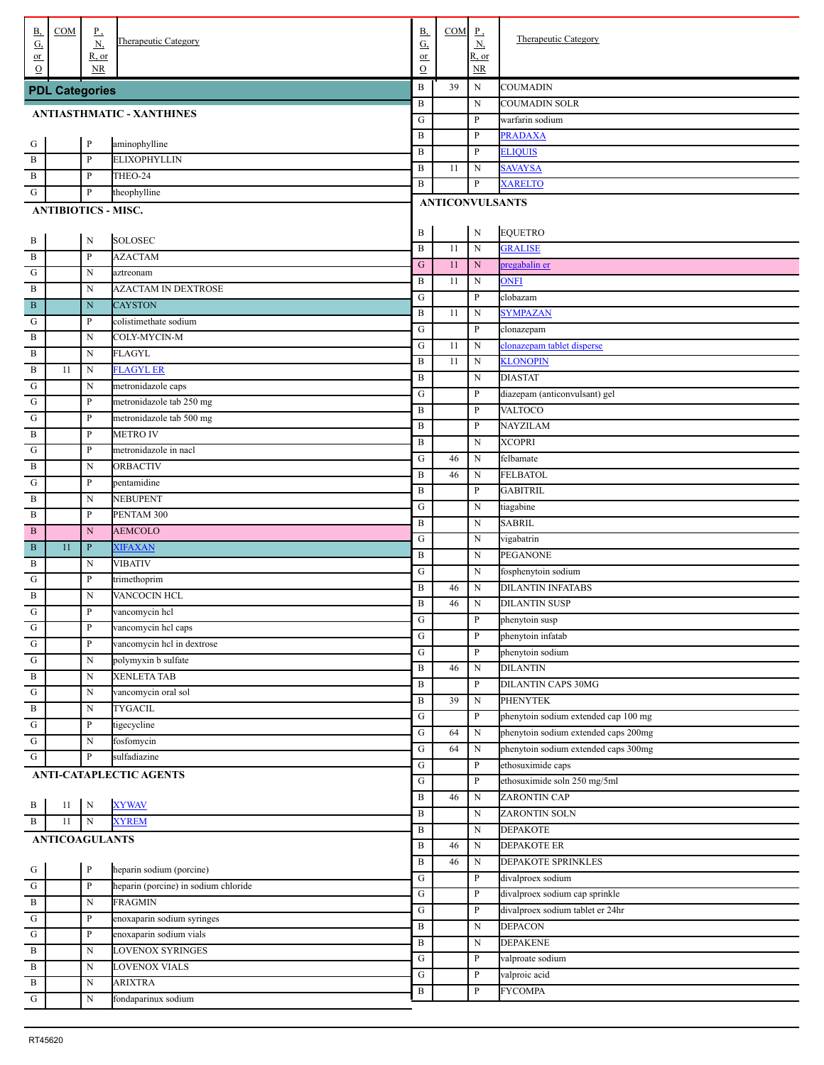## PDL Categories

### ANTIASTHMATIC - XANTHINES

| B, G, or O | COM | P, N, R, or NR | Therapeutic Category |
|---|---|---|---|
| G | | P | aminophylline |
| B | | P | ELIXOPHYLLIN |
| B | | P | THEO-24 |
| G | | P | theophylline |

### ANTIBIOTICS - MISC.

| B, G, or O | COM | P, N, R, or NR | Therapeutic Category |
|---|---|---|---|
| B | | N | SOLOSEC |
| B | | P | AZACTAM |
| G | | N | aztreonam |
| B | | N | AZACTAM IN DEXTROSE |
| B | | N | CAYSTON |
| G | | P | colistimethate sodium |
| B | | N | COLY-MYCIN-M |
| B | | N | FLAGYL |
| B | 11 | N | FLAGYL ER |
| G | | N | metronidazole caps |
| G | | P | metronidazole tab 250 mg |
| G | | P | metronidazole tab 500 mg |
| B | | P | METRO IV |
| G | | P | metronidazole in nacl |
| B | | N | ORBACTIV |
| G | | P | pentamidine |
| B | | N | NEBUPENT |
| B | | P | PENTAM 300 |
| B | | N | AEMCOLO |
| B | 11 | P | XIFAXAN |
| B | | N | VIBATIV |
| G | | P | trimethoprim |
| B | | N | VANCOCIN HCL |
| G | | P | vancomycin hcl |
| G | | P | vancomycin hcl caps |
| G | | P | vancomycin hcl in dextrose |
| G | | N | polymyxin b sulfate |
| B | | N | XENLETA TAB |
| G | | N | vancomycin oral sol |
| B | | N | TYGACIL |
| G | | P | tigecycline |
| G | | N | fosfomycin |
| G | | P | sulfadiazine |

### ANTI-CATAPLECTIC AGENTS

| B, G, or O | COM | P, N, R, or NR | Therapeutic Category |
|---|---|---|---|
| B | 11 | N | XYWAV |
| B | 11 | N | XYREM |

### ANTICOAGULANTS

| B, G, or O | COM | P, N, R, or NR | Therapeutic Category |
|---|---|---|---|
| G | | P | heparin sodium (porcine) |
| G | | P | heparin (porcine) in sodium chloride |
| B | | N | FRAGMIN |
| G | | P | enoxaparin sodium syringes |
| G | | P | enoxaparin sodium vials |
| B | | N | LOVENOX SYRINGES |
| B | | N | LOVENOX VIALS |
| B | | N | ARIXTRA |
| G | | N | fondaparinux sodium |
| B | 39 | N | COUMADIN |
| B | | N | COUMADIN SOLR |
| G | | P | warfarin sodium |
| B | | P | PRADAXA |
| B | | P | ELIQUIS |
| B | 11 | N | SAVAYSA |
| B | | P | XARELTO |

### ANTICONVULSANTS

| B, G, or O | COM | P, N, R, or NR | Therapeutic Category |
|---|---|---|---|
| B | | N | EQUETRO |
| B | 11 | N | GRALISE |
| G | 11 | N | pregabalin er |
| B | 11 | N | ONFI |
| G | | P | clobazam |
| B | 11 | N | SYMPAZAN |
| G | | P | clonazepam |
| G | 11 | N | clonazepam tablet disperse |
| B | 11 | N | KLONOPIN |
| B | | N | DIASTAT |
| G | | P | diazepam (anticonvulsant) gel |
| B | | P | VALTOCO |
| B | | P | NAYZILAM |
| B | | N | XCOPRI |
| G | 46 | N | felbamate |
| B | 46 | N | FELBATOL |
| B | | P | GABITRIL |
| G | | N | tiagabine |
| B | | N | SABRIL |
| G | | N | vigabatrin |
| B | | N | PEGANONE |
| G | | N | fosphenytoin sodium |
| B | 46 | N | DILANTIN INFATABS |
| B | 46 | N | DILANTIN SUSP |
| G | | P | phenytoin susp |
| G | | P | phenytoin infatab |
| G | | P | phenytoin sodium |
| B | 46 | N | DILANTIN |
| B | | P | DILANTIN CAPS 30MG |
| B | 39 | N | PHENYTEK |
| G | | P | phenytoin sodium extended cap 100 mg |
| G | 64 | N | phenytoin sodium extended caps 200mg |
| G | 64 | N | phenytoin sodium extended caps 300mg |
| G | | P | ethosuximide caps |
| G | | P | ethosuximide soln 250 mg/5ml |
| B | 46 | N | ZARONTIN CAP |
| B | | N | ZARONTIN SOLN |
| B | | N | DEPAKOTE |
| B | 46 | N | DEPAKOTE ER |
| B | 46 | N | DEPAKOTE SPRINKLES |
| G | | P | divalproex sodium |
| G | | P | divalproex sodium cap sprinkle |
| G | | P | divalproex sodium tablet er 24hr |
| B | | N | DEPACON |
| B | | N | DEPAKENE |
| G | | P | valproate sodium |
| G | | P | valproic acid |
| B | | P | FYCOMPA |

RT45620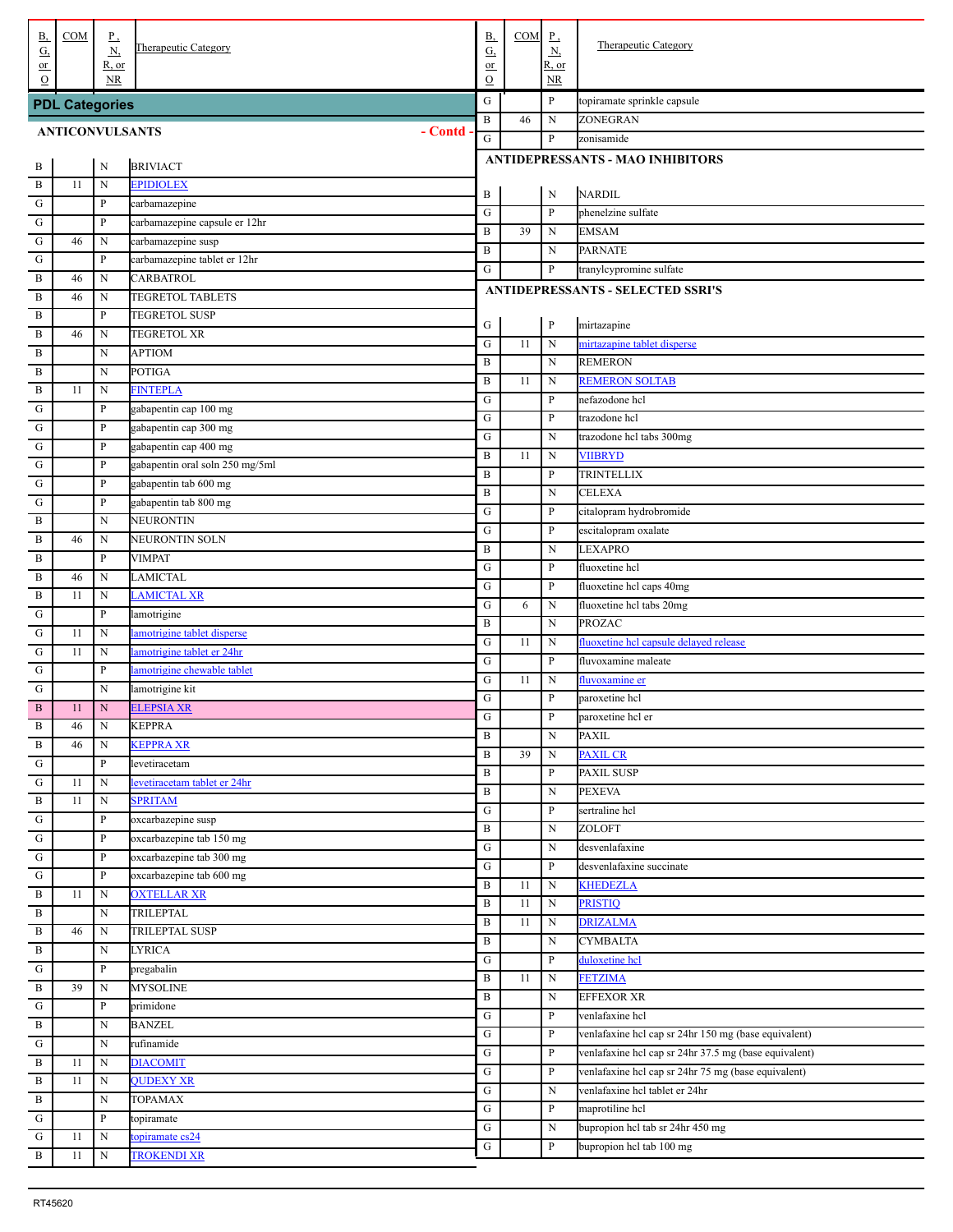## PDL Categories

### ANTICONVULSANTS - Contd -

| B, G, or O | COM | P, N, R, or NR | Therapeutic Category |
|---|---|---|---|
| B | | N | BRIVIACT |
| B | 11 | N | EPIDIOLEX |
| G | | P | carbamazepine |
| G | | P | carbamazepine capsule er 12hr |
| G | 46 | N | carbamazepine susp |
| G | | P | carbamazepine tablet er 12hr |
| B | 46 | N | CARBATROL |
| B | 46 | N | TEGRETOL TABLETS |
| B | | P | TEGRETOL SUSP |
| B | 46 | N | TEGRETOL XR |
| B | | N | APTIOM |
| B | | N | POTIGA |
| B | 11 | N | FINTEPLA |
| G | | P | gabapentin cap 100 mg |
| G | | P | gabapentin cap 300 mg |
| G | | P | gabapentin cap 400 mg |
| G | | P | gabapentin oral soln 250 mg/5ml |
| G | | P | gabapentin tab 600 mg |
| G | | P | gabapentin tab 800 mg |
| B | | N | NEURONTIN |
| B | 46 | N | NEURONTIN SOLN |
| B | | P | VIMPAT |
| B | 46 | N | LAMICTAL |
| B | 11 | N | LAMICTAL XR |
| G | | P | lamotrigine |
| G | 11 | N | lamotrigine tablet disperse |
| G | 11 | N | lamotrigine tablet er 24hr |
| G | | P | lamotrigine chewable tablet |
| G | | N | lamotrigine kit |
| B | 11 | N | ELEPSIA XR |
| B | 46 | N | KEPPRA |
| B | 46 | N | KEPPRA XR |
| G | | P | levetiracetam |
| G | 11 | N | levetiracetam tablet er 24hr |
| B | 11 | N | SPRITAM |
| G | | P | oxcarbazepine susp |
| G | | P | oxcarbazepine tab 150 mg |
| G | | P | oxcarbazepine tab 300 mg |
| G | | P | oxcarbazepine tab 600 mg |
| B | 11 | N | OXTELLAR XR |
| B | | N | TRILEPTAL |
| B | 46 | N | TRILEPTAL SUSP |
| B | | N | LYRICA |
| G | | P | pregabalin |
| B | 39 | N | MYSOLINE |
| G | | P | primidone |
| B | | N | BANZEL |
| G | | N | rufinamide |
| B | 11 | N | DIACOMIT |
| B | 11 | N | QUDEXY XR |
| B | | N | TOPAMAX |
| G | | P | topiramate |
| G | 11 | N | topiramate cs24 |
| B | 11 | N | TROKENDI XR |
| G | | P | topiramate sprinkle capsule |
| B | 46 | N | ZONEGRAN |
| G | | P | zonisamide |

### ANTIDEPRESSANTS - MAO INHIBITORS

| B, G, or O | COM | P, N, R, or NR | Therapeutic Category |
|---|---|---|---|
| B | | N | NARDIL |
| G | | P | phenelzine sulfate |
| B | 39 | N | EMSAM |
| B | | N | PARNATE |
| G | | P | tranylcypromine sulfate |

### ANTIDEPRESSANTS - SELECTED SSRI'S

| B, G, or O | COM | P, N, R, or NR | Therapeutic Category |
|---|---|---|---|
| G | | P | mirtazapine |
| G | 11 | N | mirtazapine tablet disperse |
| B | | N | REMERON |
| B | 11 | N | REMERON SOLTAB |
| G | | P | nefazodone hcl |
| G | | P | trazodone hcl |
| G | | N | trazodone hcl tabs 300mg |
| B | 11 | N | VIIBRYD |
| B | | P | TRINTELLIX |
| B | | N | CELEXA |
| G | | P | citalopram hydrobromide |
| G | | P | escitalopram oxalate |
| B | | N | LEXAPRO |
| G | | P | fluoxetine hcl |
| G | | P | fluoxetine hcl caps 40mg |
| G | 6 | N | fluoxetine hcl tabs 20mg |
| B | | N | PROZAC |
| G | 11 | N | fluoxetine hcl capsule delayed release |
| G | | P | fluvoxamine maleate |
| G | 11 | N | fluvoxamine er |
| G | | P | paroxetine hcl |
| G | | P | paroxetine hcl er |
| B | | N | PAXIL |
| B | 39 | N | PAXIL CR |
| B | | P | PAXIL SUSP |
| B | | N | PEXEVA |
| G | | P | sertraline hcl |
| B | | N | ZOLOFT |
| G | | N | desvenlafaxine |
| G | | P | desvenlafaxine succinate |
| B | 11 | N | KHEDEZLA |
| B | 11 | N | PRISTIQ |
| B | 11 | N | DRIZALMA |
| B | | N | CYMBALTA |
| G | | P | duloxetine hcl |
| B | 11 | N | FETZIMA |
| B | | N | EFFEXOR XR |
| G | | P | venlafaxine hcl |
| G | | P | venlafaxine hcl cap sr 24hr 150 mg (base equivalent) |
| G | | P | venlafaxine hcl cap sr 24hr 37.5 mg (base equivalent) |
| G | | P | venlafaxine hcl cap sr 24hr 75 mg (base equivalent) |
| G | | N | venlafaxine hcl tablet er 24hr |
| G | | P | maprotiline hcl |
| G | | N | bupropion hcl tab sr 24hr 450 mg |
| G | | P | bupropion hcl tab 100 mg |

RT45620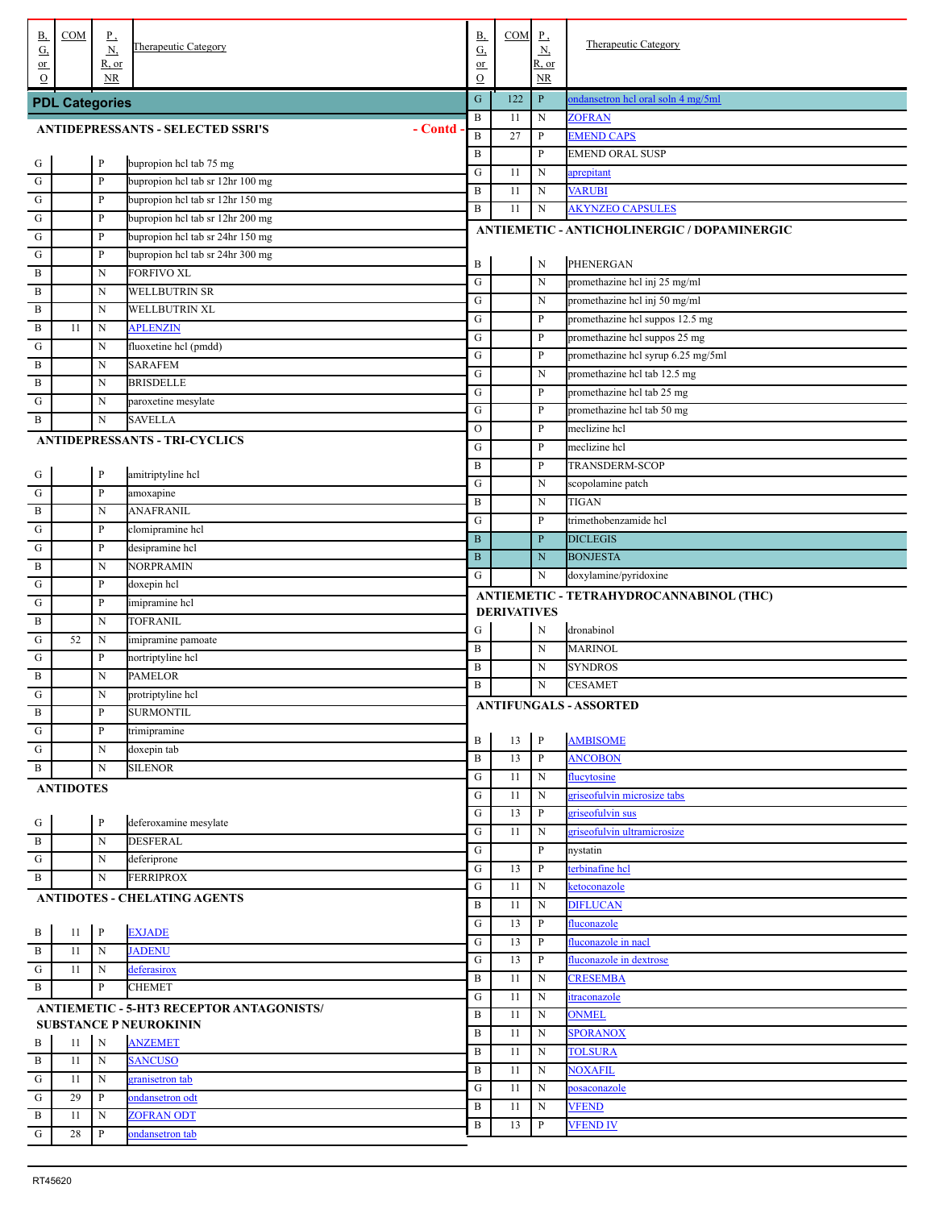| B, G, or O | COM | P, N, R, or NR | Therapeutic Category |
|---|---|---|---|
| **PDL Categories** | | | |
| **ANTIDEPRESSANTS - SELECTED SSRI'S - Contd -** | | | |
| G | | P | bupropion hcl tab 75 mg |
| G | | P | bupropion hcl tab sr 12hr 100 mg |
| G | | P | bupropion hcl tab sr 12hr 150 mg |
| G | | P | bupropion hcl tab sr 12hr 200 mg |
| G | | P | bupropion hcl tab sr 24hr 150 mg |
| G | | P | bupropion hcl tab sr 24hr 300 mg |
| B | | N | FORFIVO XL |
| B | | N | WELLBUTRIN SR |
| B | | N | WELLBUTRIN XL |
| B | 11 | N | APLENZIN |
| G | | N | fluoxetine hcl (pmdd) |
| B | | N | SARAFEM |
| B | | N | BRISDELLE |
| G | | N | paroxetine mesylate |
| B | | N | SAVELLA |
| **ANTIDEPRESSANTS - TRI-CYCLICS** | | | |
| G | | P | amitriptyline hcl |
| G | | P | amoxapine |
| B | | N | ANAFRANIL |
| G | | P | clomipramine hcl |
| G | | P | desipramine hcl |
| B | | N | NORPRAMIN |
| G | | P | doxepin hcl |
| G | | P | imipramine hcl |
| B | | N | TOFRANIL |
| G | 52 | N | imipramine pamoate |
| G | | P | nortriptyline hcl |
| B | | N | PAMELOR |
| G | | N | protriptyline hcl |
| B | | P | SURMONTIL |
| G | | P | trimipramine |
| G | | N | doxepin tab |
| B | | N | SILENOR |
| **ANTIDOTES** | | | |
| G | | P | deferoxamine mesylate |
| B | | N | DESFERAL |
| G | | N | deferiprone |
| B | | N | FERRIPROX |
| **ANTIDOTES - CHELATING AGENTS** | | | |
| B | 11 | P | EXJADE |
| B | 11 | N | JADENU |
| G | 11 | N | deferasirox |
| B | | P | CHEMET |
| **ANTIEMETIC - 5-HT3 RECEPTOR ANTAGONISTS/ SUBSTANCE P NEUROKININ** | | | |
| B | 11 | N | ANZEMET |
| B | 11 | N | SANCUSO |
| G | 11 | N | granisetron tab |
| G | 29 | P | ondansetron odt |
| B | 11 | N | ZOFRAN ODT |
| G | 28 | P | ondansetron tab |
| G | 122 | P | ondansetron hcl oral soln 4 mg/5ml |
| B | 11 | N | ZOFRAN |
| B | 27 | P | EMEND CAPS |
| B | | P | EMEND ORAL SUSP |
| G | 11 | N | aprepitant |
| B | 11 | N | VARUBI |
| B | 11 | N | AKYNZEO CAPSULES |
| **ANTIEMETIC - ANTICHOLINERGIC / DOPAMINERGIC** | | | |
| B | | N | PHENERGAN |
| G | | N | promethazine hcl inj 25 mg/ml |
| G | | N | promethazine hcl inj 50 mg/ml |
| G | | P | promethazine hcl suppos 12.5 mg |
| G | | P | promethazine hcl suppos 25 mg |
| G | | P | promethazine hcl syrup 6.25 mg/5ml |
| G | | N | promethazine hcl tab 12.5 mg |
| G | | P | promethazine hcl tab 25 mg |
| G | | P | promethazine hcl tab 50 mg |
| O | | P | meclizine hcl |
| G | | P | meclizine hcl |
| B | | P | TRANSDERM-SCOP |
| G | | N | scopolamine patch |
| B | | N | TIGAN |
| G | | P | trimethobenzamide hcl |
| B | | P | DICLEGIS |
| B | | N | BONJESTA |
| G | | N | doxylamine/pyridoxine |
| **ANTIEMETIC - TETRAHYDROCANNABINOL (THC) DERIVATIVES** | | | |
| G | | N | dronabinol |
| B | | N | MARINOL |
| B | | N | SYNDROS |
| B | | N | CESAMET |
| **ANTIFUNGALS - ASSORTED** | | | |
| B | 13 | P | AMBISOME |
| B | 13 | P | ANCOBON |
| G | 11 | N | flucytosine |
| G | 11 | N | griseofulvin microsize tabs |
| G | 13 | P | griseofulvin sus |
| G | 11 | N | griseofulvin ultramicrosize |
| G | | P | nystatin |
| G | 13 | P | terbinafine hcl |
| G | 11 | N | ketoconazole |
| B | 11 | N | DIFLUCAN |
| G | 13 | P | fluconazole |
| G | 13 | P | fluconazole in nacl |
| G | 13 | P | fluconazole in dextrose |
| B | 11 | N | CRESEMBA |
| G | 11 | N | itraconazole |
| B | 11 | N | ONMEL |
| B | 11 | N | SPORANOX |
| B | 11 | N | TOLSURA |
| B | 11 | N | NOXAFIL |
| G | 11 | N | posaconazole |
| B | 11 | N | VFEND |
| B | 13 | P | VFEND IV |

RT45620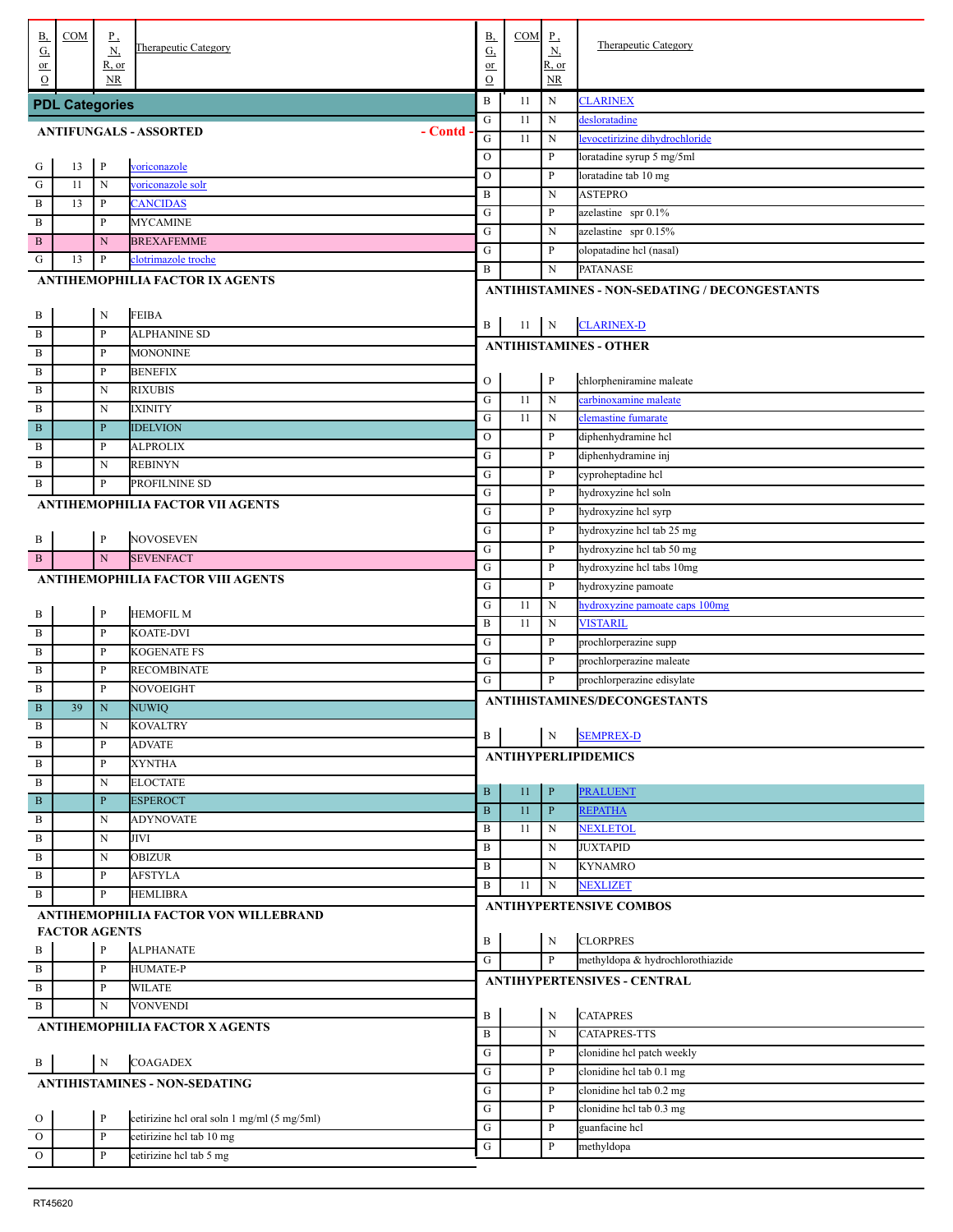## PDL Categories

| B, G, or O | COM | P, N, R, or NR | Therapeutic Category |
|---|---|---|---|
| **ANTIFUNGALS - ASSORTED** - Contd - | | | |
| G | 13 | P | voriconazole |
| G | 11 | N | voriconazole solr |
| B | 13 | P | CANCIDAS |
| B | | P | MYCAMINE |
| B | | N | BREXAFEMME |
| G | 13 | P | clotrimazole troche |
| **ANTIHEMOPHILIA FACTOR IX AGENTS** | | | |
| B | | N | FEIBA |
| B | | P | ALPHANINE SD |
| B | | P | MONONINE |
| B | | P | BENEFIX |
| B | | N | RIXUBIS |
| B | | N | IXINITY |
| B | | P | IDELVION |
| B | | P | ALPROLIX |
| B | | N | REBINYN |
| B | | P | PROFILNINE SD |
| **ANTIHEMOPHILIA FACTOR VII AGENTS** | | | |
| B | | P | NOVOSEVEN |
| B | | N | SEVENFACT |
| **ANTIHEMOPHILIA FACTOR VIII AGENTS** | | | |
| B | | P | HEMOFIL M |
| B | | P | KOATE-DVI |
| B | | P | KOGENATE FS |
| B | | P | RECOMBINATE |
| B | | P | NOVOEIGHT |
| B | 39 | N | NUWIQ |
| B | | N | KOVALTRY |
| B | | P | ADVATE |
| B | | P | XYNTHA |
| B | | N | ELOCTATE |
| B | | P | ESPEROCT |
| B | | N | ADYNOVATE |
| B | | N | JIVI |
| B | | N | OBIZUR |
| B | | P | AFSTYLA |
| B | | P | HEMLIBRA |
| **ANTIHEMOPHILIA FACTOR VON WILLEBRAND FACTOR AGENTS** | | | |
| B | | P | ALPHANATE |
| B | | P | HUMATE-P |
| B | | P | WILATE |
| B | | N | VONVENDI |
| **ANTIHEMOPHILIA FACTOR X AGENTS** | | | |
| B | | N | COAGADEX |
| **ANTIHISTAMINES - NON-SEDATING** | | | |
| O | | P | cetirizine hcl oral soln 1 mg/ml (5 mg/5ml) |
| O | | P | cetirizine hcl tab 10 mg |
| O | | P | cetirizine hcl tab 5 mg |
| B | 11 | N | CLARINEX |
| G | 11 | N | desloratadine |
| G | 11 | N | levocetirizine dihydrochloride |
| O | | P | loratadine syrup 5 mg/5ml |
| O | | P | loratadine tab 10 mg |
| B | | N | ASTEPRO |
| G | | P | azelastine spr 0.1% |
| G | | N | azelastine spr 0.15% |
| G | | P | olopatadine hcl (nasal) |
| B | | N | PATANASE |
| **ANTIHISTAMINES - NON-SEDATING / DECONGESTANTS** | | | |
| B | 11 | N | CLARINEX-D |
| **ANTIHISTAMINES - OTHER** | | | |
| O | | P | chlorpheniramine maleate |
| G | 11 | N | carbinoxamine maleate |
| G | 11 | N | clemastine fumarate |
| O | | P | diphenhydramine hcl |
| G | | P | diphenhydramine inj |
| G | | P | cyproheptadine hcl |
| G | | P | hydroxyzine hcl soln |
| G | | P | hydroxyzine hcl syrp |
| G | | P | hydroxyzine hcl tab 25 mg |
| G | | P | hydroxyzine hcl tab 50 mg |
| G | | P | hydroxyzine hcl tabs 10mg |
| G | | P | hydroxyzine pamoate |
| G | 11 | N | hydroxyzine pamoate caps 100mg |
| B | 11 | N | VISTARIL |
| G | | P | prochlorperazine supp |
| G | | P | prochlorperazine maleate |
| G | | P | prochlorperazine edisylate |
| **ANTIHISTAMINES/DECONGESTANTS** | | | |
| B | | N | SEMPREX-D |
| **ANTIHYPERLIPIDEMICS** | | | |
| B | 11 | P | PRALUENT |
| B | 11 | P | REPATHA |
| B | 11 | N | NEXLETOL |
| B | | N | JUXTAPID |
| B | | N | KYNAMRO |
| B | 11 | N | NEXLIZET |
| **ANTIHYPERTENSIVE COMBOS** | | | |
| B | | N | CLORPRES |
| G | | P | methyldopa & hydrochlorothiazide |
| **ANTIHYPERTENSIVES - CENTRAL** | | | |
| B | | N | CATAPRES |
| B | | N | CATAPRES-TTS |
| G | | P | clonidine hcl patch weekly |
| G | | P | clonidine hcl tab 0.1 mg |
| G | | P | clonidine hcl tab 0.2 mg |
| G | | P | clonidine hcl tab 0.3 mg |
| G | | P | guanfacine hcl |
| G | | P | methyldopa |

RT45620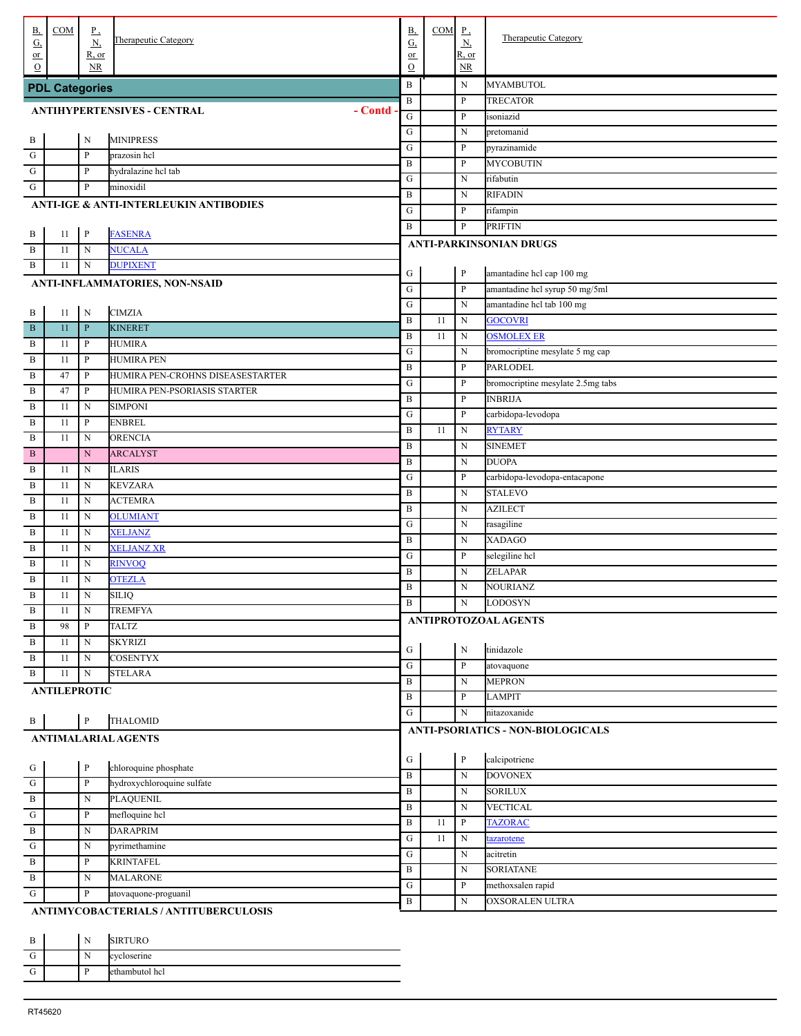## PDL Categories

### ANTIHYPERTENSIVES - CENTRAL - Contd -

| B, G, or O | COM | P, N, R, or NR | Therapeutic Category |
|---|---|---|---|
| B | | N | MINIPRESS |
| G | | P | prazosin hcl |
| G | | P | hydralazine hcl tab |
| G | | P | minoxidil |

### ANTI-IGE & ANTI-INTERLEUKIN ANTIBODIES

| B, G, or O | COM | P, N, R, or NR | Therapeutic Category |
|---|---|---|---|
| B | 11 | P | FASENRA |
| B | 11 | N | NUCALA |
| B | 11 | N | DUPIXENT |

### ANTI-INFLAMMATORIES, NON-NSAID

| B, G, or O | COM | P, N, R, or NR | Therapeutic Category |
|---|---|---|---|
| B | 11 | N | CIMZIA |
| B | 11 | P | KINERET |
| B | 11 | P | HUMIRA |
| B | 11 | P | HUMIRA PEN |
| B | 47 | P | HUMIRA PEN-CROHNS DISEASESTARTER |
| B | 47 | P | HUMIRA PEN-PSORIASIS STARTER |
| B | 11 | N | SIMPONI |
| B | 11 | P | ENBREL |
| B | 11 | N | ORENCIA |
| B | | N | ARCALYST |
| B | 11 | N | ILARIS |
| B | 11 | N | KEVZARA |
| B | 11 | N | ACTEMRA |
| B | 11 | N | OLUMIANT |
| B | 11 | N | XELJANZ |
| B | 11 | N | XELJANZ XR |
| B | 11 | N | RINVOQ |
| B | 11 | N | OTEZLA |
| B | 11 | N | SILIQ |
| B | 11 | N | TREMFYA |
| B | 98 | P | TALTZ |
| B | 11 | N | SKYRIZI |
| B | 11 | N | COSENTYX |
| B | 11 | N | STELARA |

### ANTILEPROTIC

| B, G, or O | COM | P, N, R, or NR | Therapeutic Category |
|---|---|---|---|
| B | | P | THALOMID |

### ANTIMALARIAL AGENTS

| B, G, or O | COM | P, N, R, or NR | Therapeutic Category |
|---|---|---|---|
| G | | P | chloroquine phosphate |
| G | | P | hydroxychloroquine sulfate |
| B | | N | PLAQUENIL |
| G | | P | mefloquine hcl |
| B | | N | DARAPRIM |
| G | | N | pyrimethamine |
| B | | P | KRINTAFEL |
| B | | N | MALARONE |
| G | | P | atovaquone-proguanil |

### ANTIMYCOBACTERIALS / ANTITUBERCULOSIS

| B, G, or O | COM | P, N, R, or NR | Therapeutic Category |
|---|---|---|---|
| B | | N | SIRTURO |
| G | | N | cycloserine |
| G | | P | ethambutol hcl |
| B | | N | MYAMBUTOL |
| B | | P | TRECATOR |
| G | | P | isoniazid |
| G | | N | pretomanid |
| G | | P | pyrazinamide |
| B | | P | MYCOBUTIN |
| G | | N | rifabutin |
| B | | N | RIFADIN |
| G | | P | rifampin |
| B | | P | PRIFTIN |

### ANTI-PARKINSONIAN DRUGS

| B, G, or O | COM | P, N, R, or NR | Therapeutic Category |
|---|---|---|---|
| G | | P | amantadine hcl cap 100 mg |
| G | | P | amantadine hcl syrup 50 mg/5ml |
| G | | N | amantadine hcl tab 100 mg |
| B | 11 | N | GOCOVRI |
| B | 11 | N | OSMOLEX ER |
| G | | N | bromocriptine mesylate 5 mg cap |
| B | | P | PARLODEL |
| G | | P | bromocriptine mesylate 2.5mg tabs |
| B | | P | INBRIJA |
| G | | P | carbidopa-levodopa |
| B | 11 | N | RYTARY |
| B | | N | SINEMET |
| B | | N | DUOPA |
| G | | P | carbidopa-levodopa-entacapone |
| B | | N | STALEVO |
| B | | N | AZILECT |
| G | | N | rasagiline |
| B | | N | XADAGO |
| G | | P | selegiline hcl |
| B | | N | ZELAPAR |
| B | | N | NOURIANZ |
| B | | N | LODOSYN |

### ANTIPROTOZOAL AGENTS

| B, G, or O | COM | P, N, R, or NR | Therapeutic Category |
|---|---|---|---|
| G | | N | tinidazole |
| G | | P | atovaquone |
| B | | N | MEPRON |
| B | | P | LAMPIT |
| G | | N | nitazoxanide |

### ANTI-PSORIATICS - NON-BIOLOGICALS

| B, G, or O | COM | P, N, R, or NR | Therapeutic Category |
|---|---|---|---|
| G | | P | calcipotriene |
| B | | N | DOVONEX |
| B | | N | SORILUX |
| B | | N | VECTICAL |
| B | 11 | P | TAZORAC |
| G | 11 | N | tazarotene |
| G | | N | acitretin |
| B | | N | SORIATANE |
| G | | P | methoxsalen rapid |
| B | | N | OXSORALEN ULTRA |

RT45620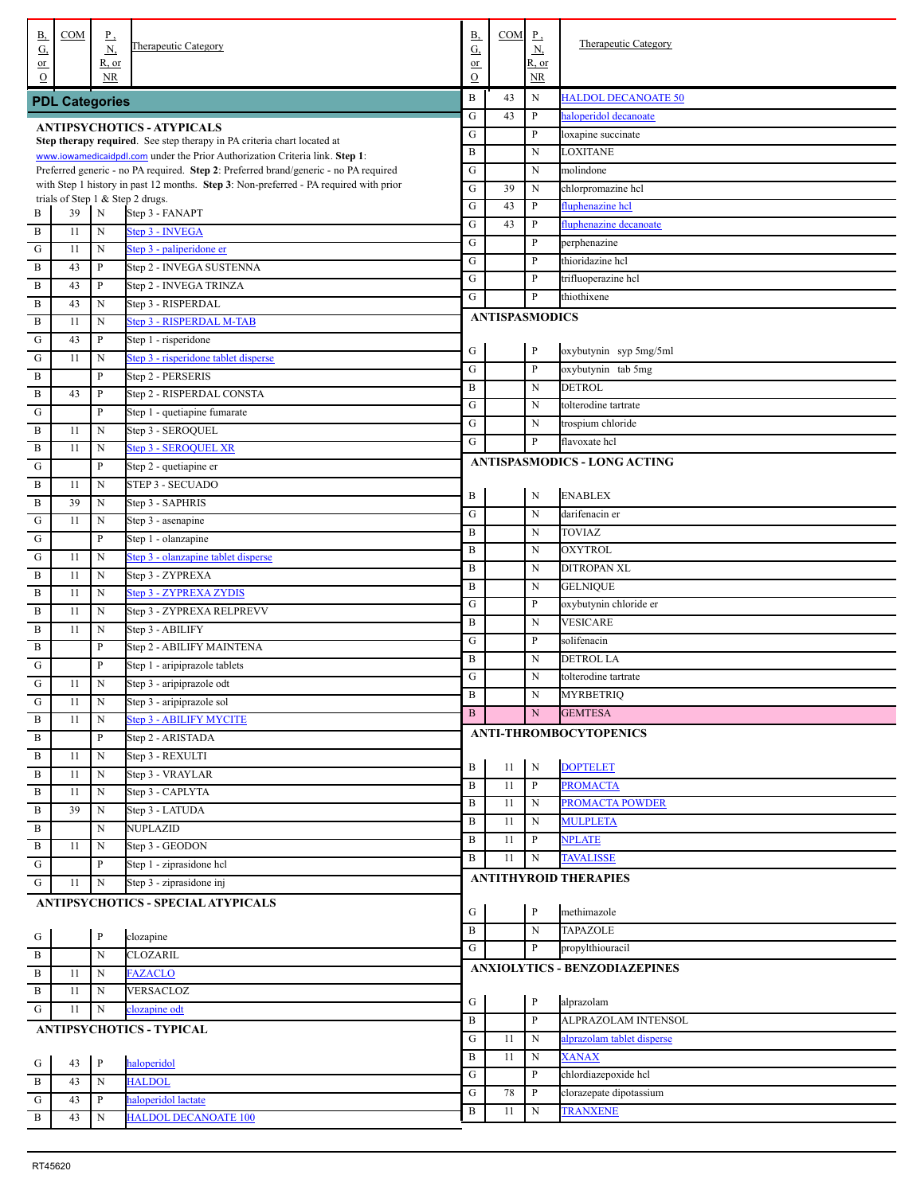| B, G, or O | COM | P, N, R, or NR | Therapeutic Category |
|---|---|---|---|

## PDL Categories

### ANTIPSYCHOTICS - ATYPICALS

**Step therapy required**. See step therapy in PA criteria chart located at www.iowamedicaidpdl.com under the Prior Authorization Criteria link. **Step 1**: Preferred generic - no PA required. **Step 2**: Preferred brand/generic - no PA required with Step 1 history in past 12 months. **Step 3**: Non-preferred - PA required with prior trials of Step 1 & Step 2 drugs.

| B, G, or O | COM | P, N, R, or NR | Therapeutic Category |
|---|---|---|---|
| B | 39 | N | Step 3 - FANAPT |
| B | 11 | N | Step 3 - INVEGA |
| G | 11 | N | Step 3 - paliperidone er |
| B | 43 | P | Step 2 - INVEGA SUSTENNA |
| B | 43 | P | Step 2 - INVEGA TRINZA |
| B | 43 | N | Step 3 - RISPERDAL |
| B | 11 | N | Step 3 - RISPERDAL M-TAB |
| G | 43 | P | Step 1 - risperidone |
| G | 11 | N | Step 3 - risperidone tablet disperse |
| B | | P | Step 2 - PERSERIS |
| B | 43 | P | Step 2 - RISPERDAL CONSTA |
| G | | P | Step 1 - quetiapine fumarate |
| B | 11 | N | Step 3 - SEROQUEL |
| B | 11 | N | Step 3 - SEROQUEL XR |
| G | | P | Step 2 - quetiapine er |
| B | 11 | N | STEP 3 - SECUADO |
| B | 39 | N | Step 3 - SAPHRIS |
| G | 11 | N | Step 3 - asenapine |
| G | | P | Step 1 - olanzapine |
| G | 11 | N | Step 3 - olanzapine tablet disperse |
| B | 11 | N | Step 3 - ZYPREXA |
| B | 11 | N | Step 3 - ZYPREXA ZYDIS |
| B | 11 | N | Step 3 - ZYPREXA RELPREVV |
| B | 11 | N | Step 3 - ABILIFY |
| B | | P | Step 2 - ABILIFY MAINTENA |
| G | | P | Step 1 - aripiprazole tablets |
| G | 11 | N | Step 3 - aripiprazole odt |
| G | 11 | N | Step 3 - aripiprazole sol |
| B | 11 | N | Step 3 - ABILIFY MYCITE |
| B | | P | Step 2 - ARISTADA |
| B | 11 | N | Step 3 - REXULTI |
| B | 11 | N | Step 3 - VRAYLAR |
| B | 11 | N | Step 3 - CAPLYTA |
| B | 39 | N | Step 3 - LATUDA |
| B | | N | NUPLAZID |
| B | 11 | N | Step 3 - GEODON |
| G | | P | Step 1 - ziprasidone hcl |
| G | 11 | N | Step 3 - ziprasidone inj |

### ANTIPSYCHOTICS - SPECIAL ATYPICALS

| B, G, or O | COM | P, N, R, or NR | Therapeutic Category |
|---|---|---|---|
| G | | P | clozapine |
| B | | N | CLOZARIL |
| B | 11 | N | FAZACLO |
| B | 11 | N | VERSACLOZ |
| G | 11 | N | clozapine odt |

### ANTIPSYCHOTICS - TYPICAL

| B, G, or O | COM | P, N, R, or NR | Therapeutic Category |
|---|---|---|---|
| G | 43 | P | haloperidol |
| B | 43 | N | HALDOL |
| G | 43 | P | haloperidol lactate |
| B | 43 | N | HALDOL DECANOATE 100 |
| B | 43 | N | HALDOL DECANOATE 50 |
| G | 43 | P | haloperidol decanoate |
| G | | P | loxapine succinate |
| B | | N | LOXITANE |
| G | | N | molindone |
| G | 39 | N | chlorpromazine hcl |
| G | 43 | P | fluphenazine hcl |
| G | 43 | P | fluphenazine decanoate |
| G | | P | perphenazine |
| G | | P | thioridazine hcl |
| G | | P | trifluoperazine hcl |
| G | | P | thiothixene |

### ANTISPASMODICS

| B, G, or O | COM | P, N, R, or NR | Therapeutic Category |
|---|---|---|---|
| G | | P | oxybutynin syp 5mg/5ml |
| G | | P | oxybutynin tab 5mg |
| B | | N | DETROL |
| G | | N | tolterodine tartrate |
| G | | N | trospium chloride |
| G | | P | flavoxate hcl |

### ANTISPASMODICS - LONG ACTING

| B, G, or O | COM | P, N, R, or NR | Therapeutic Category |
|---|---|---|---|
| B | | N | ENABLEX |
| G | | N | darifenacin er |
| B | | N | TOVIAZ |
| B | | N | OXYTROL |
| B | | N | DITROPAN XL |
| B | | N | GELNIQUE |
| G | | P | oxybutynin chloride er |
| B | | N | VESICARE |
| G | | P | solifenacin |
| B | | N | DETROL LA |
| G | | N | tolterodine tartrate |
| B | | N | MYRBETRIQ |
| B | | N | GEMTESA |

### ANTI-THROMBOCYTOPENICS

| B, G, or O | COM | P, N, R, or NR | Therapeutic Category |
|---|---|---|---|
| B | 11 | N | DOPTELET |
| B | 11 | P | PROMACTA |
| B | 11 | N | PROMACTA POWDER |
| B | 11 | N | MULPLETA |
| B | 11 | P | NPLATE |
| B | 11 | N | TAVALISSE |

### ANTITHYROID THERAPIES

| B, G, or O | COM | P, N, R, or NR | Therapeutic Category |
|---|---|---|---|
| G | | P | methimazole |
| B | | N | TAPAZOLE |
| G | | P | propylthiouracil |

### ANXIOLYTICS - BENZODIAZEPINES

| B, G, or O | COM | P, N, R, or NR | Therapeutic Category |
|---|---|---|---|
| G | | P | alprazolam |
| B | | P | ALPRAZOLAM INTENSOL |
| G | 11 | N | alprazolam tablet disperse |
| B | 11 | N | XANAX |
| G | | P | chlordiazepoxide hcl |
| G | 78 | P | clorazepate dipotassium |
| B | 11 | N | TRANXENE |

RT45620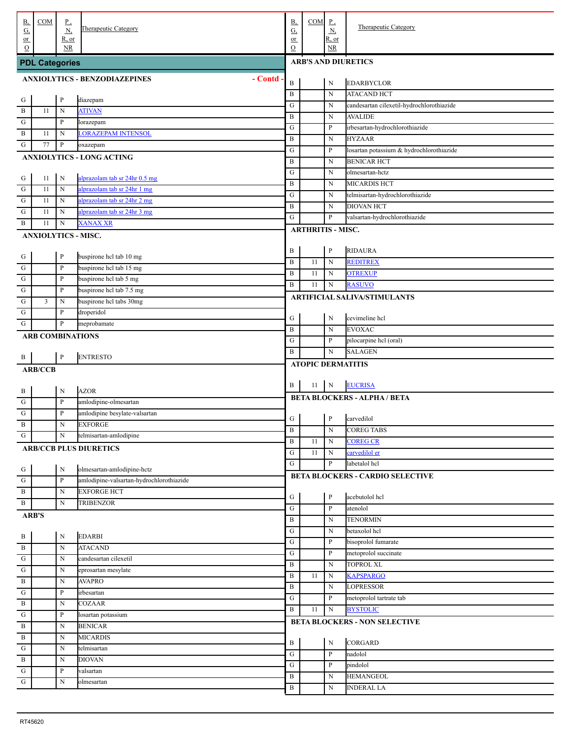## PDL Categories

### ANXIOLYTICS - BENZODIAZEPINES - Contd -

| B, G, or O | COM | P, N, R, or NR | Therapeutic Category |
|---|---|---|---|
| G | | P | diazepam |
| B | 11 | N | ATIVAN |
| G | | P | lorazepam |
| B | 11 | N | LORAZEPAM INTENSOL |
| G | 77 | P | oxazepam |

### ANXIOLYTICS - LONG ACTING

| B, G, or O | COM | P, N, R, or NR | Therapeutic Category |
|---|---|---|---|
| G | 11 | N | alprazolam tab sr 24hr 0.5 mg |
| G | 11 | N | alprazolam tab sr 24hr 1 mg |
| G | 11 | N | alprazolam tab sr 24hr 2 mg |
| G | 11 | N | alprazolam tab sr 24hr 3 mg |
| B | 11 | N | XANAX XR |

### ANXIOLYTICS - MISC.

| B, G, or O | COM | P, N, R, or NR | Therapeutic Category |
|---|---|---|---|
| G | | P | buspirone hcl tab 10 mg |
| G | | P | buspirone hcl tab 15 mg |
| G | | P | buspirone hcl tab 5 mg |
| G | | P | buspirone hcl tab 7.5 mg |
| G | 3 | N | buspirone hcl tabs 30mg |
| G | | P | droperidol |
| G | | P | meprobamate |

### ARB COMBINATIONS

| B, G, or O | COM | P, N, R, or NR | Therapeutic Category |
|---|---|---|---|
| B | | P | ENTRESTO |

### ARB/CCB

| B, G, or O | COM | P, N, R, or NR | Therapeutic Category |
|---|---|---|---|
| B | | N | AZOR |
| G | | P | amlodipine-olmesartan |
| G | | P | amlodipine besylate-valsartan |
| B | | N | EXFORGE |
| G | | N | telmisartan-amlodipine |

### ARB/CCB PLUS DIURETICS

| B, G, or O | COM | P, N, R, or NR | Therapeutic Category |
|---|---|---|---|
| G | | N | olmesartan-amlodipine-hctz |
| G | | P | amlodipine-valsartan-hydrochlorothiazide |
| B | | N | EXFORGE HCT |
| B | | N | TRIBENZOR |

### ARB'S

| B, G, or O | COM | P, N, R, or NR | Therapeutic Category |
|---|---|---|---|
| B | | N | EDARBI |
| B | | N | ATACAND |
| G | | N | candesartan cilexetil |
| G | | N | eprosartan mesylate |
| B | | N | AVAPRO |
| G | | P | irbesartan |
| B | | N | COZAAR |
| G | | P | losartan potassium |
| B | | N | BENICAR |
| B | | N | MICARDIS |
| G | | N | telmisartan |
| B | | N | DIOVAN |
| G | | P | valsartan |
| G | | N | olmesartan |

### ARB'S AND DIURETICS

| B, G, or O | COM | P, N, R, or NR | Therapeutic Category |
|---|---|---|---|
| B | | N | EDARBYCLOR |
| B | | N | ATACAND HCT |
| G | | N | candesartan cilexetil-hydrochlorothiazide |
| B | | N | AVALIDE |
| G | | P | irbesartan-hydrochlorothiazide |
| B | | N | HYZAAR |
| G | | P | losartan potassium & hydrochlorothiazide |
| B | | N | BENICAR HCT |
| G | | N | olmesartan-hctz |
| B | | N | MICARDIS HCT |
| G | | N | telmisartan-hydrochlorothiazide |
| B | | N | DIOVAN HCT |
| G | | P | valsartan-hydrochlorothiazide |

### ARTHRITIS - MISC.

| B, G, or O | COM | P, N, R, or NR | Therapeutic Category |
|---|---|---|---|
| B | | P | RIDAURA |
| B | 11 | N | REDITREX |
| B | 11 | N | OTREXUP |
| B | 11 | N | RASUVO |

### ARTIFICIAL SALIVA/STIMULANTS

| B, G, or O | COM | P, N, R, or NR | Therapeutic Category |
|---|---|---|---|
| G | | N | cevimeline hcl |
| B | | N | EVOXAC |
| G | | P | pilocarpine hcl (oral) |
| B | | N | SALAGEN |

### ATOPIC DERMATITIS

| B, G, or O | COM | P, N, R, or NR | Therapeutic Category |
|---|---|---|---|
| B | 11 | N | EUCRISA |

### BETA BLOCKERS - ALPHA / BETA

| B, G, or O | COM | P, N, R, or NR | Therapeutic Category |
|---|---|---|---|
| G | | P | carvedilol |
| B | | N | COREG TABS |
| B | 11 | N | COREG CR |
| G | 11 | N | carvedilol er |
| G | | P | labetalol hcl |

### BETA BLOCKERS - CARDIO SELECTIVE

| B, G, or O | COM | P, N, R, or NR | Therapeutic Category |
|---|---|---|---|
| G | | P | acebutolol hcl |
| G | | P | atenolol |
| B | | N | TENORMIN |
| G | | N | betaxolol hcl |
| G | | P | bisoprolol fumarate |
| G | | P | metoprolol succinate |
| B | | N | TOPROL XL |
| B | 11 | N | KAPSPARGO |
| B | | N | LOPRESSOR |
| G | | P | metoprolol tartrate tab |
| B | 11 | N | BYSTOLIC |

### BETA BLOCKERS - NON SELECTIVE

| B, G, or O | COM | P, N, R, or NR | Therapeutic Category |
|---|---|---|---|
| B | | N | CORGARD |
| G | | P | nadolol |
| G | | P | pindolol |
| B | | N | HEMANGEOL |
| B | | N | INDERAL LA |

RT45620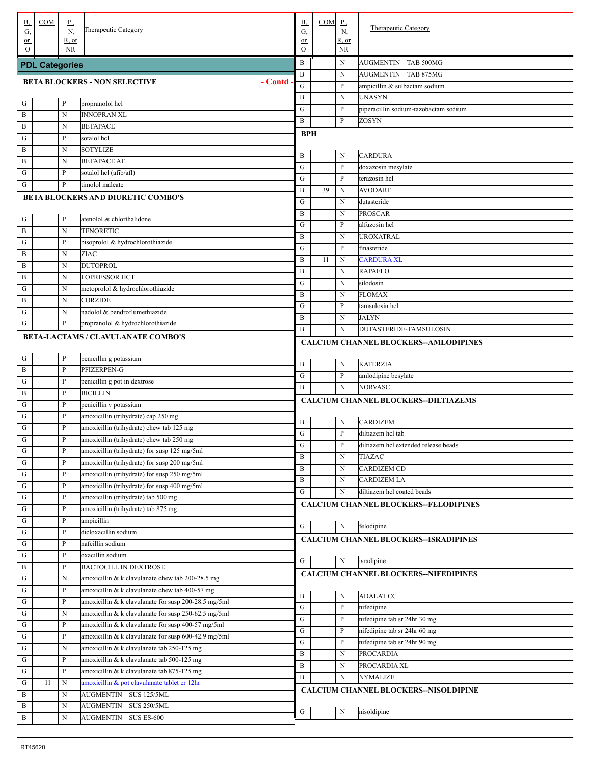## PDL Categories

### BETA BLOCKERS - NON SELECTIVE - Contd -

| B, G, or O | COM | P, N, R, or NR | Therapeutic Category |
|---|---|---|---|
| G | | P | propranolol hcl |
| B | | N | INNOPRAN XL |
| B | | N | BETAPACE |
| G | | P | sotalol hcl |
| B | | N | SOTYLIZE |
| B | | N | BETAPACE AF |
| G | | P | sotalol hcl (afib/afl) |
| G | | P | timolol maleate |

### BETA BLOCKERS AND DIURETIC COMBO'S

| B, G, or O | COM | P, N, R, or NR | Therapeutic Category |
|---|---|---|---|
| G | | P | atenolol & chlorthalidone |
| B | | N | TENORETIC |
| G | | P | bisoprolol & hydrochlorothiazide |
| B | | N | ZIAC |
| B | | N | DUTOPROL |
| B | | N | LOPRESSOR HCT |
| G | | N | metoprolol & hydrochlorothiazide |
| B | | N | CORZIDE |
| G | | N | nadolol & bendroflumethiazide |
| G | | P | propranolol & hydrochlorothiazide |

### BETA-LACTAMS / CLAVULANATE COMBO'S

| B, G, or O | COM | P, N, R, or NR | Therapeutic Category |
|---|---|---|---|
| G | | P | penicillin g potassium |
| B | | P | PFIZERPEN-G |
| G | | P | penicillin g pot in dextrose |
| B | | P | BICILLIN |
| G | | P | penicillin v potassium |
| G | | P | amoxicillin (trihydrate) cap 250 mg |
| G | | P | amoxicillin (trihydrate) chew tab 125 mg |
| G | | P | amoxicillin (trihydrate) chew tab 250 mg |
| G | | P | amoxicillin (trihydrate) for susp 125 mg/5ml |
| G | | P | amoxicillin (trihydrate) for susp 200 mg/5ml |
| G | | P | amoxicillin (trihydrate) for susp 250 mg/5ml |
| G | | P | amoxicillin (trihydrate) for susp 400 mg/5ml |
| G | | P | amoxicillin (trihydrate) tab 500 mg |
| G | | P | amoxicillin (trihydrate) tab 875 mg |
| G | | P | ampicillin |
| G | | P | dicloxacillin sodium |
| G | | P | nafcillin sodium |
| G | | P | oxacillin sodium |
| B | | P | BACTOCILL IN DEXTROSE |
| G | | N | amoxicillin & k clavulanate chew tab 200-28.5 mg |
| G | | P | amoxicillin & k clavulanate chew tab 400-57 mg |
| G | | P | amoxicillin & k clavulanate for susp 200-28.5 mg/5ml |
| G | | N | amoxicillin & k clavulanate for susp 250-62.5 mg/5ml |
| G | | P | amoxicillin & k clavulanate for susp 400-57 mg/5ml |
| G | | P | amoxicillin & k clavulanate for susp 600-42.9 mg/5ml |
| G | | N | amoxicillin & k clavulanate tab 250-125 mg |
| G | | P | amoxicillin & k clavulanate tab 500-125 mg |
| G | | P | amoxicillin & k clavulanate tab 875-125 mg |
| G | 11 | N | amoxicillin & pot clavulanate tablet er 12hr |
| B | | N | AUGMENTIN SUS 125/5ML |
| B | | N | AUGMENTIN SUS 250/5ML |
| B | | N | AUGMENTIN SUS ES-600 |
| B | | N | AUGMENTIN TAB 500MG |
| B | | N | AUGMENTIN TAB 875MG |
| G | | P | ampicillin & sulbactam sodium |
| B | | N | UNASYN |
| G | | P | piperacillin sodium-tazobactam sodium |
| B | | P | ZOSYN |

### BPH

| B, G, or O | COM | P, N, R, or NR | Therapeutic Category |
|---|---|---|---|
| B | | N | CARDURA |
| G | | P | doxazosin mesylate |
| G | | P | terazosin hcl |
| B | 39 | N | AVODART |
| G | | N | dutasteride |
| B | | N | PROSCAR |
| G | | P | alfuzosin hcl |
| B | | N | UROXATRAL |
| G | | P | finasteride |
| B | 11 | N | CARDURA XL |
| B | | N | RAPAFLO |
| G | | N | silodosin |
| B | | N | FLOMAX |
| G | | P | tamsulosin hcl |
| B | | N | JALYN |
| B | | N | DUTASTERIDE-TAMSULOSIN |

### CALCIUM CHANNEL BLOCKERS--AMLODIPINES

| B, G, or O | COM | P, N, R, or NR | Therapeutic Category |
|---|---|---|---|
| B | | N | KATERZIA |
| G | | P | amlodipine besylate |
| B | | N | NORVASC |

### CALCIUM CHANNEL BLOCKERS--DILTIAZEMS

| B, G, or O | COM | P, N, R, or NR | Therapeutic Category |
|---|---|---|---|
| B | | N | CARDIZEM |
| G | | P | diltiazem hcl tab |
| G | | P | diltiazem hcl extended release beads |
| B | | N | TIAZAC |
| B | | N | CARDIZEM CD |
| B | | N | CARDIZEM LA |
| G | | N | diltiazem hcl coated beads |

### CALCIUM CHANNEL BLOCKERS--FELODIPINES

| B, G, or O | COM | P, N, R, or NR | Therapeutic Category |
|---|---|---|---|
| G | | N | felodipine |

### CALCIUM CHANNEL BLOCKERS--ISRADIPINES

| B, G, or O | COM | P, N, R, or NR | Therapeutic Category |
|---|---|---|---|
| G | | N | isradipine |

### CALCIUM CHANNEL BLOCKERS--NIFEDIPINES

| B, G, or O | COM | P, N, R, or NR | Therapeutic Category |
|---|---|---|---|
| B | | N | ADALAT CC |
| G | | P | nifedipine |
| G | | P | nifedipine tab sr 24hr 30 mg |
| G | | P | nifedipine tab sr 24hr 60 mg |
| G | | P | nifedipine tab sr 24hr 90 mg |
| B | | N | PROCARDIA |
| B | | N | PROCARDIA XL |
| B | | N | NYMALIZE |

### CALCIUM CHANNEL BLOCKERS--NISOLDIPINE

| B, G, or O | COM | P, N, R, or NR | Therapeutic Category |
|---|---|---|---|
| G | | N | nisoldipine |

RT45620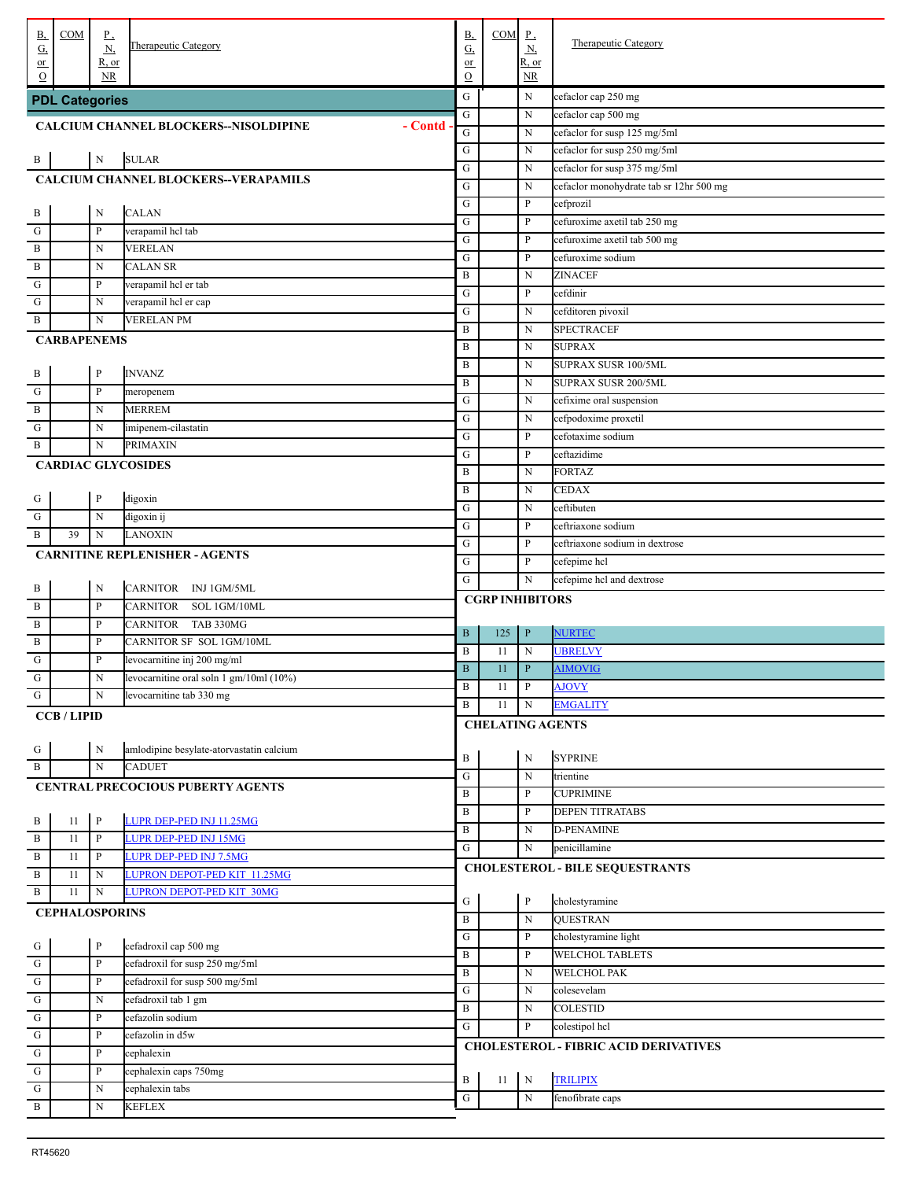| B, G, or O | COM | P, N, R, or NR | Therapeutic Category |
|---|---|---|---|

## PDL Categories

### CALCIUM CHANNEL BLOCKERS--NISOLDIPINE - Contd -

| B, G, or O | COM | P, N, R, or NR | Therapeutic Category |
|---|---|---|---|
| B | | N | SULAR |

### CALCIUM CHANNEL BLOCKERS--VERAPAMILS

| B, G, or O | COM | P, N, R, or NR | Therapeutic Category |
|---|---|---|---|
| B | | N | CALAN |
| G | | P | verapamil hcl tab |
| B | | N | VERELAN |
| B | | N | CALAN SR |
| G | | P | verapamil hcl er tab |
| G | | N | verapamil hcl er cap |
| B | | N | VERELAN PM |

### CARBAPENEMS

| B, G, or O | COM | P, N, R, or NR | Therapeutic Category |
|---|---|---|---|
| B | | P | INVANZ |
| G | | P | meropenem |
| B | | N | MERREM |
| G | | N | imipenem-cilastatin |
| B | | N | PRIMAXIN |

### CARDIAC GLYCOSIDES

| B, G, or O | COM | P, N, R, or NR | Therapeutic Category |
|---|---|---|---|
| G | | P | digoxin |
| G | | N | digoxin ij |
| B | 39 | N | LANOXIN |

### CARNITINE REPLENISHER - AGENTS

| B, G, or O | COM | P, N, R, or NR | Therapeutic Category |
|---|---|---|---|
| B | | N | CARNITOR INJ 1GM/5ML |
| B | | P | CARNITOR SOL 1GM/10ML |
| B | | P | CARNITOR TAB 330MG |
| B | | P | CARNITOR SF SOL 1GM/10ML |
| G | | P | levocarnitine inj 200 mg/ml |
| G | | N | levocarnitine oral soln 1 gm/10ml (10%) |
| G | | N | levocarnitine tab 330 mg |

### CCB / LIPID

| B, G, or O | COM | P, N, R, or NR | Therapeutic Category |
|---|---|---|---|
| G | | N | amlodipine besylate-atorvastatin calcium |
| B | | N | CADUET |

### CENTRAL PRECOCIOUS PUBERTY AGENTS

| B, G, or O | COM | P, N, R, or NR | Therapeutic Category |
|---|---|---|---|
| B | 11 | P | LUPR DEP-PED INJ 11.25MG |
| B | 11 | P | LUPR DEP-PED INJ 15MG |
| B | 11 | P | LUPR DEP-PED INJ 7.5MG |
| B | 11 | N | LUPRON DEPOT-PED KIT 11.25MG |
| B | 11 | N | LUPRON DEPOT-PED KIT 30MG |

### CEPHALOSPORINS

| B, G, or O | COM | P, N, R, or NR | Therapeutic Category |
|---|---|---|---|
| G | | P | cefadroxil cap 500 mg |
| G | | P | cefadroxil for susp 250 mg/5ml |
| G | | P | cefadroxil for susp 500 mg/5ml |
| G | | N | cefadroxil tab 1 gm |
| G | | P | cefazolin sodium |
| G | | P | cefazolin in d5w |
| G | | P | cephalexin |
| G | | P | cephalexin caps 750mg |
| G | | N | cephalexin tabs |
| B | | N | KEFLEX |
| G | | N | cefaclor cap 250 mg |
| G | | N | cefaclor cap 500 mg |
| G | | N | cefaclor for susp 125 mg/5ml |
| G | | N | cefaclor for susp 250 mg/5ml |
| G | | N | cefaclor for susp 375 mg/5ml |
| G | | N | cefaclor monohydrate tab sr 12hr 500 mg |
| G | | P | cefprozil |
| G | | P | cefuroxime axetil tab 250 mg |
| G | | P | cefuroxime axetil tab 500 mg |
| G | | P | cefuroxime sodium |
| B | | N | ZINACEF |
| G | | P | cefdinir |
| G | | N | cefditoren pivoxil |
| B | | N | SPECTRACEF |
| B | | N | SUPRAX |
| B | | N | SUPRAX SUSR 100/5ML |
| B | | N | SUPRAX SUSR 200/5ML |
| G | | N | cefixime oral suspension |
| G | | N | cefpodoxime proxetil |
| G | | P | cefotaxime sodium |
| G | | P | ceftazidime |
| B | | N | FORTAZ |
| B | | N | CEDAX |
| G | | N | ceftibuten |
| G | | P | ceftriaxone sodium |
| G | | P | ceftriaxone sodium in dextrose |
| G | | P | cefepime hcl |
| G | | N | cefepime hcl and dextrose |

### CGRP INHIBITORS

| B, G, or O | COM | P, N, R, or NR | Therapeutic Category |
|---|---|---|---|
| B | 125 | P | NURTEC |
| B | 11 | N | UBRELVY |
| B | 11 | P | AIMOVIG |
| B | 11 | P | AJOVY |
| B | 11 | N | EMGALITY |

### CHELATING AGENTS

| B, G, or O | COM | P, N, R, or NR | Therapeutic Category |
|---|---|---|---|
| B | | N | SYPRINE |
| G | | N | trientine |
| B | | P | CUPRIMINE |
| B | | P | DEPEN TITRATABS |
| B | | N | D-PENAMINE |
| G | | N | penicillamine |

### CHOLESTEROL - BILE SEQUESTRANTS

| B, G, or O | COM | P, N, R, or NR | Therapeutic Category |
|---|---|---|---|
| G | | P | cholestyramine |
| B | | N | QUESTRAN |
| G | | P | cholestyramine light |
| B | | P | WELCHOL TABLETS |
| B | | N | WELCHOL PAK |
| G | | N | colesevelam |
| B | | N | COLESTID |
| G | | P | colestipol hcl |

### CHOLESTEROL - FIBRIC ACID DERIVATIVES

| B, G, or O | COM | P, N, R, or NR | Therapeutic Category |
|---|---|---|---|
| B | 11 | N | TRILIPIX |
| G | | N | fenofibrate caps |

RT45620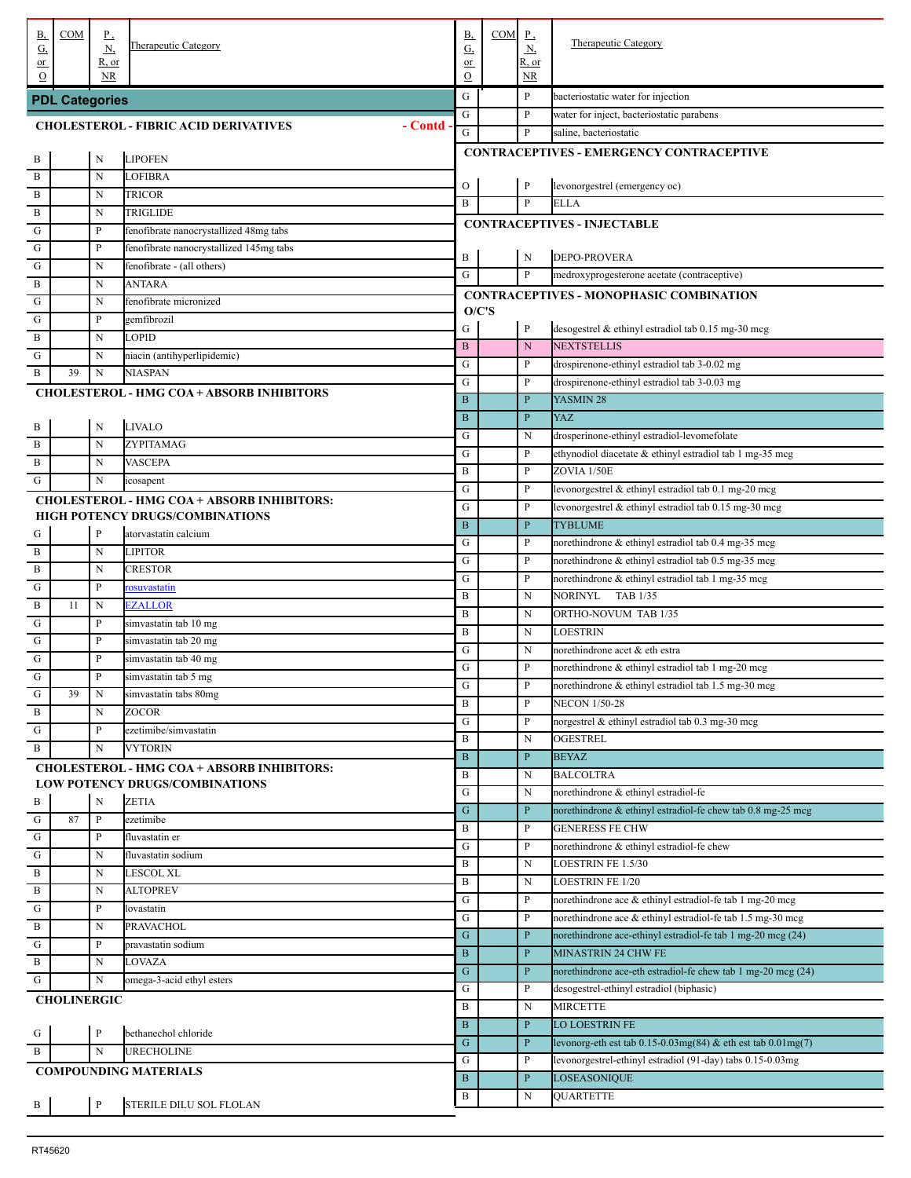| B, G, or O | COM | P, N, R, or NR | Therapeutic Category |
|---|---|---|---|
| **PDL Categories** | | | |
| **CHOLESTEROL - FIBRIC ACID DERIVATIVES** - Contd - | | | |
| B | | N | LIPOFEN |
| B | | N | LOFIBRA |
| B | | N | TRICOR |
| B | | N | TRIGLIDE |
| G | | P | fenofibrate nanocrystallized 48mg tabs |
| G | | P | fenofibrate nanocrystallized 145mg tabs |
| G | | N | fenofibrate - (all others) |
| B | | N | ANTARA |
| G | | N | fenofibrate micronized |
| G | | P | gemfibrozil |
| B | | N | LOPID |
| G | | N | niacin (antihyperlipidemic) |
| B | 39 | N | NIASPAN |
| **CHOLESTEROL - HMG COA + ABSORB INHIBITORS** | | | |
| B | | N | LIVALO |
| B | | N | ZYPITAMAG |
| B | | N | VASCEPA |
| G | | N | icosapent |
| **CHOLESTEROL - HMG COA + ABSORB INHIBITORS: HIGH POTENCY DRUGS/COMBINATIONS** | | | |
| G | | P | atorvastatin calcium |
| B | | N | LIPITOR |
| B | | N | CRESTOR |
| G | | P | rosuvastatin |
| B | 11 | N | EZALLOR |
| G | | P | simvastatin tab 10 mg |
| G | | P | simvastatin tab 20 mg |
| G | | P | simvastatin tab 40 mg |
| G | | P | simvastatin tab 5 mg |
| G | 39 | N | simvastatin tabs 80mg |
| B | | N | ZOCOR |
| G | | P | ezetimibe/simvastatin |
| B | | N | VYTORIN |
| **CHOLESTEROL - HMG COA + ABSORB INHIBITORS: LOW POTENCY DRUGS/COMBINATIONS** | | | |
| B | | N | ZETIA |
| G | 87 | P | ezetimibe |
| G | | P | fluvastatin er |
| G | | N | fluvastatin sodium |
| B | | N | LESCOL XL |
| B | | N | ALTOPREV |
| G | | P | lovastatin |
| B | | N | PRAVACHOL |
| G | | P | pravastatin sodium |
| B | | N | LOVAZA |
| G | | N | omega-3-acid ethyl esters |
| **CHOLINERGIC** | | | |
| G | | P | bethanechol chloride |
| B | | N | URECHOLINE |
| **COMPOUNDING MATERIALS** | | | |
| B | | P | STERILE DILU SOL FLOLAN |
| G | | P | bacteriostatic water for injection |
| G | | P | water for inject, bacteriostatic parabens |
| G | | P | saline, bacteriostatic |
| **CONTRACEPTIVES - EMERGENCY CONTRACEPTIVE** | | | |
| O | | P | levonorgestrel (emergency oc) |
| B | | P | ELLA |
| **CONTRACEPTIVES - INJECTABLE** | | | |
| B | | N | DEPO-PROVERA |
| G | | P | medroxyprogesterone acetate (contraceptive) |
| **CONTRACEPTIVES - MONOPHASIC COMBINATION O/C'S** | | | |
| G | | P | desogestrel & ethinyl estradiol tab 0.15 mg-30 mcg |
| B | | N | NEXTSTELLIS |
| G | | P | drospirenone-ethinyl estradiol tab 3-0.02 mg |
| G | | P | drospirenone-ethinyl estradiol tab 3-0.03 mg |
| B | | P | YASMIN 28 |
| B | | P | YAZ |
| G | | N | drosperinone-ethinyl estradiol-levomefolate |
| G | | P | ethynodiol diacetate & ethinyl estradiol tab 1 mg-35 mcg |
| B | | P | ZOVIA 1/50E |
| G | | P | levonorgestrel & ethinyl estradiol tab 0.1 mg-20 mcg |
| G | | P | levonorgestrel & ethinyl estradiol tab 0.15 mg-30 mcg |
| B | | P | TYBLUME |
| G | | P | norethindrone & ethinyl estradiol tab 0.4 mg-35 mcg |
| G | | P | norethindrone & ethinyl estradiol tab 0.5 mg-35 mcg |
| G | | P | norethindrone & ethinyl estradiol tab 1 mg-35 mcg |
| B | | N | NORINYL TAB 1/35 |
| B | | N | ORTHO-NOVUM TAB 1/35 |
| B | | N | LOESTRIN |
| G | | N | norethindrone acet & eth estra |
| G | | P | norethindrone & ethinyl estradiol tab 1 mg-20 mcg |
| G | | P | norethindrone & ethinyl estradiol tab 1.5 mg-30 mcg |
| B | | P | NECON 1/50-28 |
| G | | P | norgestrel & ethinyl estradiol tab 0.3 mg-30 mcg |
| B | | N | OGESTREL |
| B | | P | BEYAZ |
| B | | N | BALCOLTRA |
| G | | N | norethindrone & ethinyl estradiol-fe |
| G | | P | norethindrone & ethinyl estradiol-fe chew tab 0.8 mg-25 mcg |
| B | | P | GENERESS FE CHW |
| G | | P | norethindrone & ethinyl estradiol-fe chew |
| B | | N | LOESTRIN FE 1.5/30 |
| B | | N | LOESTRIN FE 1/20 |
| G | | P | norethindrone ace & ethinyl estradiol-fe tab 1 mg-20 mcg |
| G | | P | norethindrone ace & ethinyl estradiol-fe tab 1.5 mg-30 mcg |
| G | | P | norethindrone ace-ethinyl estradiol-fe tab 1 mg-20 mcg (24) |
| B | | P | MINASTRIN 24 CHW FE |
| G | | P | norethindrone ace-eth estradiol-fe chew tab 1 mg-20 mcg (24) |
| G | | P | desogestrel-ethinyl estradiol (biphasic) |
| B | | N | MIRCETTE |
| B | | P | LO LOESTRIN FE |
| G | | P | levonorg-eth est tab 0.15-0.03mg(84) & eth est tab 0.01mg(7) |
| G | | P | levonorgestrel-ethinyl estradiol (91-day) tabs 0.15-0.03mg |
| B | | P | LOSEASONIQUE |
| B | | N | QUARTETTE |

RT45620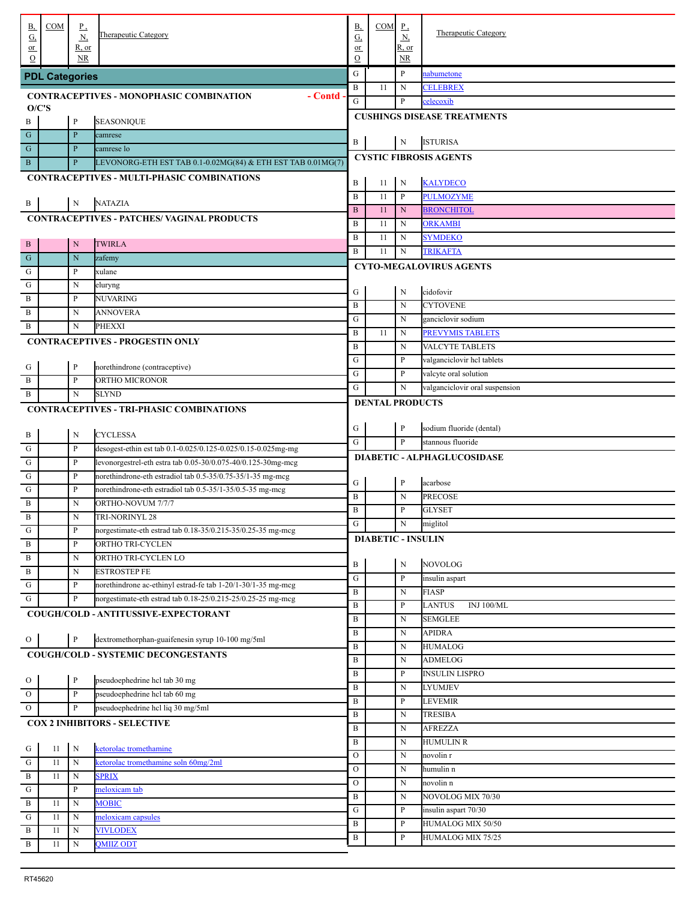| B, G, or O | COM | P, N, R, or NR | Therapeutic Category |
|---|---|---|---|
| **PDL Categories** | | | |
| **CONTRACEPTIVES - MONOPHASIC COMBINATION O/C'S - Contd -** | | | |
| B | | P | SEASONIQUE |
| G | | P | camrese |
| G | | P | camrese lo |
| B | | P | LEVONORG-ETH EST TAB 0.1-0.02MG(84) & ETH EST TAB 0.01MG(7) |
| **CONTRACEPTIVES - MULTI-PHASIC COMBINATIONS** | | | |
| B | | N | NATAZIA |
| **CONTRACEPTIVES - PATCHES/ VAGINAL PRODUCTS** | | | |
| B | | N | TWIRLA |
| G | | N | zafemy |
| G | | P | xulane |
| G | | N | eluryng |
| B | | P | NUVARING |
| B | | N | ANNOVERA |
| B | | N | PHEXXI |
| **CONTRACEPTIVES - PROGESTIN ONLY** | | | |
| G | | P | norethindrone (contraceptive) |
| B | | P | ORTHO MICRONOR |
| B | | N | SLYND |
| **CONTRACEPTIVES - TRI-PHASIC COMBINATIONS** | | | |
| B | | N | CYCLESSA |
| G | | P | desogest-ethin est tab 0.1-0.025/0.125-0.025/0.15-0.025mg-mg |
| G | | P | levonorgestrel-eth estra tab 0.05-30/0.075-40/0.125-30mg-mcg |
| G | | P | norethindrone-eth estradiol tab 0.5-35/0.75-35/1-35 mg-mcg |
| G | | P | norethindrone-eth estradiol tab 0.5-35/1-35/0.5-35 mg-mcg |
| B | | N | ORTHO-NOVUM 7/7/7 |
| B | | N | TRI-NORINYL 28 |
| G | | P | norgestimate-eth estrad tab 0.18-35/0.215-35/0.25-35 mg-mcg |
| B | | P | ORTHO TRI-CYCLEN |
| B | | N | ORTHO TRI-CYCLEN LO |
| B | | N | ESTROSTEP FE |
| G | | P | norethindrone ac-ethinyl estrad-fe tab 1-20/1-30/1-35 mg-mcg |
| G | | P | norgestimate-eth estrad tab 0.18-25/0.215-25/0.25-25 mg-mcg |
| **COUGH/COLD - ANTITUSSIVE-EXPECTORANT** | | | |
| O | | P | dextromethorphan-guaifenesin syrup 10-100 mg/5ml |
| **COUGH/COLD - SYSTEMIC DECONGESTANTS** | | | |
| O | | P | pseudoephedrine hcl tab 30 mg |
| O | | P | pseudoephedrine hcl tab 60 mg |
| O | | P | pseudoephedrine hcl liq 30 mg/5ml |
| **COX 2 INHIBITORS - SELECTIVE** | | | |
| G | 11 | N | ketorolac tromethamine |
| G | 11 | N | ketorolac tromethamine soln 60mg/2ml |
| B | 11 | N | SPRIX |
| G | | P | meloxicam tab |
| B | 11 | N | MOBIC |
| G | 11 | N | meloxicam capsules |
| B | 11 | N | VIVLODEX |
| B | 11 | N | QMIIZ ODT |
| G | | P | nabumetone |
| B | 11 | N | CELEBREX |
| G | | P | celecoxib |
| **CUSHINGS DISEASE TREATMENTS** | | | |
| B | | N | ISTURISA |
| **CYSTIC FIBROSIS AGENTS** | | | |
| B | 11 | N | KALYDECO |
| B | 11 | P | PULMOZYME |
| B | 11 | N | BRONCHITOL |
| B | 11 | N | ORKAMBI |
| B | 11 | N | SYMDEKO |
| B | 11 | N | TRIKAFTA |
| **CYTO-MEGALOVIRUS AGENTS** | | | |
| G | | N | cidofovir |
| B | | N | CYTOVENE |
| G | | N | ganciclovir sodium |
| B | 11 | N | PREVYMIS TABLETS |
| B | | N | VALCYTE TABLETS |
| G | | P | valganciclovir hcl tablets |
| G | | P | valcyte oral solution |
| G | | N | valganciclovir oral suspension |
| **DENTAL PRODUCTS** | | | |
| G | | P | sodium fluoride (dental) |
| G | | P | stannous fluoride |
| **DIABETIC - ALPHAGLUCOSIDASE** | | | |
| G | | P | acarbose |
| B | | N | PRECOSE |
| B | | P | GLYSET |
| G | | N | miglitol |
| **DIABETIC - INSULIN** | | | |
| B | | N | NOVOLOG |
| G | | P | insulin aspart |
| B | | N | FIASP |
| B | | P | LANTUS INJ 100/ML |
| B | | N | SEMGLEE |
| B | | N | APIDRA |
| B | | N | HUMALOG |
| B | | N | ADMELOG |
| B | | P | INSULIN LISPRO |
| B | | N | LYUMJEV |
| B | | P | LEVEMIR |
| B | | N | TRESIBA |
| B | | N | AFREZZA |
| B | | N | HUMULIN R |
| O | | N | novolin r |
| O | | N | humulin n |
| O | | N | novolin n |
| B | | N | NOVOLOG MIX 70/30 |
| G | | P | insulin aspart 70/30 |
| B | | P | HUMALOG MIX 50/50 |
| B | | P | HUMALOG MIX 75/25 |

RT45620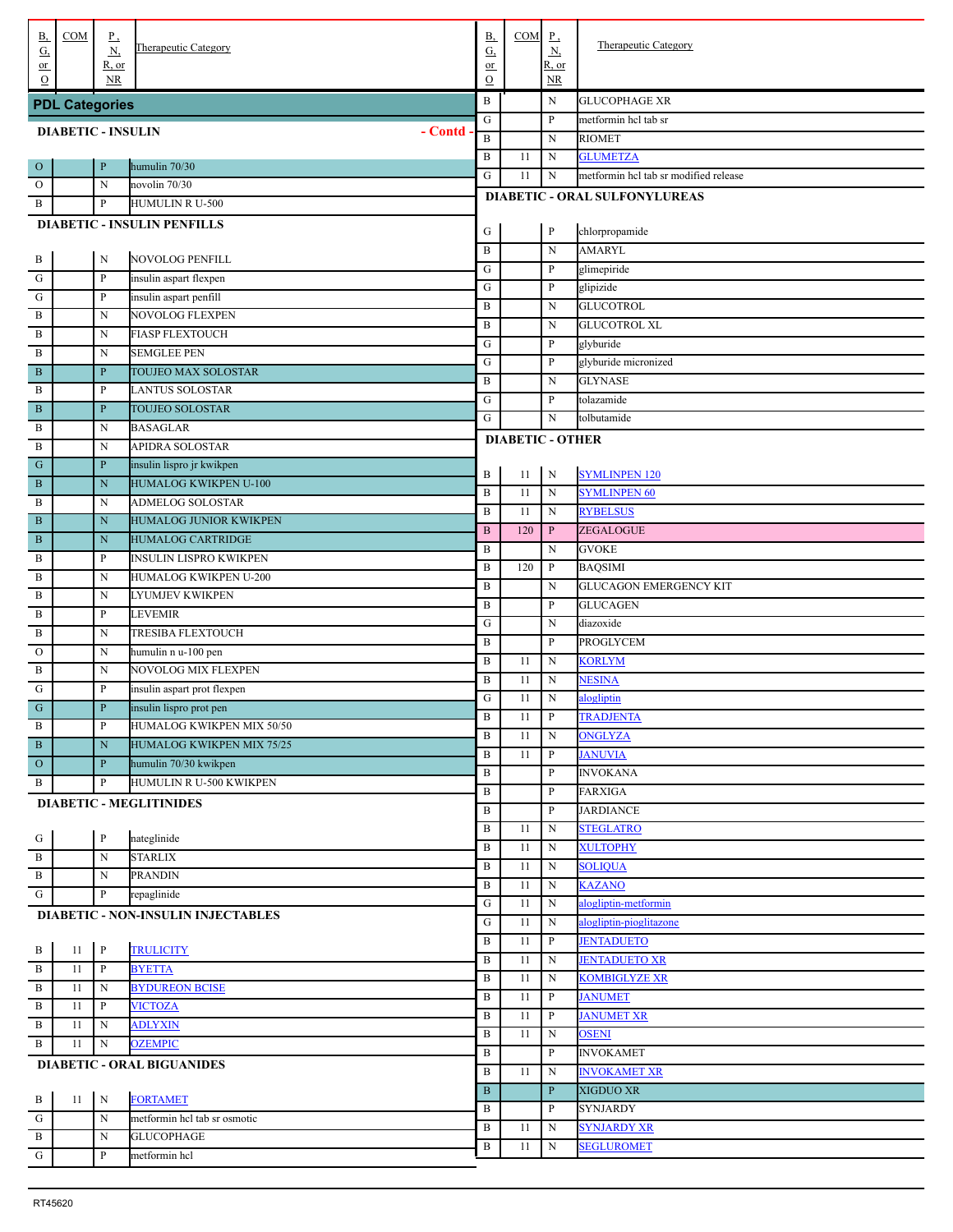## PDL Categories

### DIABETIC - INSULIN - Contd -

| B, G, or O | COM | P, N, R, or NR | Therapeutic Category |
|---|---|---|---|
| O | | P | humulin 70/30 |
| O | | N | novolin 70/30 |
| B | | P | HUMULIN R U-500 |

### DIABETIC - INSULIN PENFILLS

| B, G, or O | COM | P, N, R, or NR | Therapeutic Category |
|---|---|---|---|
| B | | N | NOVOLOG PENFILL |
| G | | P | insulin aspart flexpen |
| G | | P | insulin aspart penfill |
| B | | N | NOVOLOG FLEXPEN |
| B | | N | FIASP FLEXTOUCH |
| B | | N | SEMGLEE PEN |
| B | | P | TOUJEO MAX SOLOSTAR |
| B | | P | LANTUS SOLOSTAR |
| B | | P | TOUJEO SOLOSTAR |
| B | | N | BASAGLAR |
| B | | N | APIDRA SOLOSTAR |
| G | | P | insulin lispro jr kwikpen |
| B | | N | HUMALOG KWIKPEN U-100 |
| B | | N | ADMELOG SOLOSTAR |
| B | | N | HUMALOG JUNIOR KWIKPEN |
| B | | N | HUMALOG CARTRIDGE |
| B | | P | INSULIN LISPRO KWIKPEN |
| B | | N | HUMALOG KWIKPEN U-200 |
| B | | N | LYUMJEV KWIKPEN |
| B | | P | LEVEMIR |
| B | | N | TRESIBA FLEXTOUCH |
| O | | N | humulin n u-100 pen |
| B | | N | NOVOLOG MIX FLEXPEN |
| G | | P | insulin aspart prot flexpen |
| G | | P | insulin lispro prot pen |
| B | | P | HUMALOG KWIKPEN MIX 50/50 |
| B | | N | HUMALOG KWIKPEN MIX 75/25 |
| O | | P | humulin 70/30 kwikpen |
| B | | P | HUMULIN R U-500 KWIKPEN |

### DIABETIC - MEGLITINIDES

| B, G, or O | COM | P, N, R, or NR | Therapeutic Category |
|---|---|---|---|
| G | | P | nateglinide |
| B | | N | STARLIX |
| B | | N | PRANDIN |
| G | | P | repaglinide |

### DIABETIC - NON-INSULIN INJECTABLES

| B, G, or O | COM | P, N, R, or NR | Therapeutic Category |
|---|---|---|---|
| B | 11 | P | TRULICITY |
| B | 11 | P | BYETTA |
| B | 11 | N | BYDUREON BCISE |
| B | 11 | P | VICTOZA |
| B | 11 | N | ADLYXIN |
| B | 11 | N | OZEMPIC |

### DIABETIC - ORAL BIGUANIDES

| B, G, or O | COM | P, N, R, or NR | Therapeutic Category |
|---|---|---|---|
| B | 11 | N | FORTAMET |
| G | | N | metformin hcl tab sr osmotic |
| B | | N | GLUCOPHAGE |
| G | | P | metformin hcl |
| B | | N | GLUCOPHAGE XR |
| G | | P | metformin hcl tab sr |
| B | | N | RIOMET |
| B | 11 | N | GLUMETZA |
| G | 11 | N | metformin hcl tab sr modified release |

### DIABETIC - ORAL SULFONYLUREAS

| B, G, or O | COM | P, N, R, or NR | Therapeutic Category |
|---|---|---|---|
| G | | P | chlorpropamide |
| B | | N | AMARYL |
| G | | P | glimepiride |
| G | | P | glipizide |
| B | | N | GLUCOTROL |
| B | | N | GLUCOTROL XL |
| G | | P | glyburide |
| G | | P | glyburide micronized |
| B | | N | GLYNASE |
| G | | P | tolazamide |
| G | | N | tolbutamide |

### DIABETIC - OTHER

| B, G, or O | COM | P, N, R, or NR | Therapeutic Category |
|---|---|---|---|
| B | 11 | N | SYMLINPEN 120 |
| B | 11 | N | SYMLINPEN 60 |
| B | 11 | N | RYBELSUS |
| B | 120 | P | ZEGALOGUE |
| B | | N | GVOKE |
| B | 120 | P | BAQSIMI |
| B | | N | GLUCAGON EMERGENCY KIT |
| B | | P | GLUCAGEN |
| G | | N | diazoxide |
| B | | P | PROGLYCEM |
| B | 11 | N | KORLYM |
| B | 11 | N | NESINA |
| G | 11 | N | alogliptin |
| B | 11 | P | TRADJENTA |
| B | 11 | N | ONGLYZA |
| B | 11 | P | JANUVIA |
| B | | P | INVOKANA |
| B | | P | FARXIGA |
| B | | P | JARDIANCE |
| B | 11 | N | STEGLATRO |
| B | 11 | N | XULTOPHY |
| B | 11 | N | SOLIQUA |
| B | 11 | N | KAZANO |
| G | 11 | N | alogliptin-metformin |
| G | 11 | N | alogliptin-pioglitazone |
| B | 11 | P | JENTADUETO |
| B | 11 | N | JENTADUETO XR |
| B | 11 | N | KOMBIGLYZE XR |
| B | 11 | P | JANUMET |
| B | 11 | P | JANUMET XR |
| B | 11 | N | OSENI |
| B | | P | INVOKAMET |
| B | 11 | N | INVOKAMET XR |
| B | | P | XIGDUO XR |
| B | | P | SYNJARDY |
| B | 11 | N | SYNJARDY XR |
| B | 11 | N | SEGLUROMET |

RT45620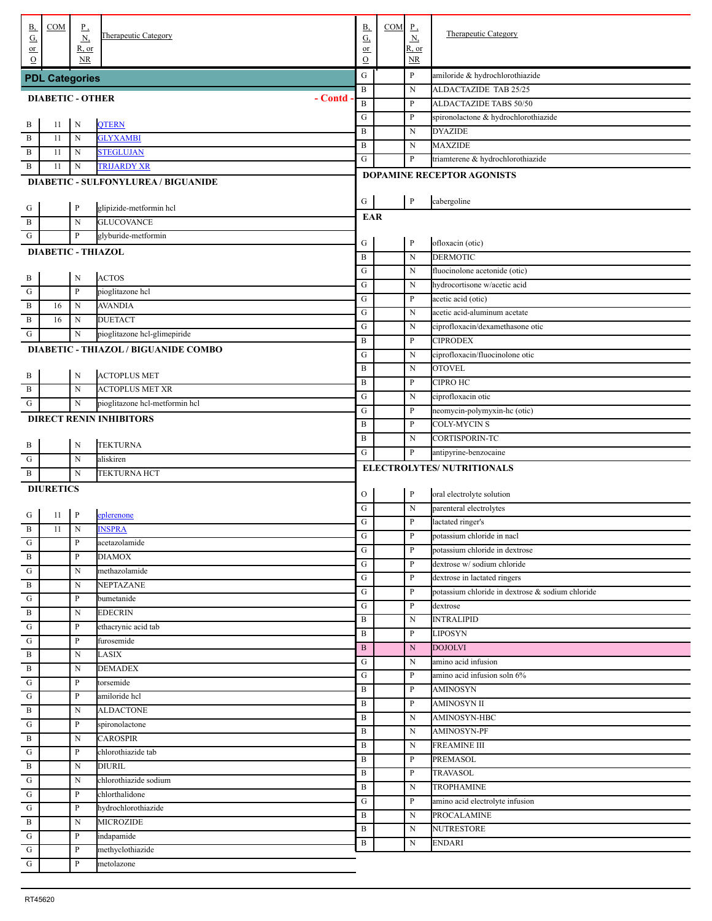## PDL Categories

### DIABETIC - OTHER - Contd -

| B, G, or O | COM | P, N, R, or NR | Therapeutic Category |
|---|---|---|---|
| B | 11 | N | QTERN |
| B | 11 | N | GLYXAMBI |
| B | 11 | N | STEGLUJAN |
| B | 11 | N | TRIJARDY XR |

### DIABETIC - SULFONYLUREA / BIGUANIDE

| B, G, or O | COM | P, N, R, or NR | Therapeutic Category |
|---|---|---|---|
| G | | P | glipizide-metformin hcl |
| B | | N | GLUCOVANCE |
| G | | P | glyburide-metformin |

### DIABETIC - THIAZOL

| B, G, or O | COM | P, N, R, or NR | Therapeutic Category |
|---|---|---|---|
| B | | N | ACTOS |
| G | | P | pioglitazone hcl |
| B | 16 | N | AVANDIA |
| B | 16 | N | DUETACT |
| G | | N | pioglitazone hcl-glimepiride |

### DIABETIC - THIAZOL / BIGUANIDE COMBO

| B, G, or O | COM | P, N, R, or NR | Therapeutic Category |
|---|---|---|---|
| B | | N | ACTOPLUS MET |
| B | | N | ACTOPLUS MET XR |
| G | | N | pioglitazone hcl-metformin hcl |

### DIRECT RENIN INHIBITORS

| B, G, or O | COM | P, N, R, or NR | Therapeutic Category |
|---|---|---|---|
| B | | N | TEKTURNA |
| G | | N | aliskiren |
| B | | N | TEKTURNA HCT |

### DIURETICS

| B, G, or O | COM | P, N, R, or NR | Therapeutic Category |
|---|---|---|---|
| G | 11 | P | eplerenone |
| B | 11 | N | INSPRA |
| G | | P | acetazolamide |
| B | | P | DIAMOX |
| G | | N | methazolamide |
| B | | N | NEPTAZANE |
| G | | P | bumetanide |
| B | | N | EDECRIN |
| G | | P | ethacrynic acid tab |
| G | | P | furosemide |
| B | | N | LASIX |
| B | | N | DEMADEX |
| G | | P | torsemide |
| G | | P | amiloride hcl |
| B | | N | ALDACTONE |
| G | | P | spironolactone |
| B | | N | CAROSPIR |
| G | | P | chlorothiazide tab |
| B | | N | DIURIL |
| G | | N | chlorothiazide sodium |
| G | | P | chlorthalidone |
| G | | P | hydrochlorothiazide |
| B | | N | MICROZIDE |
| G | | P | indapamide |
| G | | P | methyclothiazide |
| G | | P | metolazone |
| G | | P | amiloride & hydrochlorothiazide |
| B | | N | ALDACTAZIDE TAB 25/25 |
| B | | P | ALDACTAZIDE TABS 50/50 |
| G | | P | spironolactone & hydrochlorothiazide |
| B | | N | DYAZIDE |
| B | | N | MAXZIDE |
| G | | P | triamterene & hydrochlorothiazide |

### DOPAMINE RECEPTOR AGONISTS

| B, G, or O | COM | P, N, R, or NR | Therapeutic Category |
|---|---|---|---|
| G | | P | cabergoline |

### EAR

| B, G, or O | COM | P, N, R, or NR | Therapeutic Category |
|---|---|---|---|
| G | | P | ofloxacin (otic) |
| B | | N | DERMOTIC |
| G | | N | fluocinolone acetonide (otic) |
| G | | N | hydrocortisone w/acetic acid |
| G | | P | acetic acid (otic) |
| G | | N | acetic acid-aluminum acetate |
| G | | N | ciprofloxacin/dexamethasone otic |
| B | | P | CIPRODEX |
| G | | N | ciprofloxacin/fluocinolone otic |
| B | | N | OTOVEL |
| B | | P | CIPRO HC |
| G | | N | ciprofloxacin otic |
| G | | P | neomycin-polymyxin-hc (otic) |
| B | | P | COLY-MYCIN S |
| B | | N | CORTISPORIN-TC |
| G | | P | antipyrine-benzocaine |

### ELECTROLYTES/ NUTRITIONALS

| B, G, or O | COM | P, N, R, or NR | Therapeutic Category |
|---|---|---|---|
| O | | P | oral electrolyte solution |
| G | | N | parenteral electrolytes |
| G | | P | lactated ringer's |
| G | | P | potassium chloride in nacl |
| G | | P | potassium chloride in dextrose |
| G | | P | dextrose w/ sodium chloride |
| G | | P | dextrose in lactated ringers |
| G | | P | potassium chloride in dextrose & sodium chloride |
| G | | P | dextrose |
| B | | N | INTRALIPID |
| B | | P | LIPOSYN |
| B | | N | DOJOLVI |
| G | | N | amino acid infusion |
| G | | P | amino acid infusion soln 6% |
| B | | P | AMINOSYN |
| B | | P | AMINOSYN II |
| B | | N | AMINOSYN-HBC |
| B | | N | AMINOSYN-PF |
| B | | N | FREAMINE III |
| B | | P | PREMASOL |
| B | | P | TRAVASOL |
| B | | N | TROPHAMINE |
| G | | P | amino acid electrolyte infusion |
| B | | N | PROCALAMINE |
| B | | N | NUTRESTORE |
| B | | N | ENDARI |

RT45620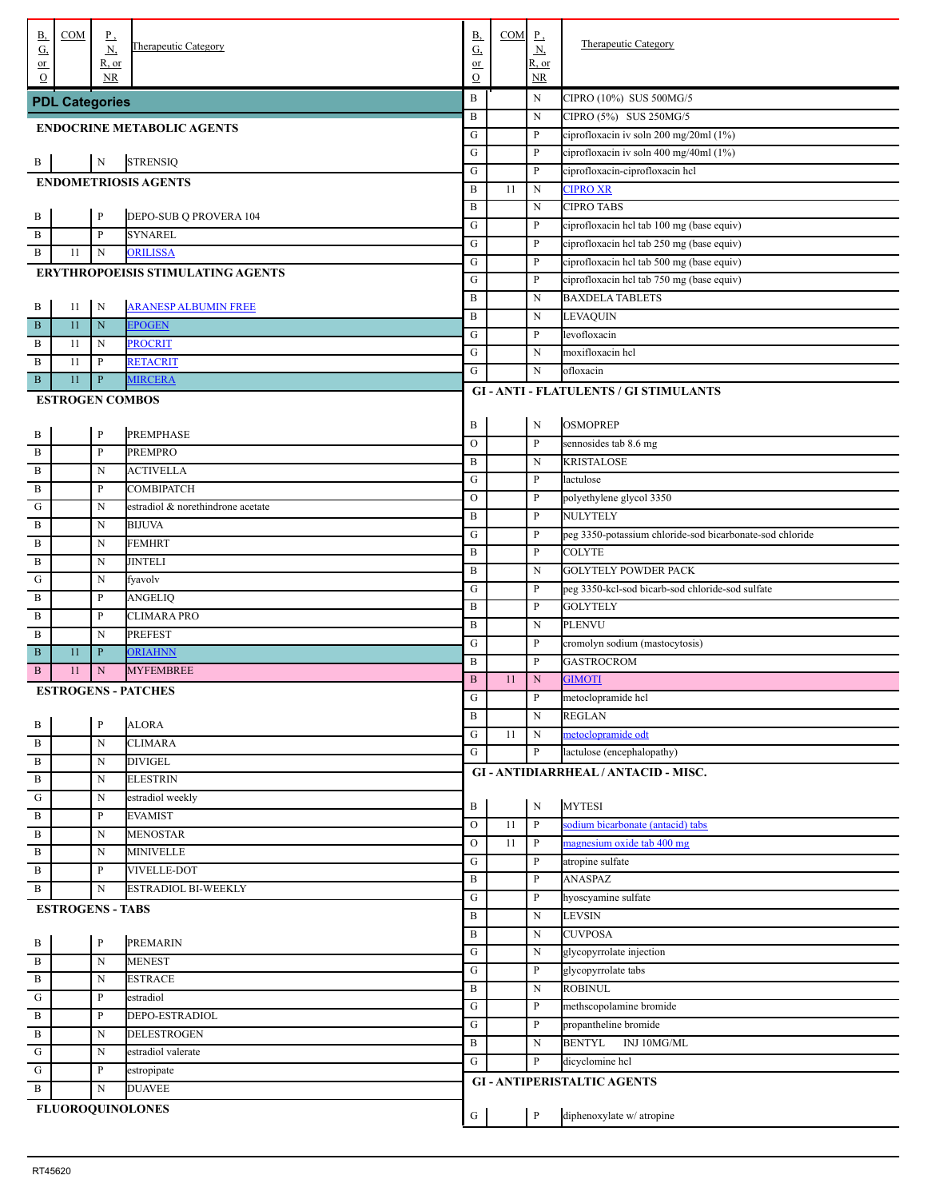| B, G, or O | COM | P , N, R, or NR | Therapeutic Category |
|---|---|---|---|
| **PDL Categories** | | | |
| **ENDOCRINE METABOLIC AGENTS** | | | |
| B | | N | STRENSIQ |
| **ENDOMETRIOSIS AGENTS** | | | |
| B | | P | DEPO-SUB Q PROVERA 104 |
| B | | P | SYNAREL |
| B | 11 | N | ORILISSA |
| **ERYTHROPOEISIS STIMULATING AGENTS** | | | |
| B | 11 | N | ARANESP ALBUMIN FREE |
| B | 11 | N | EPOGEN |
| B | 11 | N | PROCRIT |
| B | 11 | P | RETACRIT |
| B | 11 | P | MIRCERA |
| **ESTROGEN COMBOS** | | | |
| B | | P | PREMPHASE |
| B | | P | PREMPRO |
| B | | N | ACTIVELLA |
| B | | P | COMBIPATCH |
| G | | N | estradiol & norethindrone acetate |
| B | | N | BIJUVA |
| B | | N | FEMHRT |
| B | | N | JINTELI |
| G | | N | fyavolv |
| B | | P | ANGELIQ |
| B | | P | CLIMARA PRO |
| B | | N | PREFEST |
| B | 11 | P | ORIAHNN |
| B | 11 | N | MYFEMBREE |
| **ESTROGENS - PATCHES** | | | |
| B | | P | ALORA |
| B | | N | CLIMARA |
| B | | N | DIVIGEL |
| B | | N | ELESTRIN |
| G | | N | estradiol weekly |
| B | | P | EVAMIST |
| B | | N | MENOSTAR |
| B | | N | MINIVELLE |
| B | | P | VIVELLE-DOT |
| B | | N | ESTRADIOL BI-WEEKLY |
| **ESTROGENS - TABS** | | | |
| B | | P | PREMARIN |
| B | | N | MENEST |
| B | | N | ESTRACE |
| G | | P | estradiol |
| B | | P | DEPO-ESTRADIOL |
| B | | N | DELESTROGEN |
| G | | N | estradiol valerate |
| G | | P | estropipate |
| B | | N | DUAVEE |
| **FLUOROQUINOLONES** | | | |
| B | | N | CIPRO (10%) SUS 500MG/5 |
| B | | N | CIPRO (5%) SUS 250MG/5 |
| G | | P | ciprofloxacin iv soln 200 mg/20ml (1%) |
| G | | P | ciprofloxacin iv soln 400 mg/40ml (1%) |
| G | | P | ciprofloxacin-ciprofloxacin hcl |
| B | 11 | N | CIPRO XR |
| B | | N | CIPRO TABS |
| G | | P | ciprofloxacin hcl tab 100 mg (base equiv) |
| G | | P | ciprofloxacin hcl tab 250 mg (base equiv) |
| G | | P | ciprofloxacin hcl tab 500 mg (base equiv) |
| G | | P | ciprofloxacin hcl tab 750 mg (base equiv) |
| B | | N | BAXDELA TABLETS |
| B | | N | LEVAQUIN |
| G | | P | levofloxacin |
| G | | N | moxifloxacin hcl |
| G | | N | ofloxacin |
| **GI - ANTI - FLATULENTS / GI STIMULANTS** | | | |
| B | | N | OSMOPREP |
| O | | P | sennosides tab 8.6 mg |
| B | | N | KRISTALOSE |
| G | | P | lactulose |
| O | | P | polyethylene glycol 3350 |
| B | | P | NULYTELY |
| G | | P | peg 3350-potassium chloride-sod bicarbonate-sod chloride |
| B | | P | COLYTE |
| B | | N | GOLYTELY POWDER PACK |
| G | | P | peg 3350-kcl-sod bicarb-sod chloride-sod sulfate |
| B | | P | GOLYTELY |
| B | | N | PLENVU |
| G | | P | cromolyn sodium (mastocytosis) |
| B | | P | GASTROCROM |
| B | 11 | N | GIMOTI |
| G | | P | metoclopramide hcl |
| B | | N | REGLAN |
| G | 11 | N | metoclopramide odt |
| G | | P | lactulose (encephalopathy) |
| **GI - ANTIDIARRHEAL / ANTACID - MISC.** | | | |
| B | | N | MYTESI |
| O | 11 | P | sodium bicarbonate (antacid) tabs |
| O | 11 | P | magnesium oxide tab 400 mg |
| G | | P | atropine sulfate |
| B | | P | ANASPAZ |
| G | | P | hyoscyamine sulfate |
| B | | N | LEVSIN |
| B | | N | CUVPOSA |
| G | | N | glycopyrrolate injection |
| G | | P | glycopyrrolate tabs |
| B | | N | ROBINUL |
| G | | P | methscopolamine bromide |
| G | | P | propantheline bromide |
| B | | N | BENTYL INJ 10MG/ML |
| G | | P | dicyclomine hcl |
| **GI - ANTIPERISTALTIC AGENTS** | | | |
| G | | P | diphenoxylate w/ atropine |

RT45620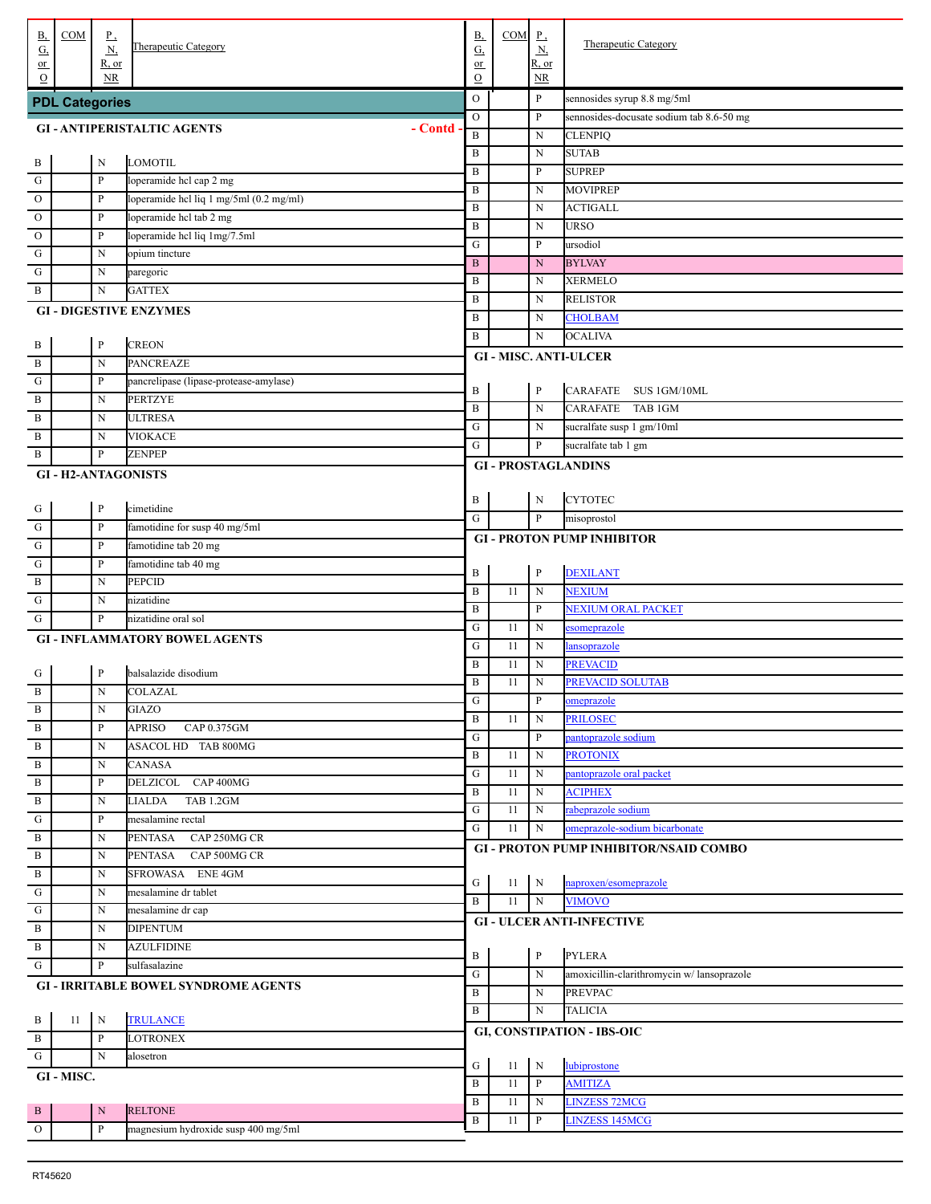## PDL Categories

### GI - ANTIPERISTALTIC AGENTS - Contd -

| B, G, or O | COM | P, N, R, or NR | Therapeutic Category |
|---|---|---|---|
| B | | N | LOMOTIL |
| G | | P | loperamide hcl cap 2 mg |
| O | | P | loperamide hcl liq 1 mg/5ml (0.2 mg/ml) |
| O | | P | loperamide hcl tab 2 mg |
| O | | P | loperamide hcl liq 1mg/7.5ml |
| G | | N | opium tincture |
| G | | N | paregoric |
| B | | N | GATTEX |

### GI - DIGESTIVE ENZYMES

| B, G, or O | COM | P, N, R, or NR | Therapeutic Category |
|---|---|---|---|
| B | | P | CREON |
| B | | N | PANCREAZE |
| G | | P | pancrelipase (lipase-protease-amylase) |
| B | | N | PERTZYE |
| B | | N | ULTRESA |
| B | | N | VIOKACE |
| B | | P | ZENPEP |

### GI - H2-ANTAGONISTS

| B, G, or O | COM | P, N, R, or NR | Therapeutic Category |
|---|---|---|---|
| G | | P | cimetidine |
| G | | P | famotidine for susp 40 mg/5ml |
| G | | P | famotidine tab 20 mg |
| G | | P | famotidine tab 40 mg |
| B | | N | PEPCID |
| G | | N | nizatidine |
| G | | P | nizatidine oral sol |

### GI - INFLAMMATORY BOWEL AGENTS

| B, G, or O | COM | P, N, R, or NR | Therapeutic Category |
|---|---|---|---|
| G | | P | balsalazide disodium |
| B | | N | COLAZAL |
| B | | N | GIAZO |
| B | | P | APRISO CAP 0.375GM |
| B | | N | ASACOL HD TAB 800MG |
| B | | N | CANASA |
| B | | P | DELZICOL CAP 400MG |
| B | | N | LIALDA TAB 1.2GM |
| G | | P | mesalamine rectal |
| B | | N | PENTASA CAP 250MG CR |
| B | | N | PENTASA CAP 500MG CR |
| B | | N | SFROWASA ENE 4GM |
| G | | N | mesalamine dr tablet |
| G | | N | mesalamine dr cap |
| B | | N | DIPENTUM |
| B | | N | AZULFIDINE |
| G | | P | sulfasalazine |

### GI - IRRITABLE BOWEL SYNDROME AGENTS

| B, G, or O | COM | P, N, R, or NR | Therapeutic Category |
|---|---|---|---|
| B | 11 | N | TRULANCE |
| B | | P | LOTRONEX |
| G | | N | alosetron |

### GI - MISC.

| B, G, or O | COM | P, N, R, or NR | Therapeutic Category |
|---|---|---|---|
| B | | N | RELTONE |
| O | | P | magnesium hydroxide susp 400 mg/5ml |
| O | | P | sennosides syrup 8.8 mg/5ml |
| O | | P | sennosides-docusate sodium tab 8.6-50 mg |
| B | | N | CLENPIQ |
| B | | N | SUTAB |
| B | | P | SUPREP |
| B | | N | MOVIPREP |
| B | | N | ACTIGALL |
| B | | N | URSO |
| G | | P | ursodiol |
| B | | N | BYLVAY |
| B | | N | XERMELO |
| B | | N | RELISTOR |
| B | | N | CHOLBAM |
| B | | N | OCALIVA |

### GI - MISC. ANTI-ULCER

| B, G, or O | COM | P, N, R, or NR | Therapeutic Category |
|---|---|---|---|
| B | | P | CARAFATE SUS 1GM/10ML |
| B | | N | CARAFATE TAB 1GM |
| G | | N | sucralfate susp 1 gm/10ml |
| G | | P | sucralfate tab 1 gm |

### GI - PROSTAGLANDINS

| B, G, or O | COM | P, N, R, or NR | Therapeutic Category |
|---|---|---|---|
| B | | N | CYTOTEC |
| G | | P | misoprostol |

### GI - PROTON PUMP INHIBITOR

| B, G, or O | COM | P, N, R, or NR | Therapeutic Category |
|---|---|---|---|
| B | | P | DEXILANT |
| B | 11 | N | NEXIUM |
| B | | P | NEXIUM ORAL PACKET |
| G | 11 | N | esomeprazole |
| G | 11 | N | lansoprazole |
| B | 11 | N | PREVACID |
| B | 11 | N | PREVACID SOLUTAB |
| G | | P | omeprazole |
| B | 11 | N | PRILOSEC |
| G | | P | pantoprazole sodium |
| B | 11 | N | PROTONIX |
| G | 11 | N | pantoprazole oral packet |
| B | 11 | N | ACIPHEX |
| G | 11 | N | rabeprazole sodium |
| G | 11 | N | omeprazole-sodium bicarbonate |

### GI - PROTON PUMP INHIBITOR/NSAID COMBO

| B, G, or O | COM | P, N, R, or NR | Therapeutic Category |
|---|---|---|---|
| G | 11 | N | naproxen/esomeprazole |
| B | 11 | N | VIMOVO |

### GI - ULCER ANTI-INFECTIVE

| B, G, or O | COM | P, N, R, or NR | Therapeutic Category |
|---|---|---|---|
| B | | P | PYLERA |
| G | | N | amoxicillin-clarithromycin w/ lansoprazole |
| B | | N | PREVPAC |
| B | | N | TALICIA |

### GI, CONSTIPATION - IBS-OIC

| B, G, or O | COM | P, N, R, or NR | Therapeutic Category |
|---|---|---|---|
| G | 11 | N | lubiprostone |
| B | 11 | P | AMITIZA |
| B | 11 | N | LINZESS 72MCG |
| B | 11 | P | LINZESS 145MCG |

RT45620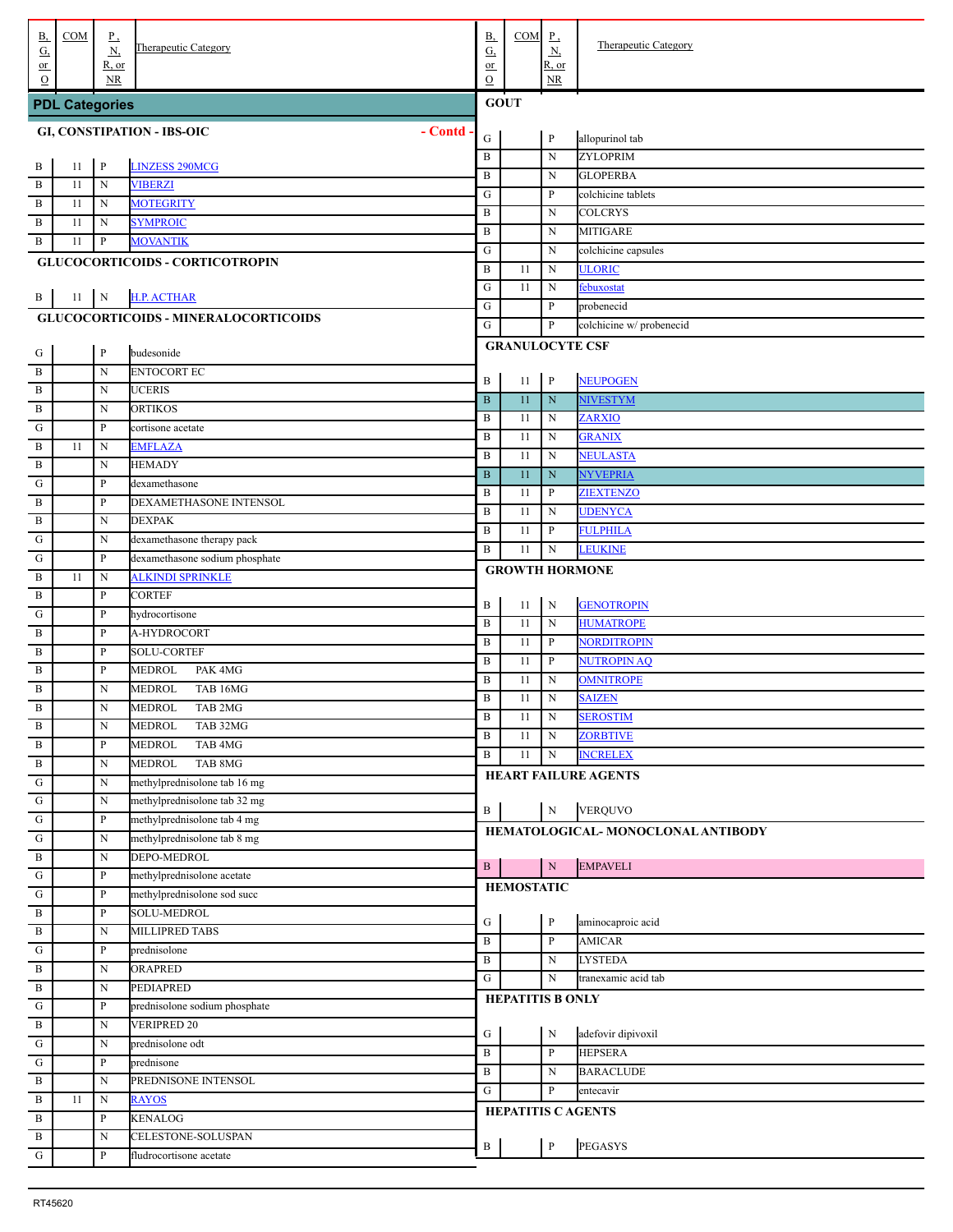## PDL Categories

### GI, CONSTIPATION - IBS-OIC - Contd -

| B, G, or O | COM | P, N, R, or NR | Therapeutic Category |
|---|---|---|---|
| B | 11 | P | LINZESS 290MCG |
| B | 11 | N | VIBERZI |
| B | 11 | N | MOTEGRITY |
| B | 11 | N | SYMPROIC |
| B | 11 | P | MOVANTIK |

### GLUCOCORTICOIDS - CORTICOTROPIN

| B, G, or O | COM | P, N, R, or NR | Therapeutic Category |
|---|---|---|---|
| B | 11 | N | H.P. ACTHAR |

### GLUCOCORTICOIDS - MINERALOCORTICOIDS

| B, G, or O | COM | P, N, R, or NR | Therapeutic Category |
|---|---|---|---|
| G | | P | budesonide |
| B | | N | ENTOCORT EC |
| B | | N | UCERIS |
| B | | N | ORTIKOS |
| G | | P | cortisone acetate |
| B | 11 | N | EMFLAZA |
| B | | N | HEMADY |
| G | | P | dexamethasone |
| B | | P | DEXAMETHASONE INTENSOL |
| B | | N | DEXPAK |
| G | | N | dexamethasone therapy pack |
| G | | P | dexamethasone sodium phosphate |
| B | 11 | N | ALKINDI SPRINKLE |
| B | | P | CORTEF |
| G | | P | hydrocortisone |
| B | | P | A-HYDROCORT |
| B | | P | SOLU-CORTEF |
| B | | P | MEDROL PAK 4MG |
| B | | N | MEDROL TAB 16MG |
| B | | N | MEDROL TAB 2MG |
| B | | N | MEDROL TAB 32MG |
| B | | P | MEDROL TAB 4MG |
| B | | N | MEDROL TAB 8MG |
| G | | N | methylprednisolone tab 16 mg |
| G | | N | methylprednisolone tab 32 mg |
| G | | P | methylprednisolone tab 4 mg |
| G | | N | methylprednisolone tab 8 mg |
| B | | N | DEPO-MEDROL |
| G | | P | methylprednisolone acetate |
| G | | P | methylprednisolone sod succ |
| B | | P | SOLU-MEDROL |
| B | | N | MILLIPRED TABS |
| G | | P | prednisolone |
| B | | N | ORAPRED |
| B | | N | PEDIAPRED |
| G | | P | prednisolone sodium phosphate |
| B | | N | VERIPRED 20 |
| G | | N | prednisolone odt |
| G | | P | prednisone |
| B | | N | PREDNISONE INTENSOL |
| B | 11 | N | RAYOS |
| B | | P | KENALOG |
| B | | N | CELESTONE-SOLUSPAN |
| G | | P | fludrocortisone acetate |

### GOUT

| B, G, or O | COM | P, N, R, or NR | Therapeutic Category |
|---|---|---|---|
| G | | P | allopurinol tab |
| B | | N | ZYLOPRIM |
| B | | N | GLOPERBA |
| G | | P | colchicine tablets |
| B | | N | COLCRYS |
| B | | N | MITIGARE |
| G | | N | colchicine capsules |
| B | 11 | N | ULORIC |
| G | 11 | N | febuxostat |
| G | | P | probenecid |
| G | | P | colchicine w/ probenecid |

### GRANULOCYTE CSF

| B, G, or O | COM | P, N, R, or NR | Therapeutic Category |
|---|---|---|---|
| B | 11 | P | NEUPOGEN |
| B | 11 | N | NIVESTYM |
| B | 11 | N | ZARXIO |
| B | 11 | N | GRANIX |
| B | 11 | N | NEULASTA |
| B | 11 | N | NYVEPRIA |
| B | 11 | P | ZIEXTENZO |
| B | 11 | N | UDENYCA |
| B | 11 | P | FULPHILA |
| B | 11 | N | LEUKINE |

### GROWTH HORMONE

| B, G, or O | COM | P, N, R, or NR | Therapeutic Category |
|---|---|---|---|
| B | 11 | N | GENOTROPIN |
| B | 11 | N | HUMATROPE |
| B | 11 | P | NORDITROPIN |
| B | 11 | P | NUTROPIN AQ |
| B | 11 | N | OMNITROPE |
| B | 11 | N | SAIZEN |
| B | 11 | N | SEROSTIM |
| B | 11 | N | ZORBTIVE |
| B | 11 | N | INCRELEX |

### HEART FAILURE AGENTS

| B, G, or O | COM | P, N, R, or NR | Therapeutic Category |
|---|---|---|---|
| B | | N | VERQUVO |

### HEMATOLOGICAL- MONOCLONAL ANTIBODY

| B, G, or O | COM | P, N, R, or NR | Therapeutic Category |
|---|---|---|---|
| B | | N | EMPAVELI |

### HEMOSTATIC

| B, G, or O | COM | P, N, R, or NR | Therapeutic Category |
|---|---|---|---|
| G | | P | aminocaproic acid |
| B | | P | AMICAR |
| B | | N | LYSTEDA |
| G | | N | tranexamic acid tab |

### HEPATITIS B ONLY

| B, G, or O | COM | P, N, R, or NR | Therapeutic Category |
|---|---|---|---|
| G | | N | adefovir dipivoxil |
| B | | P | HEPSERA |
| B | | N | BARACLUDE |
| G | | P | entecavir |

### HEPATITIS C AGENTS

| B, G, or O | COM | P, N, R, or NR | Therapeutic Category |
|---|---|---|---|
| B | | P | PEGASYS |

RT45620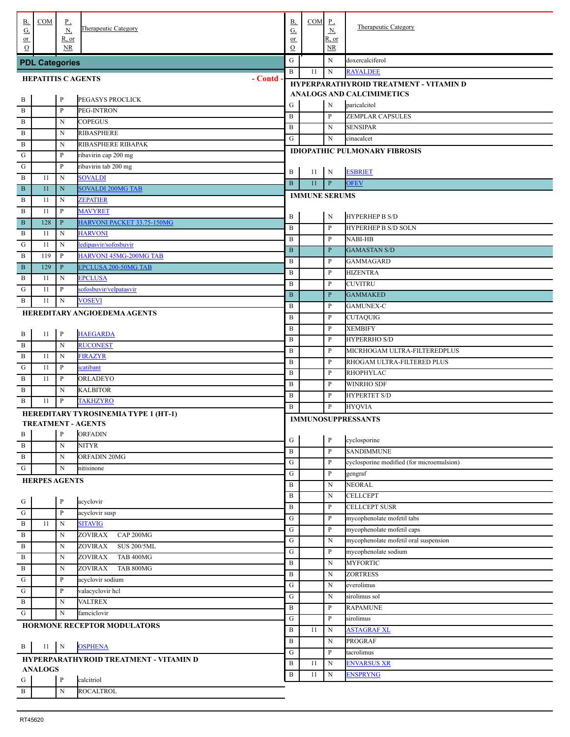| B, G, or O | COM | P, N, R, or NR | Therapeutic Category |
|---|---|---|---|

## PDL Categories

### HEPATITIS C AGENTS - Contd -

| B, G, or O | COM | P, N, R, or NR | Therapeutic Category |
|---|---|---|---|
| B | | P | PEGASYS PROCLICK |
| B | | P | PEG-INTRON |
| B | | N | COPEGUS |
| B | | N | RIBASPHERE |
| B | | N | RIBASPHERE RIBAPAK |
| G | | P | ribavirin cap 200 mg |
| G | | P | ribavirin tab 200 mg |
| B | 11 | N | SOVALDI |
| B | 11 | N | SOVALDI 200MG TAB |
| B | 11 | N | ZEPATIER |
| B | 11 | P | MAVYRET |
| B | 128 | P | HARVONI PACKET 33.75-150MG |
| B | 11 | N | HARVONI |
| G | 11 | N | ledipasvir/sofosbuvir |
| B | 119 | P | HARVONI 45MG-200MG TAB |
| B | 129 | P | EPCLUSA 200-50MG TAB |
| B | 11 | N | EPCLUSA |
| G | 11 | P | sofosbuvir/velpatasvir |
| B | 11 | N | VOSEVI |

### HEREDITARY ANGIOEDEMA AGENTS

| B, G, or O | COM | P, N, R, or NR | Therapeutic Category |
|---|---|---|---|
| B | 11 | P | HAEGARDA |
| B | | N | RUCONEST |
| B | 11 | N | FIRAZYR |
| G | 11 | P | icatibant |
| B | 11 | P | ORLADEYO |
| B | | N | KALBITOR |
| B | 11 | P | TAKHZYRO |

### HEREDITARY TYROSINEMIA TYPE 1 (HT-1) TREATMENT - AGENTS

| B, G, or O | COM | P, N, R, or NR | Therapeutic Category |
|---|---|---|---|
| B | | P | ORFADIN |
| B | | N | NITYR |
| B | | N | ORFADIN 20MG |
| G | | N | nitisinone |

### HERPES AGENTS

| B, G, or O | COM | P, N, R, or NR | Therapeutic Category |
|---|---|---|---|
| G | | P | acyclovir |
| G | | P | acyclovir susp |
| B | 11 | N | SITAVIG |
| B | | N | ZOVIRAX CAP 200MG |
| B | | N | ZOVIRAX SUS 200/5ML |
| B | | N | ZOVIRAX TAB 400MG |
| B | | N | ZOVIRAX TAB 800MG |
| G | | P | acyclovir sodium |
| G | | P | valacyclovir hcl |
| B | | N | VALTREX |
| G | | N | famciclovir |

### HORMONE RECEPTOR MODULATORS

| B, G, or O | COM | P, N, R, or NR | Therapeutic Category |
|---|---|---|---|
| B | 11 | N | OSPHENA |

### HYPERPARATHYROID TREATMENT - VITAMIN D ANALOGS

| B, G, or O | COM | P, N, R, or NR | Therapeutic Category |
|---|---|---|---|
| G | | P | calcitriol |
| B | | N | ROCALTROL |
| G | | N | doxercalciferol |
| B | 11 | N | RAYALDEE |

### HYPERPARATHYROID TREATMENT - VITAMIN D ANALOGS AND CALCIMIMETICS

| B, G, or O | COM | P, N, R, or NR | Therapeutic Category |
|---|---|---|---|
| G | | N | paricalcitol |
| B | | P | ZEMPLAR CAPSULES |
| B | | N | SENSIPAR |
| G | | N | cinacalcet |

### IDIOPATHIC PULMONARY FIBROSIS

| B, G, or O | COM | P, N, R, or NR | Therapeutic Category |
|---|---|---|---|
| B | 11 | N | ESBRIET |
| B | 11 | P | OFEV |

### IMMUNE SERUMS

| B, G, or O | COM | P, N, R, or NR | Therapeutic Category |
|---|---|---|---|
| B | | N | HYPERHEP B S/D |
| B | | P | HYPERHEP B S/D SOLN |
| B | | P | NABI-HB |
| B | | P | GAMASTAN S/D |
| B | | P | GAMMAGARD |
| B | | P | HIZENTRA |
| B | | P | CUVITRU |
| B | | P | GAMMAKED |
| B | | P | GAMUNEX-C |
| B | | P | CUTAQUIG |
| B | | P | XEMBIFY |
| B | | P | HYPERRHO S/D |
| B | | P | MICRHOGAM ULTRA-FILTEREDPLUS |
| B | | P | RHOGAM ULTRA-FILTERED PLUS |
| B | | P | RHOPHYLAC |
| B | | P | WINRHO SDF |
| B | | P | HYPERTET S/D |
| B | | P | HYQVIA |

### IMMUNOSUPPRESSANTS

| B, G, or O | COM | P, N, R, or NR | Therapeutic Category |
|---|---|---|---|
| G | | P | cyclosporine |
| B | | P | SANDIMMUNE |
| G | | P | cyclosporine modified (for microemulsion) |
| G | | P | gengraf |
| B | | N | NEORAL |
| B | | N | CELLCEPT |
| B | | P | CELLCEPT SUSR |
| G | | P | mycophenolate mofetil tabs |
| G | | P | mycophenolate mofetil caps |
| G | | N | mycophenolate mofetil oral suspension |
| G | | P | mycophenolate sodium |
| B | | N | MYFORTIC |
| B | | N | ZORTRESS |
| G | | N | everolimus |
| G | | N | sirolimus sol |
| B | | P | RAPAMUNE |
| G | | P | sirolimus |
| B | 11 | N | ASTAGRAF XL |
| B | | N | PROGRAF |
| G | | P | tacrolimus |
| B | 11 | N | ENVARSUS XR |
| B | 11 | N | ENSPRYNG |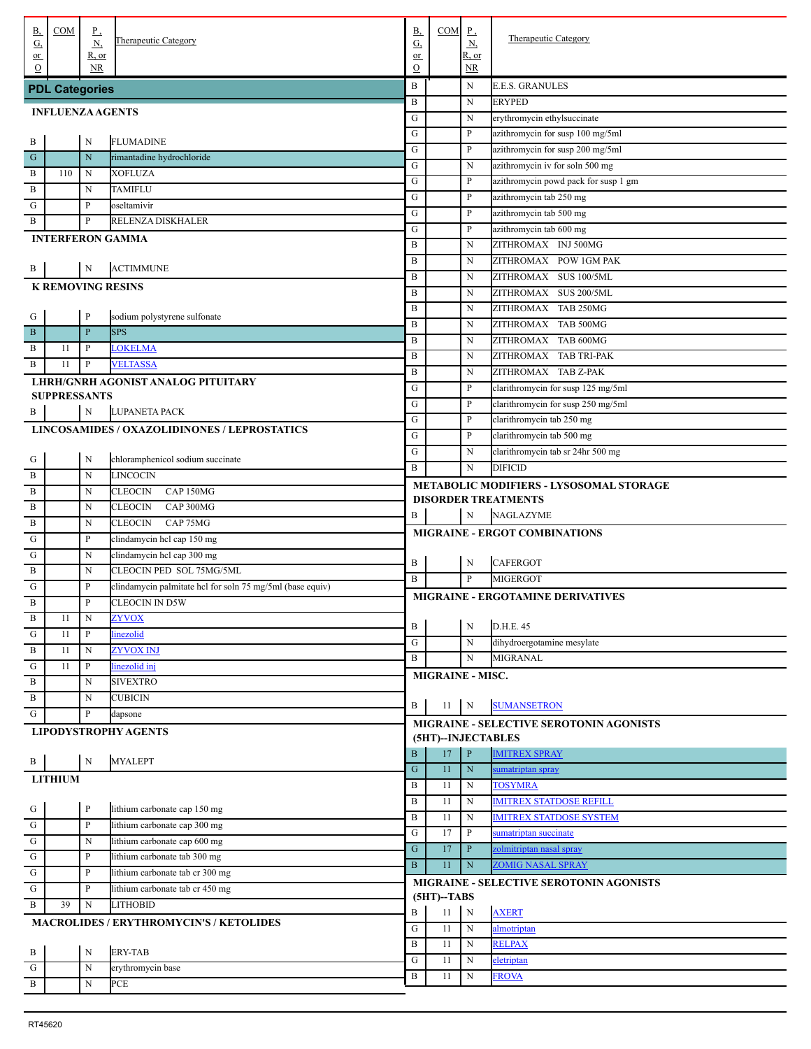| B, G, or O | COM | P, N, R, or NR | Therapeutic Category |
|---|---|---|---|
| **PDL Categories** | | | |
| **INFLUENZA AGENTS** | | | |
| B | | N | FLUMADINE |
| G | | N | rimantadine hydrochloride |
| B | 110 | N | XOFLUZA |
| B | | N | TAMIFLU |
| G | | P | oseltamivir |
| B | | P | RELENZA DISKHALER |
| **INTERFERON GAMMA** | | | |
| B | | N | ACTIMMUNE |
| **K REMOVING RESINS** | | | |
| G | | P | sodium polystyrene sulfonate |
| B | | P | SPS |
| B | 11 | P | LOKELMA |
| B | 11 | P | VELTASSA |
| **LHRH/GNRH AGONIST ANALOG PITUITARY SUPPRESSANTS** | | | |
| B | | N | LUPANETA PACK |
| **LINCOSAMIDES / OXAZOLIDINONES / LEPROSTATICS** | | | |
| G | | N | chloramphenicol sodium succinate |
| B | | N | LINCOCIN |
| B | | N | CLEOCIN CAP 150MG |
| B | | N | CLEOCIN CAP 300MG |
| B | | N | CLEOCIN CAP 75MG |
| G | | P | clindamycin hcl cap 150 mg |
| G | | N | clindamycin hcl cap 300 mg |
| B | | N | CLEOCIN PED SOL 75MG/5ML |
| G | | P | clindamycin palmitate hcl for soln 75 mg/5ml (base equiv) |
| B | | P | CLEOCIN IN D5W |
| B | 11 | N | ZYVOX |
| G | 11 | P | linezolid |
| B | 11 | N | ZYVOX INJ |
| G | 11 | P | linezolid inj |
| B | | N | SIVEXTRO |
| B | | N | CUBICIN |
| G | | P | dapsone |
| **LIPODYSTROPHY AGENTS** | | | |
| B | | N | MYALEPT |
| **LITHIUM** | | | |
| G | | P | lithium carbonate cap 150 mg |
| G | | P | lithium carbonate cap 300 mg |
| G | | N | lithium carbonate cap 600 mg |
| G | | P | lithium carbonate tab 300 mg |
| G | | P | lithium carbonate tab cr 300 mg |
| G | | P | lithium carbonate tab cr 450 mg |
| B | 39 | N | LITHOBID |
| **MACROLIDES / ERYTHROMYCIN'S / KETOLIDES** | | | |
| B | | N | ERY-TAB |
| G | | N | erythromycin base |
| B | | N | PCE |
| B | | N | E.E.S. GRANULES |
| B | | N | ERYPED |
| G | | N | erythromycin ethylsuccinate |
| G | | P | azithromycin for susp 100 mg/5ml |
| G | | P | azithromycin for susp 200 mg/5ml |
| G | | N | azithromycin iv for soln 500 mg |
| G | | P | azithromycin powd pack for susp 1 gm |
| G | | P | azithromycin tab 250 mg |
| G | | P | azithromycin tab 500 mg |
| G | | P | azithromycin tab 600 mg |
| B | | N | ZITHROMAX INJ 500MG |
| B | | N | ZITHROMAX POW 1GM PAK |
| B | | N | ZITHROMAX SUS 100/5ML |
| B | | N | ZITHROMAX SUS 200/5ML |
| B | | N | ZITHROMAX TAB 250MG |
| B | | N | ZITHROMAX TAB 500MG |
| B | | N | ZITHROMAX TAB 600MG |
| B | | N | ZITHROMAX TAB TRI-PAK |
| B | | N | ZITHROMAX TAB Z-PAK |
| G | | P | clarithromycin for susp 125 mg/5ml |
| G | | P | clarithromycin for susp 250 mg/5ml |
| G | | P | clarithromycin tab 250 mg |
| G | | P | clarithromycin tab 500 mg |
| G | | N | clarithromycin tab sr 24hr 500 mg |
| B | | N | DIFICID |
| **METABOLIC MODIFIERS - LYSOSOMAL STORAGE DISORDER TREATMENTS** | | | |
| B | | N | NAGLAZYME |
| **MIGRAINE - ERGOT COMBINATIONS** | | | |
| B | | N | CAFERGOT |
| B | | P | MIGERGOT |
| **MIGRAINE - ERGOTAMINE DERIVATIVES** | | | |
| B | | N | D.H.E. 45 |
| G | | N | dihydroergotamine mesylate |
| B | | N | MIGRANAL |
| **MIGRAINE - MISC.** | | | |
| B | 11 | N | SUMANSETRON |
| **MIGRAINE - SELECTIVE SEROTONIN AGONISTS (5HT)--INJECTABLES** | | | |
| B | 17 | P | IMITREX SPRAY |
| G | 11 | N | sumatriptan spray |
| B | 11 | N | TOSYMRA |
| B | 11 | N | IMITREX STATDOSE REFILL |
| B | 11 | N | IMITREX STATDOSE SYSTEM |
| G | 17 | P | sumatriptan succinate |
| G | 17 | P | zolmitriptan nasal spray |
| B | 11 | N | ZOMIG NASAL SPRAY |
| **MIGRAINE - SELECTIVE SEROTONIN AGONISTS (5HT)--TABS** | | | |
| B | 11 | N | AXERT |
| G | 11 | N | almotriptan |
| B | 11 | N | RELPAX |
| G | 11 | N | eletriptan |
| B | 11 | N | FROVA |

RT45620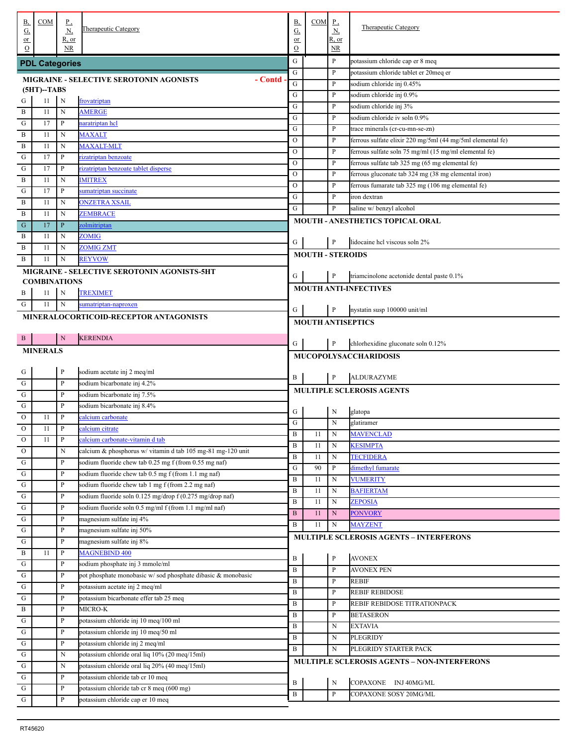| B, G, or O | COM | P , N, R, or NR | Therapeutic Category |
|---|---|---|---|
| **PDL Categories** | | | |
| **MIGRAINE - SELECTIVE SEROTONIN AGONISTS (5HT)--TABS - Contd -** | | | |
| G | 11 | N | frovatriptan |
| B | 11 | N | AMERGE |
| G | 17 | P | naratriptan hcl |
| B | 11 | N | MAXALT |
| B | 11 | N | MAXALT-MLT |
| G | 17 | P | rizatriptan benzoate |
| G | 17 | P | rizatriptan benzoate tablet disperse |
| B | 11 | N | IMITREX |
| G | 17 | P | sumatriptan succinate |
| B | 11 | N | ONZETRA XSAIL |
| B | 11 | N | ZEMBRACE |
| G | 17 | P | zolmitriptan |
| B | 11 | N | ZOMIG |
| B | 11 | N | ZOMIG ZMT |
| B | 11 | N | REYVOW |
| **MIGRAINE - SELECTIVE SEROTONIN AGONISTS-5HT COMBINATIONS** | | | |
| B | 11 | N | TREXIMET |
| G | 11 | N | sumatriptan-naproxen |
| **MINERALOCORTICOID-RECEPTOR ANTAGONISTS** | | | |
| B | | N | KERENDIA |
| **MINERALS** | | | |
| G | | P | sodium acetate inj 2 meq/ml |
| G | | P | sodium bicarbonate inj 4.2% |
| G | | P | sodium bicarbonate inj 7.5% |
| G | | P | sodium bicarbonate inj 8.4% |
| O | 11 | P | calcium carbonate |
| O | 11 | P | calcium citrate |
| O | 11 | P | calcium carbonate-vitamin d tab |
| O | | N | calcium & phosphorus w/ vitamin d tab 105 mg-81 mg-120 unit |
| G | | P | sodium fluoride chew tab 0.25 mg f (from 0.55 mg naf) |
| G | | P | sodium fluoride chew tab 0.5 mg f (from 1.1 mg naf) |
| G | | P | sodium fluoride chew tab 1 mg f (from 2.2 mg naf) |
| G | | P | sodium fluoride soln 0.125 mg/drop f (0.275 mg/drop naf) |
| G | | P | sodium fluoride soln 0.5 mg/ml f (from 1.1 mg/ml naf) |
| G | | P | magnesium sulfate inj 4% |
| G | | P | magnesium sulfate inj 50% |
| G | | P | magnesium sulfate inj 8% |
| B | 11 | P | MAGNEBIND 400 |
| G | | P | sodium phosphate inj 3 mmole/ml |
| G | | P | pot phosphate monobasic w/ sod phosphate dibasic & monobasic |
| G | | P | potassium acetate inj 2 meq/ml |
| G | | P | potassium bicarbonate effer tab 25 meq |
| B | | P | MICRO-K |
| G | | P | potassium chloride inj 10 meq/100 ml |
| G | | P | potassium chloride inj 10 meq/50 ml |
| G | | P | potassium chloride inj 2 meq/ml |
| G | | N | potassium chloride oral liq 10% (20 meq/15ml) |
| G | | N | potassium chloride oral liq 20% (40 meq/15ml) |
| G | | P | potassium chloride tab cr 10 meq |
| G | | P | potassium chloride tab cr 8 meq (600 mg) |
| G | | P | potassium chloride cap er 10 meq |
| G | | P | potassium chloride cap er 8 meq |
| G | | P | potassium chloride tablet er 20meq er |
| G | | P | sodium chloride inj 0.45% |
| G | | P | sodium chloride inj 0.9% |
| G | | P | sodium chloride inj 3% |
| G | | P | sodium chloride iv soln 0.9% |
| G | | P | trace minerals (cr-cu-mn-se-zn) |
| O | | P | ferrous sulfate elixir 220 mg/5ml (44 mg/5ml elemental fe) |
| O | | P | ferrous sulfate soln 75 mg/ml (15 mg/ml elemental fe) |
| O | | P | ferrous sulfate tab 325 mg (65 mg elemental fe) |
| O | | P | ferrous gluconate tab 324 mg (38 mg elemental iron) |
| O | | P | ferrous fumarate tab 325 mg (106 mg elemental fe) |
| G | | P | iron dextran |
| G | | P | saline w/ benzyl alcohol |
| **MOUTH - ANESTHETICS TOPICAL ORAL** | | | |
| G | | P | lidocaine hcl viscous soln 2% |
| **MOUTH - STEROIDS** | | | |
| G | | P | triamcinolone acetonide dental paste 0.1% |
| **MOUTH ANTI-INFECTIVES** | | | |
| G | | P | nystatin susp 100000 unit/ml |
| **MOUTH ANTISEPTICS** | | | |
| G | | P | chlorhexidine gluconate soln 0.12% |
| **MUCOPOLYSACCHARIDOSIS** | | | |
| B | | P | ALDURAZYME |
| **MULTIPLE SCLEROSIS AGENTS** | | | |
| G | | N | glatopa |
| G | | N | glatiramer |
| B | 11 | N | MAVENCLAD |
| B | 11 | N | KESIMPTA |
| B | 11 | N | TECFIDERA |
| G | 90 | P | dimethyl fumarate |
| B | 11 | N | VUMERITY |
| B | 11 | N | BAFIERTAM |
| B | 11 | N | ZEPOSIA |
| B | 11 | N | PONVORY |
| B | 11 | N | MAYZENT |
| **MULTIPLE SCLEROSIS AGENTS – INTERFERONS** | | | |
| B | | P | AVONEX |
| B | | P | AVONEX PEN |
| B | | P | REBIF |
| B | | P | REBIF REBIDOSE |
| B | | P | REBIF REBIDOSE TITRATIONPACK |
| B | | P | BETASERON |
| B | | N | EXTAVIA |
| B | | N | PLEGRIDY |
| B | | N | PLEGRIDY STARTER PACK |
| **MULTIPLE SCLEROSIS AGENTS – NON-INTERFERONS** | | | |
| B | | N | COPAXONE INJ 40MG/ML |
| B | | P | COPAXONE SOSY 20MG/ML |

RT45620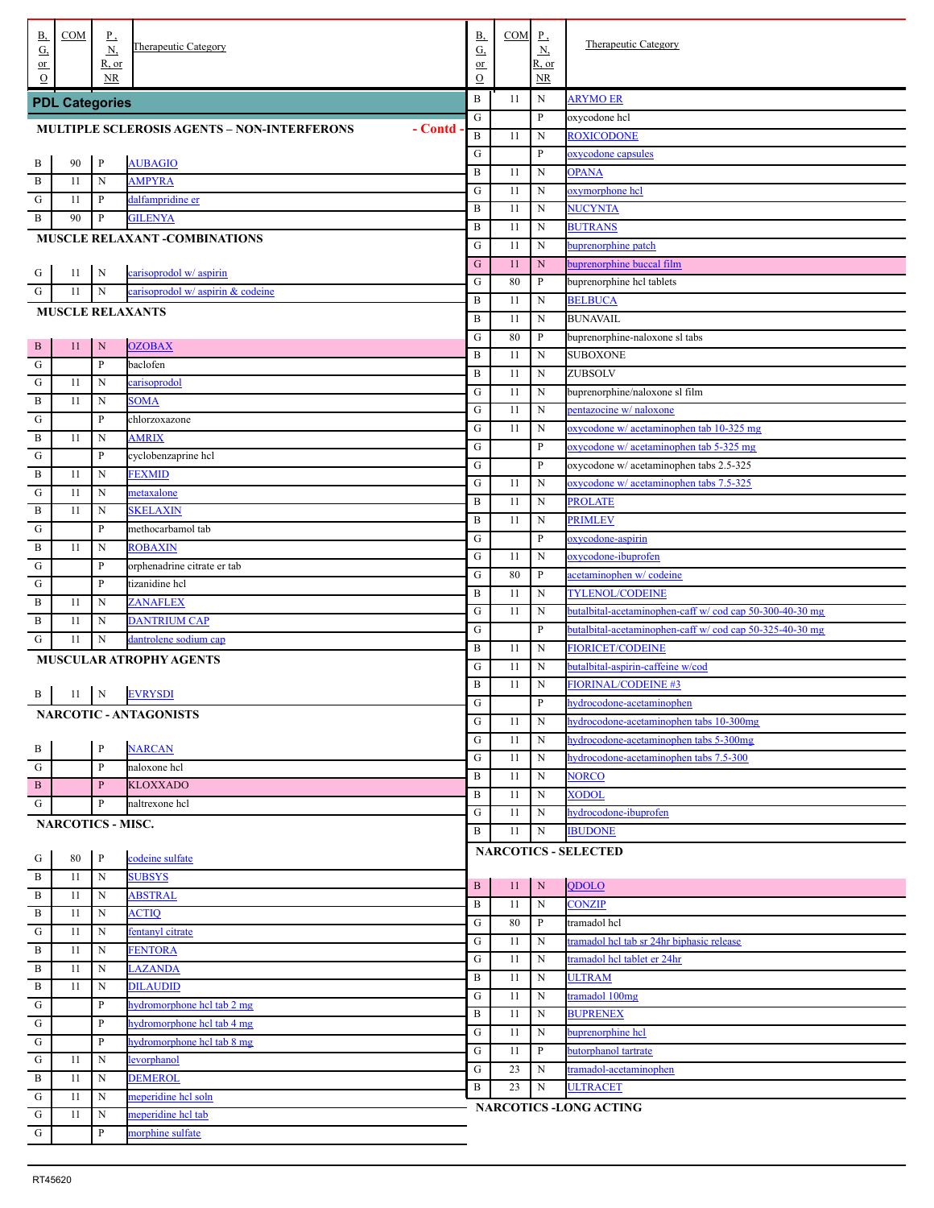| B, G, or O | COM | P, N, R, or NR | Therapeutic Category |
|---|---|---|---|

## PDL Categories

### MULTIPLE SCLEROSIS AGENTS – NON-INTERFERONS - Contd -

| B, G, or O | COM | P, N, R, or NR | Therapeutic Category |
|---|---|---|---|
| B | 90 | P | AUBAGIO |
| B | 11 | N | AMPYRA |
| G | 11 | P | dalfampridine er |
| B | 90 | P | GILENYA |

### MUSCLE RELAXANT -COMBINATIONS

| B, G, or O | COM | P, N, R, or NR | Therapeutic Category |
|---|---|---|---|
| G | 11 | N | carisoprodol w/ aspirin |
| G | 11 | N | carisoprodol w/ aspirin & codeine |

### MUSCLE RELAXANTS

| B, G, or O | COM | P, N, R, or NR | Therapeutic Category |
|---|---|---|---|
| B | 11 | N | OZOBAX |
| G | | P | baclofen |
| G | 11 | N | carisoprodol |
| B | 11 | N | SOMA |
| G | | P | chlorzoxazone |
| B | 11 | N | AMRIX |
| G | | P | cyclobenzaprine hcl |
| B | 11 | N | FEXMID |
| G | 11 | N | metaxalone |
| B | 11 | N | SKELAXIN |
| G | | P | methocarbamol tab |
| B | 11 | N | ROBAXIN |
| G | | P | orphenadrine citrate er tab |
| G | | P | tizanidine hcl |
| B | 11 | N | ZANAFLEX |
| B | 11 | N | DANTRIUM CAP |
| G | 11 | N | dantrolene sodium cap |

### MUSCULAR ATROPHY AGENTS

| B, G, or O | COM | P, N, R, or NR | Therapeutic Category |
|---|---|---|---|
| B | 11 | N | EVRYSDI |

### NARCOTIC - ANTAGONISTS

| B, G, or O | COM | P, N, R, or NR | Therapeutic Category |
|---|---|---|---|
| B | | P | NARCAN |
| G | | P | naloxone hcl |
| B | | P | KLOXXADO |
| G | | P | naltrexone hcl |

### NARCOTICS - MISC.

| B, G, or O | COM | P, N, R, or NR | Therapeutic Category |
|---|---|---|---|
| G | 80 | P | codeine sulfate |
| B | 11 | N | SUBSYS |
| B | 11 | N | ABSTRAL |
| B | 11 | N | ACTIQ |
| G | 11 | N | fentanyl citrate |
| B | 11 | N | FENTORA |
| B | 11 | N | LAZANDA |
| B | 11 | N | DILAUDID |
| G | | P | hydromorphone hcl tab 2 mg |
| G | | P | hydromorphone hcl tab 4 mg |
| G | | P | hydromorphone hcl tab 8 mg |
| G | 11 | N | levorphanol |
| B | 11 | N | DEMEROL |
| G | 11 | N | meperidine hcl soln |
| G | 11 | N | meperidine hcl tab |
| G | | P | morphine sulfate |
| B | 11 | N | ARYMO ER |
| G | | P | oxycodone hcl |
| B | 11 | N | ROXICODONE |
| G | | P | oxycodone capsules |
| B | 11 | N | OPANA |
| G | 11 | N | oxymorphone hcl |
| B | 11 | N | NUCYNTA |
| B | 11 | N | BUTRANS |
| G | 11 | N | buprenorphine patch |
| G | 11 | N | buprenorphine buccal film |
| G | 80 | P | buprenorphine hcl tablets |
| B | 11 | N | BELBUCA |
| B | 11 | N | BUNAVAIL |
| G | 80 | P | buprenorphine-naloxone sl tabs |
| B | 11 | N | SUBOXONE |
| B | 11 | N | ZUBSOLV |
| G | 11 | N | buprenorphine/naloxone sl film |
| G | 11 | N | pentazocine w/ naloxone |
| G | 11 | N | oxycodone w/ acetaminophen tab 10-325 mg |
| G | | P | oxycodone w/ acetaminophen tab 5-325 mg |
| G | | P | oxycodone w/ acetaminophen tabs 2.5-325 |
| G | 11 | N | oxycodone w/ acetaminophen tabs 7.5-325 |
| B | 11 | N | PROLATE |
| B | 11 | N | PRIMLEV |
| G | | P | oxycodone-aspirin |
| G | 11 | N | oxycodone-ibuprofen |
| G | 80 | P | acetaminophen w/ codeine |
| B | 11 | N | TYLENOL/CODEINE |
| G | 11 | N | butalbital-acetaminophen-caff w/ cod cap 50-300-40-30 mg |
| G | | P | butalbital-acetaminophen-caff w/ cod cap 50-325-40-30 mg |
| B | 11 | N | FIORICET/CODEINE |
| G | 11 | N | butalbital-aspirin-caffeine w/cod |
| B | 11 | N | FIORINAL/CODEINE #3 |
| G | | P | hydrocodone-acetaminophen |
| G | 11 | N | hydrocodone-acetaminophen tabs 10-300mg |
| G | 11 | N | hydrocodone-acetaminophen tabs 5-300mg |
| G | 11 | N | hydrocodone-acetaminophen tabs 7.5-300 |
| B | 11 | N | NORCO |
| B | 11 | N | XODOL |
| G | 11 | N | hydrocodone-ibuprofen |
| B | 11 | N | IBUDONE |

### NARCOTICS - SELECTED

| B, G, or O | COM | P, N, R, or NR | Therapeutic Category |
|---|---|---|---|
| B | 11 | N | QDOLO |
| B | 11 | N | CONZIP |
| G | 80 | P | tramadol hcl |
| G | 11 | N | tramadol hcl tab sr 24hr biphasic release |
| G | 11 | N | tramadol hcl tablet er 24hr |
| B | 11 | N | ULTRAM |
| G | 11 | N | tramadol 100mg |
| B | 11 | N | BUPRENEX |
| G | 11 | N | buprenorphine hcl |
| G | 11 | P | butorphanol tartrate |
| G | 23 | N | tramadol-acetaminophen |
| B | 23 | N | ULTRACET |

### NARCOTICS -LONG ACTING

RT45620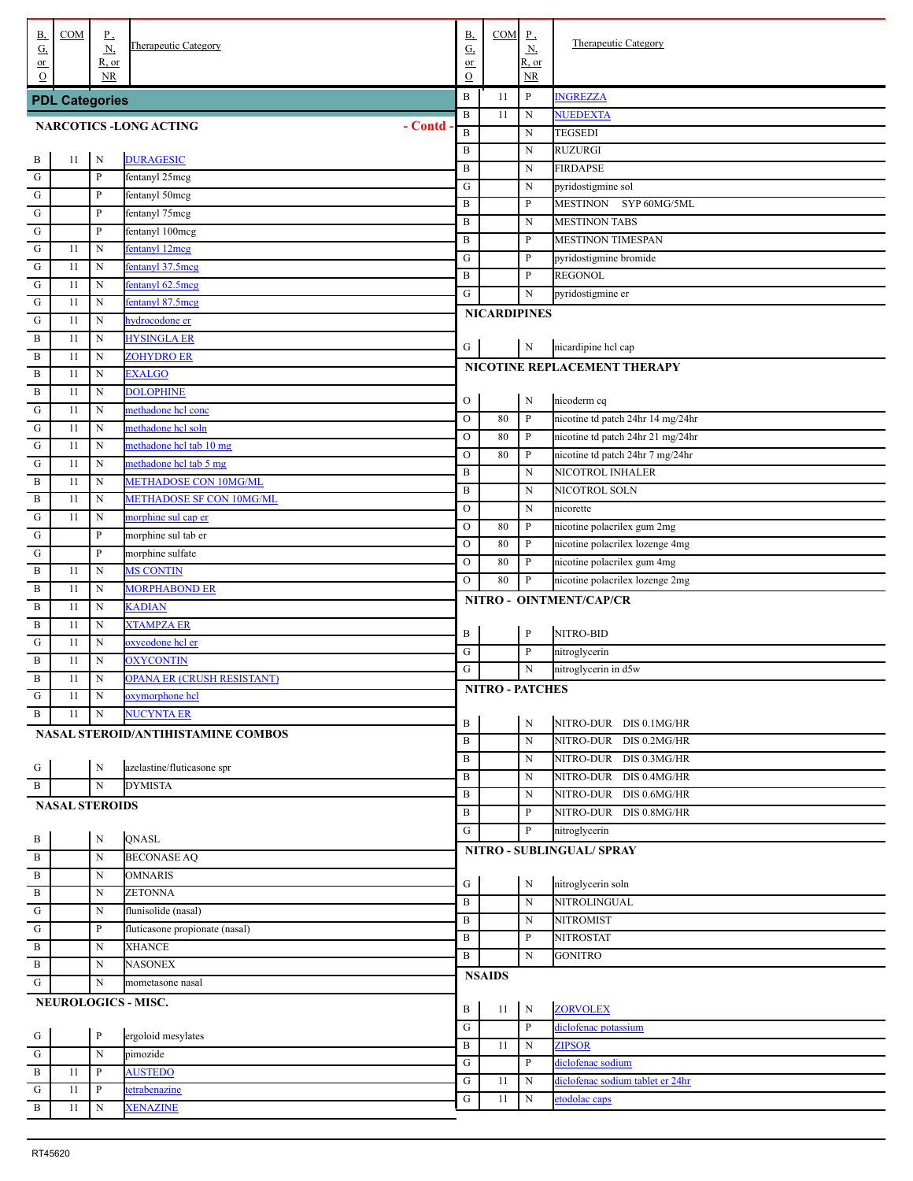| B, G, or O | COM | P, N, R, or NR | Therapeutic Category |
|---|---|---|---|
| **PDL Categories** | | | |
| **NARCOTICS -LONG ACTING** | | | **- Contd -** |
| B | 11 | N | DURAGESIC |
| G | | P | fentanyl 25mcg |
| G | | P | fentanyl 50mcg |
| G | | P | fentanyl 75mcg |
| G | | P | fentanyl 100mcg |
| G | 11 | N | fentanyl 12mcg |
| G | 11 | N | fentanyl 37.5mcg |
| G | 11 | N | fentanyl 62.5mcg |
| G | 11 | N | fentanyl 87.5mcg |
| G | 11 | N | hydrocodone er |
| B | 11 | N | HYSINGLA ER |
| B | 11 | N | ZOHYDRO ER |
| B | 11 | N | EXALGO |
| B | 11 | N | DOLOPHINE |
| G | 11 | N | methadone hcl conc |
| G | 11 | N | methadone hcl soln |
| G | 11 | N | methadone hcl tab 10 mg |
| G | 11 | N | methadone hcl tab 5 mg |
| B | 11 | N | METHADOSE CON 10MG/ML |
| B | 11 | N | METHADOSE SF CON 10MG/ML |
| G | 11 | N | morphine sul cap er |
| G | | P | morphine sul tab er |
| G | | P | morphine sulfate |
| B | 11 | N | MS CONTIN |
| B | 11 | N | MORPHABOND ER |
| B | 11 | N | KADIAN |
| B | 11 | N | XTAMPZA ER |
| G | 11 | N | oxycodone hcl er |
| B | 11 | N | OXYCONTIN |
| B | 11 | N | OPANA ER (CRUSH RESISTANT) |
| G | 11 | N | oxymorphone hcl |
| B | 11 | N | NUCYNTA ER |
| **NASAL STEROID/ANTIHISTAMINE COMBOS** | | | |
| G | | N | azelastine/fluticasone spr |
| B | | N | DYMISTA |
| **NASAL STEROIDS** | | | |
| B | | N | QNASL |
| B | | N | BECONASE AQ |
| B | | N | OMNARIS |
| B | | N | ZETONNA |
| G | | N | flunisolide (nasal) |
| G | | P | fluticasone propionate (nasal) |
| B | | N | XHANCE |
| B | | N | NASONEX |
| G | | N | mometasone nasal |
| **NEUROLOGICS - MISC.** | | | |
| G | | P | ergoloid mesylates |
| G | | N | pimozide |
| B | 11 | P | AUSTEDO |
| G | 11 | P | tetrabenazine |
| B | 11 | N | XENAZINE |
| B | 11 | P | INGREZZA |
| B | 11 | N | NUEDEXTA |
| B | | N | TEGSEDI |
| B | | N | RUZURGI |
| B | | N | FIRDAPSE |
| G | | N | pyridostigmine sol |
| B | | P | MESTINON SYP 60MG/5ML |
| B | | N | MESTINON TABS |
| B | | P | MESTINON TIMESPAN |
| G | | P | pyridostigmine bromide |
| B | | P | REGONOL |
| G | | N | pyridostigmine er |
| **NICARDIPINES** | | | |
| G | | N | nicardipine hcl cap |
| **NICOTINE REPLACEMENT THERAPY** | | | |
| O | | N | nicoderm cq |
| O | 80 | P | nicotine td patch 24hr 14 mg/24hr |
| O | 80 | P | nicotine td patch 24hr 21 mg/24hr |
| O | 80 | P | nicotine td patch 24hr 7 mg/24hr |
| B | | N | NICOTROL INHALER |
| B | | N | NICOTROL SOLN |
| O | | N | nicorette |
| O | 80 | P | nicotine polacrilex gum 2mg |
| O | 80 | P | nicotine polacrilex lozenge 4mg |
| O | 80 | P | nicotine polacrilex gum 4mg |
| O | 80 | P | nicotine polacrilex lozenge 2mg |
| **NITRO - OINTMENT/CAP/CR** | | | |
| B | | P | NITRO-BID |
| G | | P | nitroglycerin |
| G | | N | nitroglycerin in d5w |
| **NITRO - PATCHES** | | | |
| B | | N | NITRO-DUR DIS 0.1MG/HR |
| B | | N | NITRO-DUR DIS 0.2MG/HR |
| B | | N | NITRO-DUR DIS 0.3MG/HR |
| B | | N | NITRO-DUR DIS 0.4MG/HR |
| B | | N | NITRO-DUR DIS 0.6MG/HR |
| B | | P | NITRO-DUR DIS 0.8MG/HR |
| G | | P | nitroglycerin |
| **NITRO - SUBLINGUAL/ SPRAY** | | | |
| G | | N | nitroglycerin soln |
| B | | N | NITROLINGUAL |
| B | | N | NITROMIST |
| B | | P | NITROSTAT |
| B | | N | GONITRO |
| **NSAIDS** | | | |
| B | 11 | N | ZORVOLEX |
| G | | P | diclofenac potassium |
| B | 11 | N | ZIPSOR |
| G | | P | diclofenac sodium |
| G | 11 | N | diclofenac sodium tablet er 24hr |
| G | 11 | N | etodolac caps |

RT45620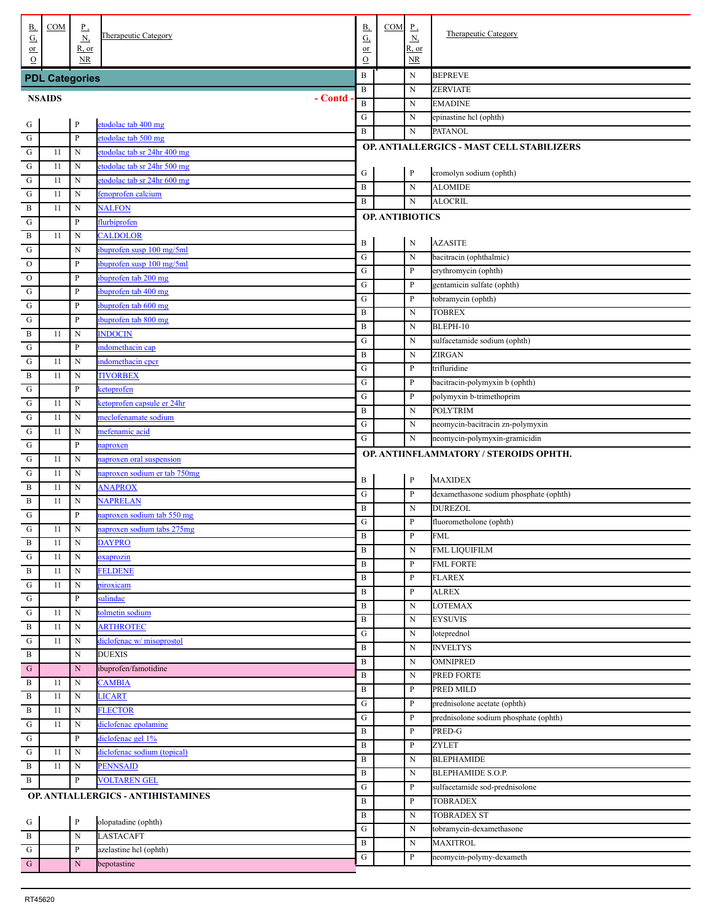## PDL Categories

### NSAIDS - Contd -

| B, G, or O | COM | P, N, R, or NR | Therapeutic Category |
|---|---|---|---|
| G | | P | etodolac tab 400 mg |
| G | | P | etodolac tab 500 mg |
| G | 11 | N | etodolac tab sr 24hr 400 mg |
| G | 11 | N | etodolac tab sr 24hr 500 mg |
| G | 11 | N | etodolac tab sr 24hr 600 mg |
| G | 11 | N | fenoprofen calcium |
| B | 11 | N | NALFON |
| G | | P | flurbiprofen |
| B | 11 | N | CALDOLOR |
| G | | N | ibuprofen susp 100 mg/5ml |
| O | | P | ibuprofen susp 100 mg/5ml |
| O | | P | ibuprofen tab 200 mg |
| G | | P | ibuprofen tab 400 mg |
| G | | P | ibuprofen tab 600 mg |
| G | | P | ibuprofen tab 800 mg |
| B | 11 | N | INDOCIN |
| G | | P | indomethacin cap |
| G | 11 | N | indomethacin cpcr |
| B | 11 | N | TIVORBEX |
| G | | P | ketoprofen |
| G | 11 | N | ketoprofen capsule er 24hr |
| G | 11 | N | meclofenamate sodium |
| G | 11 | N | mefenamic acid |
| G | | P | naproxen |
| G | 11 | N | naproxen oral suspension |
| G | 11 | N | naproxen sodium er tab 750mg |
| B | 11 | N | ANAPROX |
| B | 11 | N | NAPRELAN |
| G | | P | naproxen sodium tab 550 mg |
| G | 11 | N | naproxen sodium tabs 275mg |
| B | 11 | N | DAYPRO |
| G | 11 | N | oxaprozin |
| B | 11 | N | FELDENE |
| G | 11 | N | piroxicam |
| G | | P | sulindac |
| G | 11 | N | tolmetin sodium |
| B | 11 | N | ARTHROTEC |
| G | 11 | N | diclofenac w/ misoprostol |
| B | | N | DUEXIS |
| G | | N | ibuprofen/famotidine |
| B | 11 | N | CAMBIA |
| B | 11 | N | LICART |
| B | 11 | N | FLECTOR |
| G | 11 | N | diclofenac epolamine |
| G | | P | diclofenac gel 1% |
| G | 11 | N | diclofenac sodium (topical) |
| B | 11 | N | PENNSAID |
| B | | P | VOLTAREN GEL |

### OP. ANTIALLERGICS - ANTIHISTAMINES

| B, G, or O | COM | P, N, R, or NR | Therapeutic Category |
|---|---|---|---|
| G | | P | olopatadine (ophth) |
| B | | N | LASTACAFT |
| G | | P | azelastine hcl (ophth) |
| G | | N | bepotastine |
| B | | N | BEPREVE |
| B | | N | ZERVIATE |
| B | | N | EMADINE |
| G | | N | epinastine hcl (ophth) |
| B | | N | PATANOL |

### OP. ANTIALLERGICS - MAST CELL STABILIZERS

| B, G, or O | COM | P, N, R, or NR | Therapeutic Category |
|---|---|---|---|
| G | | P | cromolyn sodium (ophth) |
| B | | N | ALOMIDE |
| B | | N | ALOCRIL |

### OP. ANTIBIOTICS

| B, G, or O | COM | P, N, R, or NR | Therapeutic Category |
|---|---|---|---|
| B | | N | AZASITE |
| G | | N | bacitracin (ophthalmic) |
| G | | P | erythromycin (ophth) |
| G | | P | gentamicin sulfate (ophth) |
| G | | P | tobramycin (ophth) |
| B | | N | TOBREX |
| B | | N | BLEPH-10 |
| G | | N | sulfacetamide sodium (ophth) |
| B | | N | ZIRGAN |
| G | | P | trifluridine |
| G | | P | bacitracin-polymyxin b (ophth) |
| G | | P | polymyxin b-trimethoprim |
| B | | N | POLYTRIM |
| G | | N | neomycin-bacitracin zn-polymyxin |
| G | | N | neomycin-polymyxin-gramicidin |

### OP. ANTIINFLAMMATORY / STEROIDS OPHTH.

| B, G, or O | COM | P, N, R, or NR | Therapeutic Category |
|---|---|---|---|
| B | | P | MAXIDEX |
| G | | P | dexamethasone sodium phosphate (ophth) |
| B | | N | DUREZOL |
| G | | P | fluorometholone (ophth) |
| B | | P | FML |
| B | | N | FML LIQUIFILM |
| B | | P | FML FORTE |
| B | | P | FLAREX |
| B | | P | ALREX |
| B | | N | LOTEMAX |
| B | | N | EYSUVIS |
| G | | N | loteprednol |
| B | | N | INVELTYS |
| B | | N | OMNIPRED |
| B | | N | PRED FORTE |
| B | | P | PRED MILD |
| G | | P | prednisolone acetate (ophth) |
| G | | P | prednisolone sodium phosphate (ophth) |
| B | | P | PRED-G |
| B | | P | ZYLET |
| B | | N | BLEPHAMIDE |
| B | | N | BLEPHAMIDE S.O.P. |
| G | | P | sulfacetamide sod-prednisolone |
| B | | P | TOBRADEX |
| B | | N | TOBRADEX ST |
| G | | N | tobramycin-dexamethasone |
| B | | N | MAXITROL |
| G | | P | neomycin-polymy-dexameth |

RT45620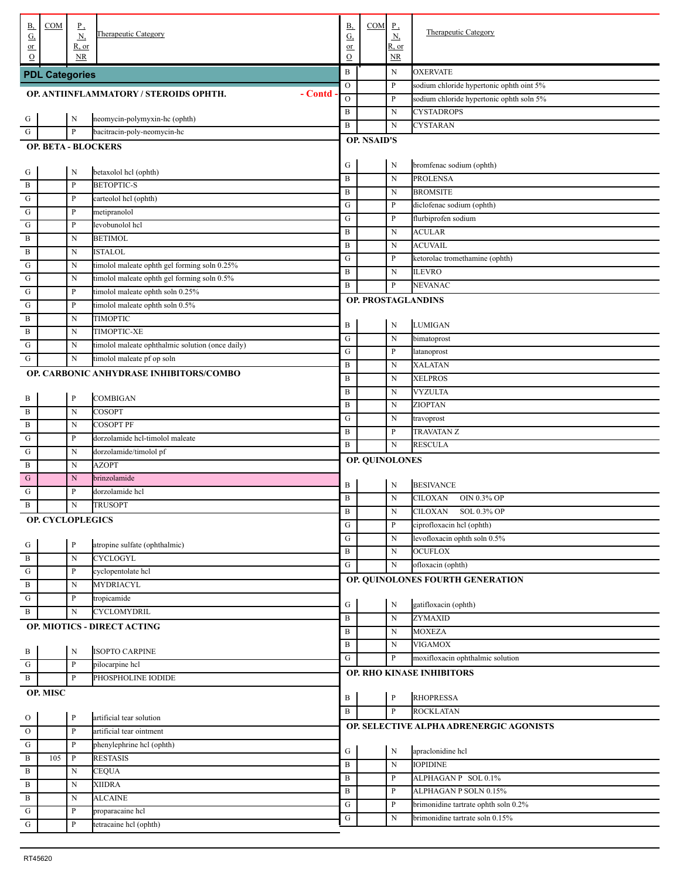| B, G, or O | COM | P, N, R, or NR | Therapeutic Category |
|---|---|---|---|
| **PDL Categories** | | | |
| **OP. ANTIINFLAMMATORY / STEROIDS OPHTH. - Contd -** | | | |
| G | | N | neomycin-polymyxin-hc (ophth) |
| G | | P | bacitracin-poly-neomycin-hc |
| **OP. BETA - BLOCKERS** | | | |
| G | | N | betaxolol hcl (ophth) |
| B | | P | BETOPTIC-S |
| G | | P | carteolol hcl (ophth) |
| G | | P | metipranolol |
| G | | P | levobunolol hcl |
| B | | N | BETIMOL |
| B | | N | ISTALOL |
| G | | N | timolol maleate ophth gel forming soln 0.25% |
| G | | N | timolol maleate ophth gel forming soln 0.5% |
| G | | P | timolol maleate ophth soln 0.25% |
| G | | P | timolol maleate ophth soln 0.5% |
| B | | N | TIMOPTIC |
| B | | N | TIMOPTIC-XE |
| G | | N | timolol maleate ophthalmic solution (once daily) |
| G | | N | timolol maleate pf op soln |
| **OP. CARBONIC ANHYDRASE INHIBITORS/COMBO** | | | |
| B | | P | COMBIGAN |
| B | | N | COSOPT |
| B | | N | COSOPT PF |
| G | | P | dorzolamide hcl-timolol maleate |
| G | | N | dorzolamide/timolol pf |
| B | | N | AZOPT |
| G | | N | brinzolamide |
| G | | P | dorzolamide hcl |
| B | | N | TRUSOPT |
| **OP. CYCLOPLEGICS** | | | |
| G | | P | atropine sulfate (ophthalmic) |
| B | | N | CYCLOGYL |
| G | | P | cyclopentolate hcl |
| B | | N | MYDRIACYL |
| G | | P | tropicamide |
| B | | N | CYCLOMYDRIL |
| **OP. MIOTICS - DIRECT ACTING** | | | |
| B | | N | ISOPTO CARPINE |
| G | | P | pilocarpine hcl |
| B | | P | PHOSPHOLINE IODIDE |
| **OP. MISC** | | | |
| O | | P | artificial tear solution |
| O | | P | artificial tear ointment |
| G | | P | phenylephrine hcl (ophth) |
| B | 105 | P | RESTASIS |
| B | | N | CEQUA |
| B | | N | XIIDRA |
| B | | N | ALCAINE |
| G | | P | proparacaine hcl |
| G | | P | tetracaine hcl (ophth) |
| B | | N | OXERVATE |
| O | | P | sodium chloride hypertonic ophth oint 5% |
| O | | P | sodium chloride hypertonic ophth soln 5% |
| B | | N | CYSTADROPS |
| B | | N | CYSTARAN |
| **OP. NSAID'S** | | | |
| G | | N | bromfenac sodium (ophth) |
| B | | N | PROLENSA |
| B | | N | BROMSITE |
| G | | P | diclofenac sodium (ophth) |
| G | | P | flurbiprofen sodium |
| B | | N | ACULAR |
| B | | N | ACUVAIL |
| G | | P | ketorolac tromethamine (ophth) |
| B | | N | ILEVRO |
| B | | P | NEVANAC |
| **OP. PROSTAGLANDINS** | | | |
| B | | N | LUMIGAN |
| G | | N | bimatoprost |
| G | | P | latanoprost |
| B | | N | XALATAN |
| B | | N | XELPROS |
| B | | N | VYZULTA |
| B | | N | ZIOPTAN |
| G | | N | travoprost |
| B | | P | TRAVATAN Z |
| B | | N | RESCULA |
| **OP. QUINOLONES** | | | |
| B | | N | BESIVANCE |
| B | | N | CILOXAN OIN 0.3% OP |
| B | | N | CILOXAN SOL 0.3% OP |
| G | | P | ciprofloxacin hcl (ophth) |
| G | | N | levofloxacin ophth soln 0.5% |
| B | | N | OCUFLOX |
| G | | N | ofloxacin (ophth) |
| **OP. QUINOLONES FOURTH GENERATION** | | | |
| G | | N | gatifloxacin (ophth) |
| B | | N | ZYMAXID |
| B | | N | MOXEZA |
| B | | N | VIGAMOX |
| G | | P | moxifloxacin ophthalmic solution |
| **OP. RHO KINASE INHIBITORS** | | | |
| B | | P | RHOPRESSA |
| B | | P | ROCKLATAN |
| **OP. SELECTIVE ALPHA ADRENERGIC AGONISTS** | | | |
| G | | N | apraclonidine hcl |
| B | | N | IOPIDINE |
| B | | P | ALPHAGAN P SOL 0.1% |
| B | | P | ALPHAGAN P SOLN 0.15% |
| G | | P | brimonidine tartrate ophth soln 0.2% |
| G | | N | brimonidine tartrate soln 0.15% |

RT45620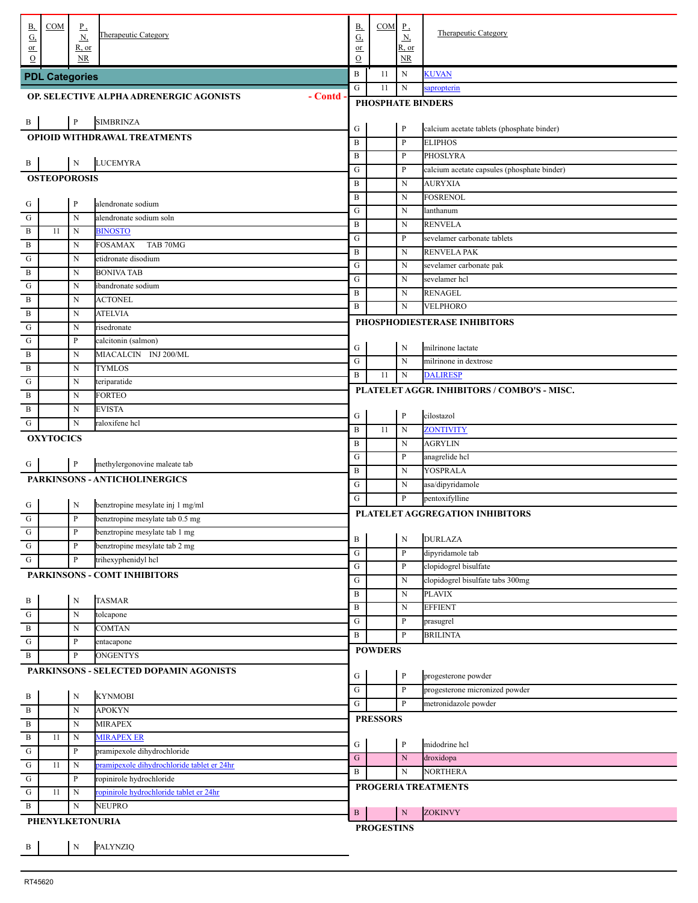| B, G, or O | COM | P, N, R, or NR | Therapeutic Category |
|---|---|---|---|
| **PDL Categories** | | | |
| **OP. SELECTIVE ALPHA ADRENERGIC AGONISTS - Contd -** | | | |
| B | | P | SIMBRINZA |
| **OPIOID WITHDRAWAL TREATMENTS** | | | |
| B | | N | LUCEMYRA |
| **OSTEOPOROSIS** | | | |
| G | | P | alendronate sodium |
| G | | N | alendronate sodium soln |
| B | 11 | N | BINOSTO |
| B | | N | FOSAMAX TAB 70MG |
| G | | N | etidronate disodium |
| B | | N | BONIVA TAB |
| G | | N | ibandronate sodium |
| B | | N | ACTONEL |
| B | | N | ATELVIA |
| G | | N | risedronate |
| G | | P | calcitonin (salmon) |
| B | | N | MIACALCIN INJ 200/ML |
| B | | N | TYMLOS |
| G | | N | teriparatide |
| B | | N | FORTEO |
| B | | N | EVISTA |
| G | | N | raloxifene hcl |
| **OXYTOCICS** | | | |
| G | | P | methylergonovine maleate tab |
| **PARKINSONS - ANTICHOLINERGICS** | | | |
| G | | N | benztropine mesylate inj 1 mg/ml |
| G | | P | benztropine mesylate tab 0.5 mg |
| G | | P | benztropine mesylate tab 1 mg |
| G | | P | benztropine mesylate tab 2 mg |
| G | | P | trihexyphenidyl hcl |
| **PARKINSONS - COMT INHIBITORS** | | | |
| B | | N | TASMAR |
| G | | N | tolcapone |
| B | | N | COMTAN |
| G | | P | entacapone |
| B | | P | ONGENTYS |
| **PARKINSONS - SELECTED DOPAMIN AGONISTS** | | | |
| B | | N | KYNMOBI |
| B | | N | APOKYN |
| B | | N | MIRAPEX |
| B | 11 | N | MIRAPEX ER |
| G | | P | pramipexole dihydrochloride |
| G | 11 | N | pramipexole dihydrochloride tablet er 24hr |
| G | | P | ropinirole hydrochloride |
| G | 11 | N | ropinirole hydrochloride tablet er 24hr |
| B | | N | NEUPRO |
| **PHENYLKETONURIA** | | | |
| B | | N | PALYNZIQ |
| B | 11 | N | KUVAN |
| G | 11 | N | sapropterin |
| **PHOSPHATE BINDERS** | | | |
| G | | P | calcium acetate tablets (phosphate binder) |
| B | | P | ELIPHOS |
| B | | P | PHOSLYRA |
| G | | P | calcium acetate capsules (phosphate binder) |
| B | | N | AURYXIA |
| B | | N | FOSRENOL |
| G | | N | lanthanum |
| B | | N | RENVELA |
| G | | P | sevelamer carbonate tablets |
| B | | N | RENVELA PAK |
| G | | N | sevelamer carbonate pak |
| G | | N | sevelamer hcl |
| B | | N | RENAGEL |
| B | | N | VELPHORO |
| **PHOSPHODIESTERASE INHIBITORS** | | | |
| G | | N | milrinone lactate |
| G | | N | milrinone in dextrose |
| B | 11 | N | DALIRESP |
| **PLATELET AGGR. INHIBITORS / COMBO'S - MISC.** | | | |
| G | | P | cilostazol |
| B | 11 | N | ZONTIVITY |
| B | | N | AGRYLIN |
| G | | P | anagrelide hcl |
| B | | N | YOSPRALA |
| G | | N | asa/dipyridamole |
| G | | P | pentoxifylline |
| **PLATELET AGGREGATION INHIBITORS** | | | |
| B | | N | DURLAZA |
| G | | P | dipyridamole tab |
| G | | P | clopidogrel bisulfate |
| G | | N | clopidogrel bisulfate tabs 300mg |
| B | | N | PLAVIX |
| B | | N | EFFIENT |
| G | | P | prasugrel |
| B | | P | BRILINTA |
| **POWDERS** | | | |
| G | | P | progesterone powder |
| G | | P | progesterone micronized powder |
| G | | P | metronidazole powder |
| **PRESSORS** | | | |
| G | | P | midodrine hcl |
| G | | N | droxidopa |
| B | | N | NORTHERA |
| **PROGERIA TREATMENTS** | | | |
| B | | N | ZOKINVY |
| **PROGESTINS** | | | |

RT45620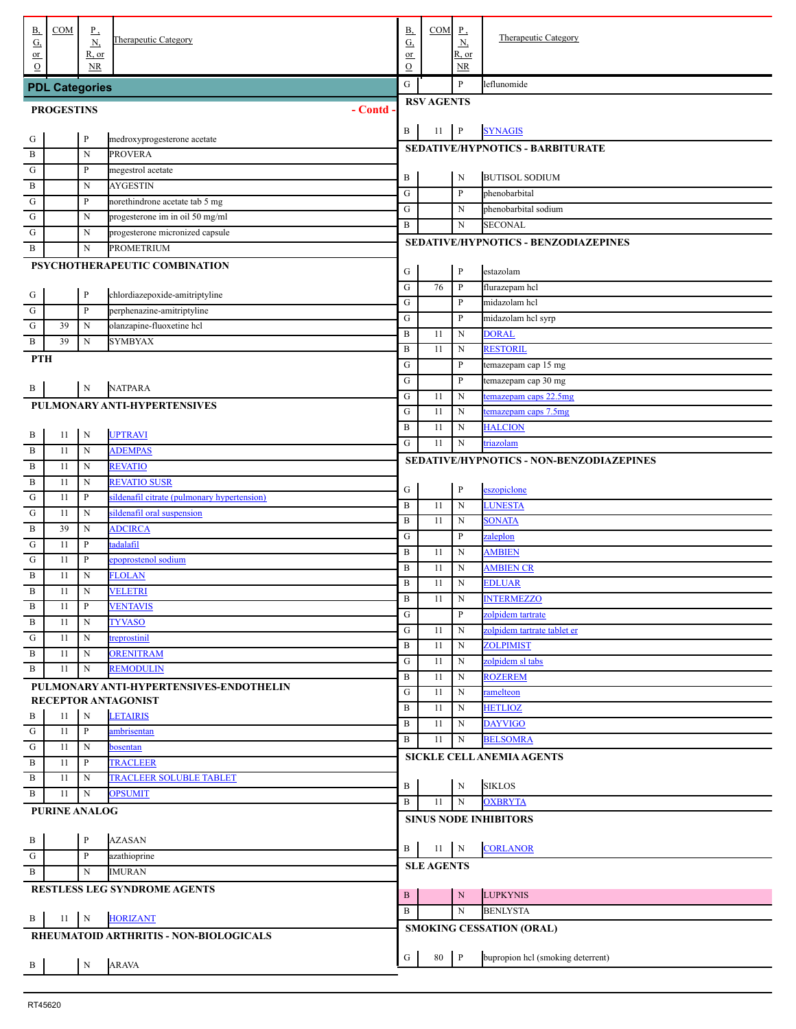| B, G, or O | COM | P, N, R, or NR | Therapeutic Category |
|---|---|---|---|
| **PDL Categories** | | | |
| **PROGESTINS** - Contd - | | | |
| G | | P | medroxyprogesterone acetate |
| B | | N | PROVERA |
| G | | P | megestrol acetate |
| B | | N | AYGESTIN |
| G | | P | norethindrone acetate tab 5 mg |
| G | | N | progesterone im in oil 50 mg/ml |
| G | | N | progesterone micronized capsule |
| B | | N | PROMETRIUM |
| **PSYCHOTHERAPEUTIC COMBINATION** | | | |
| G | | P | chlordiazepoxide-amitriptyline |
| G | | P | perphenazine-amitriptyline |
| G | 39 | N | olanzapine-fluoxetine hcl |
| B | 39 | N | SYMBYAX |
| **PTH** | | | |
| B | | N | NATPARA |
| **PULMONARY ANTI-HYPERTENSIVES** | | | |
| B | 11 | N | UPTRAVI |
| B | 11 | N | ADEMPAS |
| B | 11 | N | REVATIO |
| B | 11 | N | REVATIO SUSR |
| G | 11 | P | sildenafil citrate (pulmonary hypertension) |
| G | 11 | N | sildenafil oral suspension |
| B | 39 | N | ADCIRCA |
| G | 11 | P | tadalafil |
| G | 11 | P | epoprostenol sodium |
| B | 11 | N | FLOLAN |
| B | 11 | N | VELETRI |
| B | 11 | P | VENTAVIS |
| B | 11 | N | TYVASO |
| G | 11 | N | treprostinil |
| B | 11 | N | ORENITRAM |
| B | 11 | N | REMODULIN |
| **PULMONARY ANTI-HYPERTENSIVES-ENDOTHELIN RECEPTOR ANTAGONIST** | | | |
| B | 11 | N | LETAIRIS |
| G | 11 | P | ambrisentan |
| G | 11 | N | bosentan |
| B | 11 | P | TRACLEER |
| B | 11 | N | TRACLEER SOLUBLE TABLET |
| B | 11 | N | OPSUMIT |
| **PURINE ANALOG** | | | |
| B | | P | AZASAN |
| G | | P | azathioprine |
| B | | N | IMURAN |
| **RESTLESS LEG SYNDROME AGENTS** | | | |
| B | 11 | N | HORIZANT |
| **RHEUMATOID ARTHRITIS - NON-BIOLOGICALS** | | | |
| B | | N | ARAVA |
| G | | P | leflunomide |
| **RSV AGENTS** | | | |
| B | 11 | P | SYNAGIS |
| **SEDATIVE/HYPNOTICS - BARBITURATE** | | | |
| B | | N | BUTISOL SODIUM |
| G | | P | phenobarbital |
| G | | N | phenobarbital sodium |
| B | | N | SECONAL |
| **SEDATIVE/HYPNOTICS - BENZODIAZEPINES** | | | |
| G | | P | estazolam |
| G | 76 | P | flurazepam hcl |
| G | | P | midazolam hcl |
| G | | P | midazolam hcl syrp |
| B | 11 | N | DORAL |
| B | 11 | N | RESTORIL |
| G | | P | temazepam cap 15 mg |
| G | | P | temazepam cap 30 mg |
| G | 11 | N | temazepam caps 22.5mg |
| G | 11 | N | temazepam caps 7.5mg |
| B | 11 | N | HALCION |
| G | 11 | N | triazolam |
| **SEDATIVE/HYPNOTICS - NON-BENZODIAZEPINES** | | | |
| G | | P | eszopiclone |
| B | 11 | N | LUNESTA |
| B | 11 | N | SONATA |
| G | | P | zaleplon |
| B | 11 | N | AMBIEN |
| B | 11 | N | AMBIEN CR |
| B | 11 | N | EDLUAR |
| B | 11 | N | INTERMEZZO |
| G | | P | zolpidem tartrate |
| G | 11 | N | zolpidem tartrate tablet er |
| B | 11 | N | ZOLPIMIST |
| G | 11 | N | zolpidem sl tabs |
| B | 11 | N | ROZEREM |
| G | 11 | N | ramelteon |
| B | 11 | N | HETLIOZ |
| B | 11 | N | DAYVIGO |
| B | 11 | N | BELSOMRA |
| **SICKLE CELL ANEMIA AGENTS** | | | |
| B | | N | SIKLOS |
| B | 11 | N | OXBRYTA |
| **SINUS NODE INHIBITORS** | | | |
| B | 11 | N | CORLANOR |
| **SLE AGENTS** | | | |
| B | | N | LUPKYNIS |
| B | | N | BENLYSTA |
| **SMOKING CESSATION (ORAL)** | | | |
| G | 80 | P | bupropion hcl (smoking deterrent) |

RT45620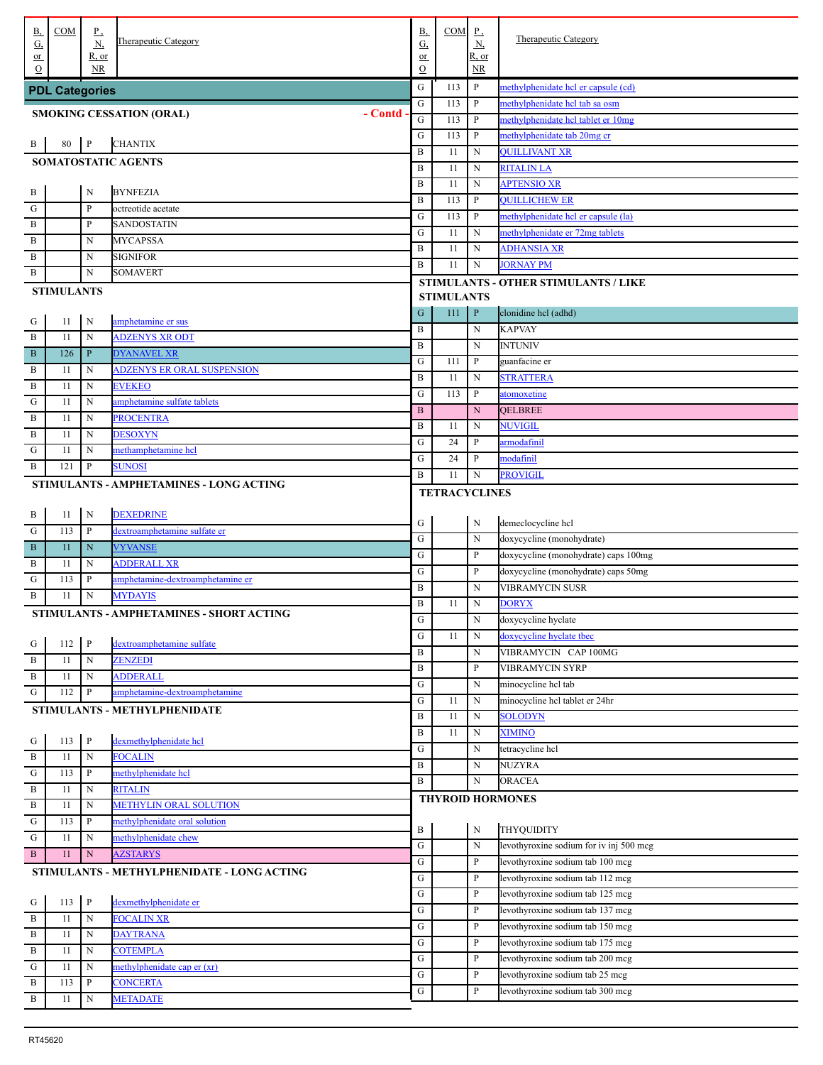## PDL Categories

### SMOKING CESSATION (ORAL) - Contd -

| B, G, or O | COM | P, N, R, or NR | Therapeutic Category |
|---|---|---|---|
| B | 80 | P | CHANTIX |

### SOMATOSTATIC AGENTS

| B, G, or O | COM | P, N, R, or NR | Therapeutic Category |
|---|---|---|---|
| B | | N | BYNFEZIA |
| G | | P | octreotide acetate |
| B | | P | SANDOSTATIN |
| B | | N | MYCAPSSA |
| B | | N | SIGNIFOR |
| B | | N | SOMAVERT |

### STIMULANTS

| B, G, or O | COM | P, N, R, or NR | Therapeutic Category |
|---|---|---|---|
| G | 11 | N | amphetamine er sus |
| B | 11 | N | ADZENYS XR ODT |
| B | 126 | P | DYANAVEL XR |
| B | 11 | N | ADZENYS ER ORAL SUSPENSION |
| B | 11 | N | EVEKEO |
| G | 11 | N | amphetamine sulfate tablets |
| B | 11 | N | PROCENTRA |
| B | 11 | N | DESOXYN |
| G | 11 | N | methamphetamine hcl |
| B | 121 | P | SUNOSI |

### STIMULANTS - AMPHETAMINES - LONG ACTING

| B, G, or O | COM | P, N, R, or NR | Therapeutic Category |
|---|---|---|---|
| B | 11 | N | DEXEDRINE |
| G | 113 | P | dextroamphetamine sulfate er |
| B | 11 | N | VYVANSE |
| B | 11 | N | ADDERALL XR |
| G | 113 | P | amphetamine-dextroamphetamine er |
| B | 11 | N | MYDAYIS |

### STIMULANTS - AMPHETAMINES - SHORT ACTING

| B, G, or O | COM | P, N, R, or NR | Therapeutic Category |
|---|---|---|---|
| G | 112 | P | dextroamphetamine sulfate |
| B | 11 | N | ZENZEDI |
| B | 11 | N | ADDERALL |
| G | 112 | P | amphetamine-dextroamphetamine |

### STIMULANTS - METHYLPHENIDATE

| B, G, or O | COM | P, N, R, or NR | Therapeutic Category |
|---|---|---|---|
| G | 113 | P | dexmethylphenidate hcl |
| B | 11 | N | FOCALIN |
| G | 113 | P | methylphenidate hcl |
| B | 11 | N | RITALIN |
| B | 11 | N | METHYLIN ORAL SOLUTION |
| G | 113 | P | methylphenidate oral solution |
| G | 11 | N | methylphenidate chew |
| B | 11 | N | AZSTARYS |

### STIMULANTS - METHYLPHENIDATE - LONG ACTING

| B, G, or O | COM | P, N, R, or NR | Therapeutic Category |
|---|---|---|---|
| G | 113 | P | dexmethylphenidate er |
| B | 11 | N | FOCALIN XR |
| B | 11 | N | DAYTRANA |
| B | 11 | N | COTEMPLA |
| G | 11 | N | methylphenidate cap er (xr) |
| B | 113 | P | CONCERTA |
| B | 11 | N | METADATE |
| G | 113 | P | methylphenidate hcl er capsule (cd) |
| G | 113 | P | methylphenidate hcl tab sa osm |
| G | 113 | P | methylphenidate hcl tablet er 10mg |
| G | 113 | P | methylphenidate tab 20mg cr |
| B | 11 | N | QUILLIVANT XR |
| B | 11 | N | RITALIN LA |
| B | 11 | N | APTENSIO XR |
| B | 113 | P | QUILLICHEW ER |
| G | 113 | P | methylphenidate hcl er capsule (la) |
| G | 11 | N | methylphenidate er 72mg tablets |
| B | 11 | N | ADHANSIA XR |
| B | 11 | N | JORNAY PM |

### STIMULANTS - OTHER STIMULANTS / LIKE STIMULANTS

| B, G, or O | COM | P, N, R, or NR | Therapeutic Category |
|---|---|---|---|
| G | 111 | P | clonidine hcl (adhd) |
| B | | N | KAPVAY |
| B | | N | INTUNIV |
| G | 111 | P | guanfacine er |
| B | 11 | N | STRATTERA |
| G | 113 | P | atomoxetine |
| B | | N | QELBREE |
| B | 11 | N | NUVIGIL |
| G | 24 | P | armodafinil |
| G | 24 | P | modafinil |
| B | 11 | N | PROVIGIL |

### TETRACYCLINES

| B, G, or O | COM | P, N, R, or NR | Therapeutic Category |
|---|---|---|---|
| G | | N | demeclocycline hcl |
| G | | N | doxycycline (monohydrate) |
| G | | P | doxycycline (monohydrate) caps 100mg |
| G | | P | doxycycline (monohydrate) caps 50mg |
| B | | N | VIBRAMYCIN SUSR |
| B | 11 | N | DORYX |
| G | | N | doxycycline hyclate |
| G | 11 | N | doxycycline hyclate tbec |
| B | | N | VIBRAMYCIN CAP 100MG |
| B | | P | VIBRAMYCIN SYRP |
| G | | N | minocycline hcl tab |
| G | 11 | N | minocycline hcl tablet er 24hr |
| B | 11 | N | SOLODYN |
| B | 11 | N | XIMINO |
| G | | N | tetracycline hcl |
| B | | N | NUZYRA |
| B | | N | ORACEA |

### THYROID HORMONES

| B, G, or O | COM | P, N, R, or NR | Therapeutic Category |
|---|---|---|---|
| B | | N | THYQUIDITY |
| G | | N | levothyroxine sodium for iv inj 500 mcg |
| G | | P | levothyroxine sodium tab 100 mcg |
| G | | P | levothyroxine sodium tab 112 mcg |
| G | | P | levothyroxine sodium tab 125 mcg |
| G | | P | levothyroxine sodium tab 137 mcg |
| G | | P | levothyroxine sodium tab 150 mcg |
| G | | P | levothyroxine sodium tab 175 mcg |
| G | | P | levothyroxine sodium tab 200 mcg |
| G | | P | levothyroxine sodium tab 25 mcg |
| G | | P | levothyroxine sodium tab 300 mcg |

RT45620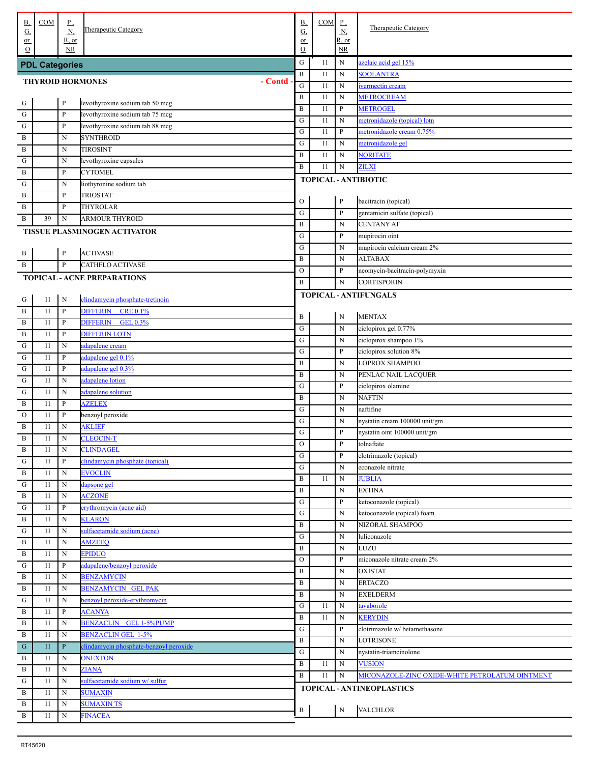| B, G, or O | COM | P, N, R, or NR | Therapeutic Category |
|---|---|---|---|

## PDL Categories

### THYROID HORMONES - Contd -

| B, G, or O | COM | P, N, R, or NR | Therapeutic Category |
|---|---|---|---|
| G | | P | levothyroxine sodium tab 50 mcg |
| G | | P | levothyroxine sodium tab 75 mcg |
| G | | P | levothyroxine sodium tab 88 mcg |
| B | | N | SYNTHROID |
| B | | N | TIROSINT |
| G | | N | levothyroxine capsules |
| B | | P | CYTOMEL |
| G | | N | liothyronine sodium tab |
| B | | P | TRIOSTAT |
| B | | P | THYROLAR |
| B | 39 | N | ARMOUR THYROID |

### TISSUE PLASMINOGEN ACTIVATOR

| B, G, or O | COM | P, N, R, or NR | Therapeutic Category |
|---|---|---|---|
| B | | P | ACTIVASE |
| B | | P | CATHFLO ACTIVASE |

### TOPICAL - ACNE PREPARATIONS

| B, G, or O | COM | P, N, R, or NR | Therapeutic Category |
|---|---|---|---|
| G | 11 | N | clindamycin phosphate-tretinoin |
| B | 11 | P | DIFFERIN CRE 0.1% |
| B | 11 | P | DIFFERIN GEL 0.3% |
| B | 11 | P | DIFFERIN LOTN |
| G | 11 | N | adapalene cream |
| G | 11 | P | adapalene gel 0.1% |
| G | 11 | P | adapalene gel 0.3% |
| G | 11 | N | adapalene lotion |
| G | 11 | N | adapalene solution |
| B | 11 | P | AZELEX |
| O | 11 | P | benzoyl peroxide |
| B | 11 | N | AKLIEF |
| B | 11 | N | CLEOCIN-T |
| B | 11 | N | CLINDAGEL |
| G | 11 | P | clindamycin phosphate (topical) |
| B | 11 | N | EVOCLIN |
| G | 11 | N | dapsone gel |
| B | 11 | N | ACZONE |
| G | 11 | P | erythromycin (acne aid) |
| B | 11 | N | KLARON |
| G | 11 | N | sulfacetamide sodium (acne) |
| B | 11 | N | AMZEEQ |
| B | 11 | N | EPIDUO |
| G | 11 | P | adapalene/benzoyl peroxide |
| B | 11 | N | BENZAMYCIN |
| B | 11 | N | BENZAMYCIN GEL PAK |
| G | 11 | N | benzoyl peroxide-erythromycin |
| B | 11 | P | ACANYA |
| B | 11 | N | BENZACLIN GEL 1-5%PUMP |
| B | 11 | N | BENZACLIN GEL 1-5% |
| G | 11 | P | clindamycin phosphate-benzoyl peroxide |
| B | 11 | N | ONEXTON |
| B | 11 | N | ZIANA |
| G | 11 | N | sulfacetamide sodium w/ sulfur |
| B | 11 | N | SUMAXIN |
| B | 11 | N | SUMAXIN TS |
| B | 11 | N | FINACEA |
| G | 11 | N | azelaic acid gel 15% |
| B | 11 | N | SOOLANTRA |
| G | 11 | N | ivermectin cream |
| B | 11 | N | METROCREAM |
| B | 11 | P | METROGEL |
| G | 11 | N | metronidazole (topical) lotn |
| G | 11 | P | metronidazole cream 0.75% |
| G | 11 | N | metronidazole gel |
| B | 11 | N | NORITATE |
| B | 11 | N | ZILXI |

### TOPICAL - ANTIBIOTIC

| B, G, or O | COM | P, N, R, or NR | Therapeutic Category |
|---|---|---|---|
| O | | P | bacitracin (topical) |
| G | | P | gentamicin sulfate (topical) |
| B | | N | CENTANY AT |
| G | | P | mupirocin oint |
| G | | N | mupirocin calcium cream 2% |
| B | | N | ALTABAX |
| O | | P | neomycin-bacitracin-polymyxin |
| B | | N | CORTISPORIN |

### TOPICAL - ANTIFUNGALS

| B, G, or O | COM | P, N, R, or NR | Therapeutic Category |
|---|---|---|---|
| B | | N | MENTAX |
| G | | N | ciclopirox gel 0.77% |
| G | | N | ciclopirox shampoo 1% |
| G | | P | ciclopirox solution 8% |
| B | | N | LOPROX SHAMPOO |
| B | | N | PENLAC NAIL LACQUER |
| G | | P | ciclopirox olamine |
| B | | N | NAFTIN |
| G | | N | naftifine |
| G | | N | nystatin cream 100000 unit/gm |
| G | | P | nystatin oint 100000 unit/gm |
| O | | P | tolnaftate |
| G | | P | clotrimazole (topical) |
| G | | N | econazole nitrate |
| B | 11 | N | JUBLIA |
| B | | N | EXTINA |
| G | | P | ketoconazole (topical) |
| G | | N | ketoconazole (topical) foam |
| B | | N | NIZORAL SHAMPOO |
| G | | N | luliconazole |
| B | | N | LUZU |
| O | | P | miconazole nitrate cream 2% |
| B | | N | OXISTAT |
| B | | N | ERTACZO |
| B | | N | EXELDERM |
| G | 11 | N | tavaborole |
| B | 11 | N | KERYDIN |
| G | | P | clotrimazole w/ betamethasone |
| B | | N | LOTRISONE |
| G | | N | nystatin-triamcinolone |
| B | 11 | N | VUSION |
| B | 11 | N | MICONAZOLE-ZINC OXIDE-WHITE PETROLATUM OINTMENT |

### TOPICAL - ANTINEOPLASTICS

| B, G, or O | COM | P, N, R, or NR | Therapeutic Category |
|---|---|---|---|
| B | | N | VALCHLOR |

RT45620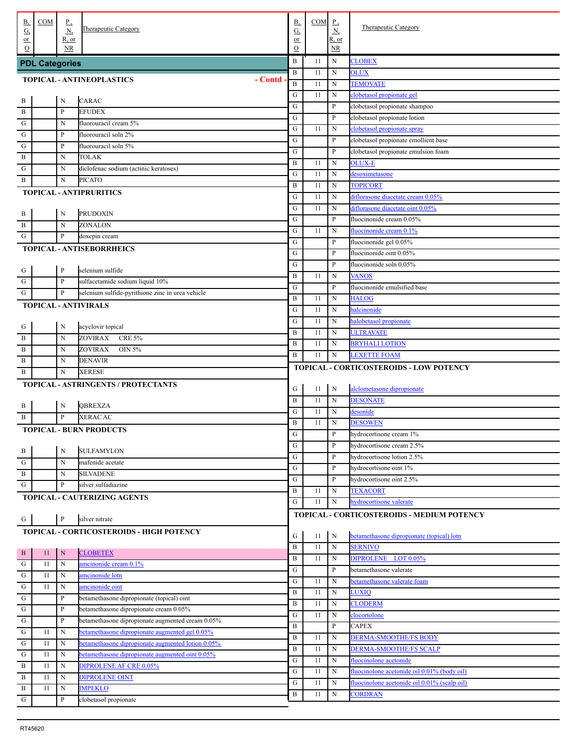## PDL Categories

### TOPICAL - ANTINEOPLASTICS - Contd -

| B, G, or O | COM | P, N, R, or NR | Therapeutic Category |
|---|---|---|---|
| B | | N | CARAC |
| B | | P | EFUDEX |
| G | | N | fluorouracil cream 5% |
| G | | P | fluorouracil soln 2% |
| G | | P | fluorouracil soln 5% |
| B | | N | TOLAK |
| G | | N | diclofenac sodium (actinic keratoses) |
| B | | N | PICATO |

### TOPICAL - ANTIPRURITICS

| B, G, or O | COM | P, N, R, or NR | Therapeutic Category |
|---|---|---|---|
| B | | N | PRUDOXIN |
| B | | N | ZONALON |
| G | | P | doxepin cream |

### TOPICAL - ANTISEBORRHEICS

| B, G, or O | COM | P, N, R, or NR | Therapeutic Category |
|---|---|---|---|
| G | | P | selenium sulfide |
| G | | P | sulfacetamide sodium liquid 10% |
| G | | P | selenium sulfide-pyrithione zinc in urea vehicle |

### TOPICAL - ANTIVIRALS

| B, G, or O | COM | P, N, R, or NR | Therapeutic Category |
|---|---|---|---|
| G | | N | acyclovir topical |
| B | | N | ZOVIRAX CRE 5% |
| B | | N | ZOVIRAX OIN 5% |
| B | | N | DENAVIR |
| B | | N | XERESE |

### TOPICAL - ASTRINGENTS / PROTECTANTS

| B, G, or O | COM | P, N, R, or NR | Therapeutic Category |
|---|---|---|---|
| B | | N | QBREXZA |
| B | | P | XERAC AC |

### TOPICAL - BURN PRODUCTS

| B, G, or O | COM | P, N, R, or NR | Therapeutic Category |
|---|---|---|---|
| B | | N | SULFAMYLON |
| G | | N | mafenide acetate |
| B | | N | SILVADENE |
| G | | P | silver sulfadiazine |

### TOPICAL - CAUTERIZING AGENTS

| B, G, or O | COM | P, N, R, or NR | Therapeutic Category |
|---|---|---|---|
| G | | P | silver nitrate |

### TOPICAL - CORTICOSTEROIDS - HIGH POTENCY

| B, G, or O | COM | P, N, R, or NR | Therapeutic Category |
|---|---|---|---|
| B | 11 | N | CLOBETEX |
| G | 11 | N | amcinonide cream 0.1% |
| G | 11 | N | amcinonide lotn |
| G | 11 | N | amcinonide oint |
| G | | P | betamethasone dipropionate (topical) oint |
| G | | P | betamethasone dipropionate cream 0.05% |
| G | | P | betamethasone dipropionate augmented cream 0.05% |
| G | 11 | N | betamethasone dipropionate augmented gel 0.05% |
| G | 11 | N | betamethasone dipropionate augmented lotion 0.05% |
| G | 11 | N | betamethasone dipropionate augmented oint 0.05% |
| B | 11 | N | DIPROLENE AF CRE 0.05% |
| B | 11 | N | DIPROLENE OINT |
| B | 11 | N | IMPEKLO |
| G | | P | clobetasol propionate |
| B | 11 | N | CLOBEX |
| B | 11 | N | OLUX |
| B | 11 | N | TEMOVATE |
| G | 11 | N | clobetasol propionate gel |
| G | | P | clobetasol propionate shampoo |
| G | | P | clobetasol propionate lotion |
| G | 11 | N | clobetasol propionate spray |
| G | | P | clobetasol propionate emollient base |
| G | | P | clobetasol propionate emulsion foam |
| B | 11 | N | OLUX-E |
| G | 11 | N | desoximetasone |
| B | 11 | N | TOPICORT |
| G | 11 | N | diflorasone diacetate cream 0.05% |
| G | 11 | N | diflorasone diacetate oint 0.05% |
| G | | P | fluocinonide cream 0.05% |
| G | 11 | N | fluocinonide cream 0.1% |
| G | | P | fluocinonide gel 0.05% |
| G | | P | fluocinonide oint 0.05% |
| G | | P | fluocinonide soln 0.05% |
| B | 11 | N | VANOS |
| G | | P | fluocinonide emulsified base |
| B | 11 | N | HALOG |
| G | 11 | N | halcinonide |
| G | 11 | N | halobetasol propionate |
| B | 11 | N | ULTRAVATE |
| B | 11 | N | BRYHALI LOTION |
| B | 11 | N | LEXETTE FOAM |

### TOPICAL - CORTICOSTEROIDS - LOW POTENCY

| B, G, or O | COM | P, N, R, or NR | Therapeutic Category |
|---|---|---|---|
| G | 11 | N | alclometasone dipropionate |
| B | 11 | N | DESONATE |
| G | 11 | N | desonide |
| B | 11 | N | DESOWEN |
| G | | P | hydrocortisone cream 1% |
| G | | P | hydrocortisone cream 2.5% |
| G | | P | hydrocortisone lotion 2.5% |
| G | | P | hydrocortisone oint 1% |
| G | | P | hydrocortisone oint 2.5% |
| B | 11 | N | TEXACORT |
| G | 11 | N | hydrocortisone valerate |

### TOPICAL - CORTICOSTEROIDS - MEDIUM POTENCY

| B, G, or O | COM | P, N, R, or NR | Therapeutic Category |
|---|---|---|---|
| G | 11 | N | betamethasone dipropionate (topical) lotn |
| B | 11 | N | SERNIVO |
| B | 11 | N | DIPROLENE LOT 0.05% |
| G | | P | betamethasone valerate |
| G | 11 | N | betamethasone valerate foam |
| B | 11 | N | LUXIQ |
| B | 11 | N | CLODERM |
| G | 11 | N | clocortolone |
| B | | P | CAPEX |
| B | 11 | N | DERMA-SMOOTHE/FS BODY |
| B | 11 | N | DERMA-SMOOTHE/FS SCALP |
| G | 11 | N | fluocinolone acetonide |
| G | 11 | N | fluocinolone acetonide oil 0.01% (body oil) |
| G | 11 | N | fluocinolone acetonide oil 0.01% (scalp oil) |
| B | 11 | N | CORDRAN |

RT45620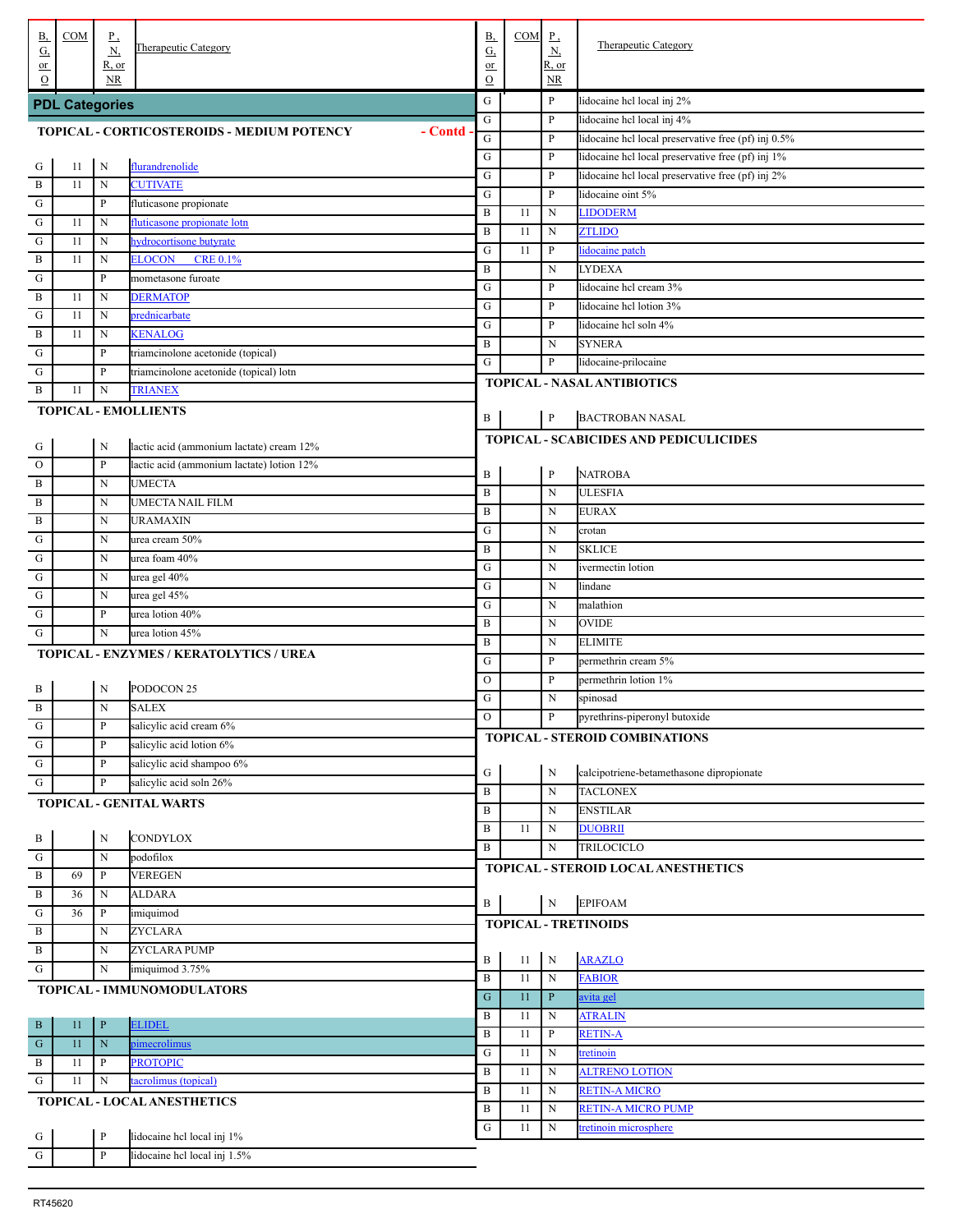## PDL Categories

### TOPICAL - CORTICOSTEROIDS - MEDIUM POTENCY - Contd -

| B, G, or O | COM | P, N, R, or NR | Therapeutic Category |
|---|---|---|---|
| G | 11 | N | flurandrenolide |
| B | 11 | N | CUTIVATE |
| G | | P | fluticasone propionate |
| G | 11 | N | fluticasone propionate lotn |
| G | 11 | N | hydrocortisone butyrate |
| B | 11 | N | ELOCON CRE 0.1% |
| G | | P | mometasone furoate |
| B | 11 | N | DERMATOP |
| G | 11 | N | prednicarbate |
| B | 11 | N | KENALOG |
| G | | P | triamcinolone acetonide (topical) |
| G | | P | triamcinolone acetonide (topical) lotn |
| B | 11 | N | TRIANEX |

### TOPICAL - EMOLLIENTS

| B, G, or O | COM | P, N, R, or NR | Therapeutic Category |
|---|---|---|---|
| G | | N | lactic acid (ammonium lactate) cream 12% |
| O | | P | lactic acid (ammonium lactate) lotion 12% |
| B | | N | UMECTA |
| B | | N | UMECTA NAIL FILM |
| B | | N | URAMAXIN |
| G | | N | urea cream 50% |
| G | | N | urea foam 40% |
| G | | N | urea gel 40% |
| G | | N | urea gel 45% |
| G | | P | urea lotion 40% |
| G | | N | urea lotion 45% |

### TOPICAL - ENZYMES / KERATOLYTICS / UREA

| B, G, or O | COM | P, N, R, or NR | Therapeutic Category |
|---|---|---|---|
| B | | N | PODOCON 25 |
| B | | N | SALEX |
| G | | P | salicylic acid cream 6% |
| G | | P | salicylic acid lotion 6% |
| G | | P | salicylic acid shampoo 6% |
| G | | P | salicylic acid soln 26% |

### TOPICAL - GENITAL WARTS

| B, G, or O | COM | P, N, R, or NR | Therapeutic Category |
|---|---|---|---|
| B | | N | CONDYLOX |
| G | | N | podofilox |
| B | 69 | P | VEREGEN |
| B | 36 | N | ALDARA |
| G | 36 | P | imiquimod |
| B | | N | ZYCLARA |
| B | | N | ZYCLARA PUMP |
| G | | N | imiquimod 3.75% |

### TOPICAL - IMMUNOMODULATORS

| B, G, or O | COM | P, N, R, or NR | Therapeutic Category |
|---|---|---|---|
| B | 11 | P | ELIDEL |
| G | 11 | N | pimecrolimus |
| B | 11 | P | PROTOPIC |
| G | 11 | N | tacrolimus (topical) |

### TOPICAL - LOCAL ANESTHETICS

| B, G, or O | COM | P, N, R, or NR | Therapeutic Category |
|---|---|---|---|
| G | | P | lidocaine hcl local inj 1% |
| G | | P | lidocaine hcl local inj 1.5% |
| G | | P | lidocaine hcl local inj 2% |
| G | | P | lidocaine hcl local inj 4% |
| G | | P | lidocaine hcl local preservative free (pf) inj 0.5% |
| G | | P | lidocaine hcl local preservative free (pf) inj 1% |
| G | | P | lidocaine hcl local preservative free (pf) inj 2% |
| G | | P | lidocaine oint 5% |
| B | 11 | N | LIDODERM |
| B | 11 | N | ZTLIDO |
| G | 11 | P | lidocaine patch |
| B | | N | LYDEXA |
| G | | P | lidocaine hcl cream 3% |
| G | | P | lidocaine hcl lotion 3% |
| G | | P | lidocaine hcl soln 4% |
| B | | N | SYNERA |
| G | | P | lidocaine-prilocaine |

### TOPICAL - NASAL ANTIBIOTICS

| B, G, or O | COM | P, N, R, or NR | Therapeutic Category |
|---|---|---|---|
| B | | P | BACTROBAN NASAL |

### TOPICAL - SCABICIDES AND PEDICULICIDES

| B, G, or O | COM | P, N, R, or NR | Therapeutic Category |
|---|---|---|---|
| B | | P | NATROBA |
| B | | N | ULESFIA |
| B | | N | EURAX |
| G | | N | crotan |
| B | | N | SKLICE |
| G | | N | ivermectin lotion |
| G | | N | lindane |
| G | | N | malathion |
| B | | N | OVIDE |
| B | | N | ELIMITE |
| G | | P | permethrin cream 5% |
| O | | P | permethrin lotion 1% |
| G | | N | spinosad |
| O | | P | pyrethrins-piperonyl butoxide |

### TOPICAL - STEROID COMBINATIONS

| B, G, or O | COM | P, N, R, or NR | Therapeutic Category |
|---|---|---|---|
| G | | N | calcipotriene-betamethasone dipropionate |
| B | | N | TACLONEX |
| B | | N | ENSTILAR |
| B | 11 | N | DUOBRII |
| B | | N | TRILOCICLO |

### TOPICAL - STEROID LOCAL ANESTHETICS

| B, G, or O | COM | P, N, R, or NR | Therapeutic Category |
|---|---|---|---|
| B | | N | EPIFOAM |

### TOPICAL - TRETINOIDS

| B, G, or O | COM | P, N, R, or NR | Therapeutic Category |
|---|---|---|---|
| B | 11 | N | ARAZLO |
| B | 11 | N | FABIOR |
| G | 11 | P | avita gel |
| B | 11 | N | ATRALIN |
| B | 11 | P | RETIN-A |
| G | 11 | N | tretinoin |
| B | 11 | N | ALTRENO LOTION |
| B | 11 | N | RETIN-A MICRO |
| B | 11 | N | RETIN-A MICRO PUMP |
| G | 11 | N | tretinoin microsphere |

RT45620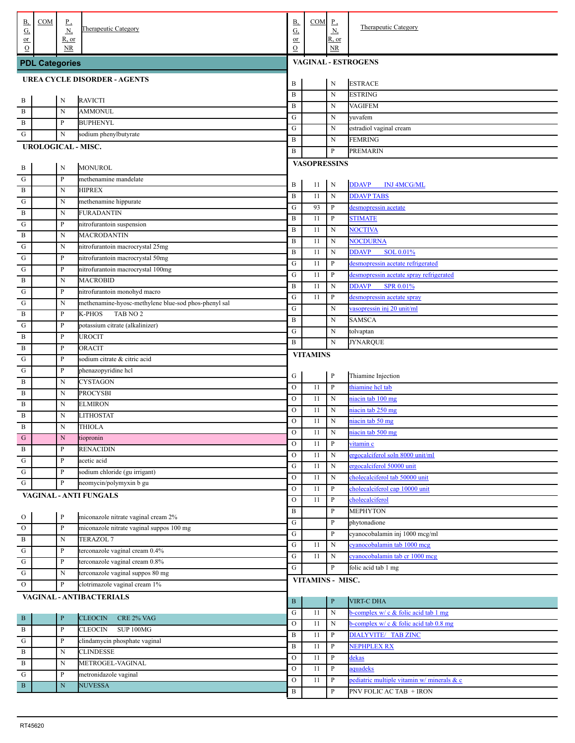| B, G, or O | COM | P, N, R, or NR | Therapeutic Category |
|---|---|---|---|
| **PDL Categories** | | | |
| **UREA CYCLE DISORDER - AGENTS** | | | |
| B | | N | RAVICTI |
| B | | N | AMMONUL |
| B | | P | BUPHENYL |
| G | | N | sodium phenylbutyrate |
| **UROLOGICAL - MISC.** | | | |
| B | | N | MONUROL |
| G | | P | methenamine mandelate |
| B | | N | HIPREX |
| G | | N | methenamine hippurate |
| B | | N | FURADANTIN |
| G | | P | nitrofurantoin suspension |
| B | | N | MACRODANTIN |
| G | | N | nitrofurantoin macrocrystal 25mg |
| G | | P | nitrofurantoin macrocrystal 50mg |
| G | | P | nitrofurantoin macrocrystal 100mg |
| B | | N | MACROBID |
| G | | P | nitrofurantoin monohyd macro |
| G | | N | methenamine-hyosc-methylene blue-sod phos-phenyl sal |
| B | | P | K-PHOS TAB NO 2 |
| G | | P | potassium citrate (alkalinizer) |
| B | | P | UROCIT |
| B | | P | ORACIT |
| G | | P | sodium citrate & citric acid |
| G | | P | phenazopyridine hcl |
| B | | N | CYSTAGON |
| B | | N | PROCYSBI |
| B | | N | ELMIRON |
| B | | N | LITHOSTAT |
| B | | N | THIOLA |
| G | | N | tiopronin |
| B | | P | RENACIDIN |
| G | | P | acetic acid |
| G | | P | sodium chloride (gu irrigant) |
| G | | P | neomycin/polymyxin b gu |
| **VAGINAL - ANTI FUNGALS** | | | |
| O | | P | miconazole nitrate vaginal cream 2% |
| O | | P | miconazole nitrate vaginal suppos 100 mg |
| B | | N | TERAZOL 7 |
| G | | P | terconazole vaginal cream 0.4% |
| G | | P | terconazole vaginal cream 0.8% |
| G | | N | terconazole vaginal suppos 80 mg |
| O | | P | clotrimazole vaginal cream 1% |
| **VAGINAL - ANTIBACTERIALS** | | | |
| B | | P | CLEOCIN CRE 2% VAG |
| B | | P | CLEOCIN SUP 100MG |
| G | | P | clindamycin phosphate vaginal |
| B | | N | CLINDESSE |
| B | | N | METROGEL-VAGINAL |
| G | | P | metronidazole vaginal |
| B | | N | NUVESSA |
| **VAGINAL - ESTROGENS** | | | |
| B | | N | ESTRACE |
| B | | N | ESTRING |
| B | | N | VAGIFEM |
| G | | N | yuvafem |
| G | | N | estradiol vaginal cream |
| B | | N | FEMRING |
| B | | P | PREMARIN |
| **VASOPRESSINS** | | | |
| B | 11 | N | DDAVP INJ 4MCG/ML |
| B | 11 | N | DDAVP TABS |
| G | 93 | P | desmopressin acetate |
| B | 11 | P | STIMATE |
| B | 11 | N | NOCTIVA |
| B | 11 | N | NOCDURNA |
| B | 11 | N | DDAVP SOL 0.01% |
| G | 11 | P | desmopressin acetate refrigerated |
| G | 11 | P | desmopressin acetate spray refrigerated |
| B | 11 | N | DDAVP SPR 0.01% |
| G | 11 | P | desmopressin acetate spray |
| G | | N | vasopressin inj 20 unit/ml |
| B | | N | SAMSCA |
| G | | N | tolvaptan |
| B | | N | JYNARQUE |
| **VITAMINS** | | | |
| G | | P | Thiamine Injection |
| O | 11 | P | thiamine hcl tab |
| O | 11 | N | niacin tab 100 mg |
| O | 11 | N | niacin tab 250 mg |
| O | 11 | N | niacin tab 50 mg |
| O | 11 | N | niacin tab 500 mg |
| O | 11 | P | vitamin c |
| O | 11 | N | ergocalciferol soln 8000 unit/ml |
| G | 11 | N | ergocalciferol 50000 unit |
| O | 11 | N | cholecalciferol tab 50000 unit |
| O | 11 | P | cholecalciferol cap 10000 unit |
| O | 11 | P | cholecalciferol |
| B | | P | MEPHYTON |
| G | | P | phytonadione |
| G | | P | cyanocobalamin inj 1000 mcg/ml |
| G | 11 | N | cyanocobalamin tab 1000 mcg |
| G | 11 | N | cyanocobalamin tab cr 1000 mcg |
| G | | P | folic acid tab 1 mg |
| **VITAMINS - MISC.** | | | |
| B | | P | VIRT-C DHA |
| G | 11 | N | b-complex w/ c & folic acid tab 1 mg |
| O | 11 | N | b-complex w/ c & folic acid tab 0.8 mg |
| B | 11 | P | DIALYVITE/ TAB ZINC |
| B | 11 | P | NEPHPLEX RX |
| O | 11 | P | dekas |
| O | 11 | P | aquadeks |
| O | 11 | P | pediatric multiple vitamin w/ minerals & c |
| B | | P | PNV FOLIC AC TAB + IRON |

RT45620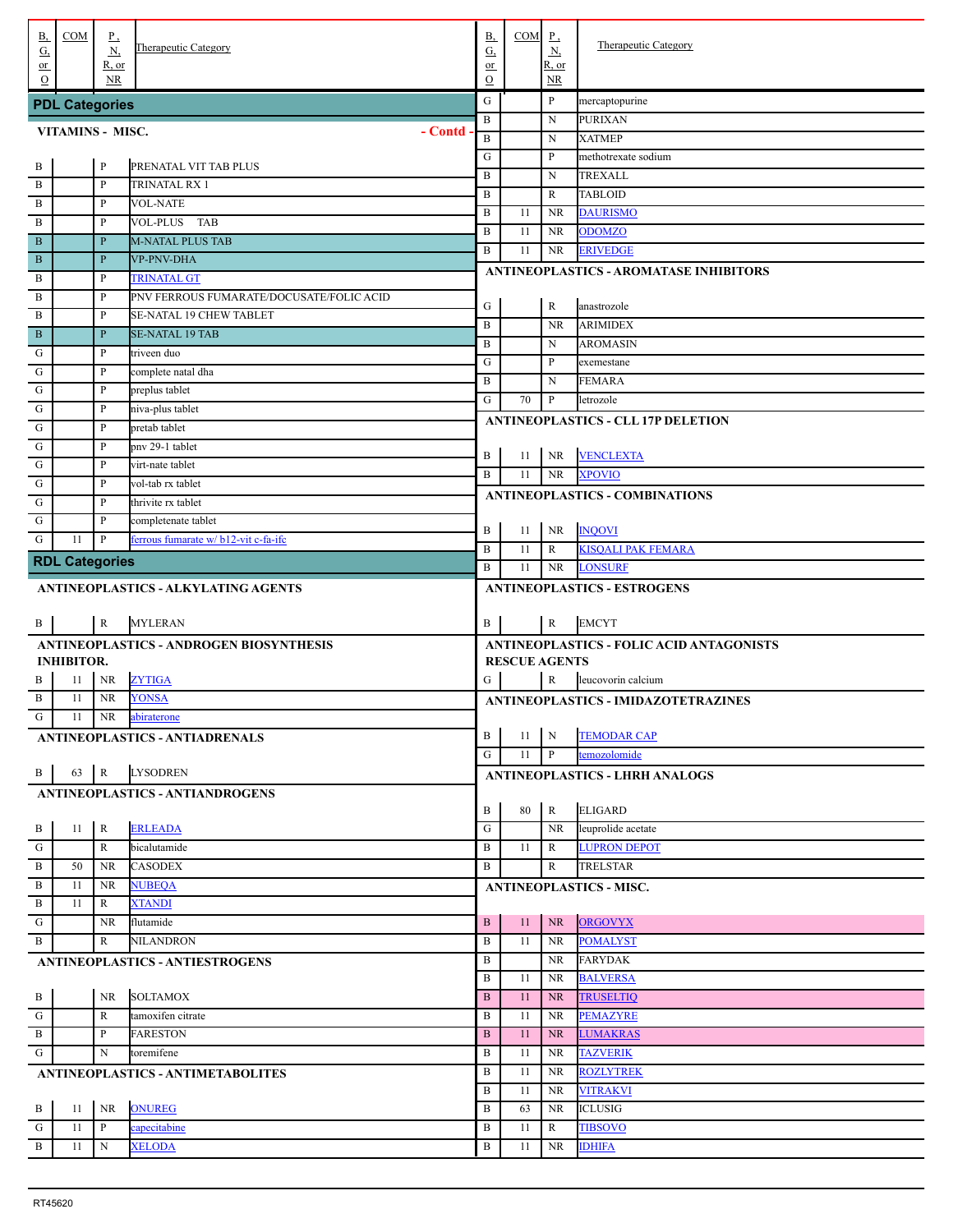| B, G, or O | COM | P, N, R, or NR | Therapeutic Category |
|---|---|---|---|
| **PDL Categories** | | | |
| **VITAMINS - MISC. - Contd -** | | | |
| B | | P | PRENATAL VIT TAB PLUS |
| B | | P | TRINATAL RX 1 |
| B | | P | VOL-NATE |
| B | | P | VOL-PLUS TAB |
| B | | P | M-NATAL PLUS TAB |
| B | | P | VP-PNV-DHA |
| B | | P | TRINATAL GT |
| B | | P | PNV FERROUS FUMARATE/DOCUSATE/FOLIC ACID |
| B | | P | SE-NATAL 19 CHEW TABLET |
| B | | P | SE-NATAL 19 TAB |
| G | | P | triveen duo |
| G | | P | complete natal dha |
| G | | P | preplus tablet |
| G | | P | niva-plus tablet |
| G | | P | pretab tablet |
| G | | P | pnv 29-1 tablet |
| G | | P | virt-nate tablet |
| G | | P | vol-tab rx tablet |
| G | | P | thrivite rx tablet |
| G | | P | completenate tablet |
| G | 11 | P | ferrous fumarate w/ b12-vit c-fa-ifc |
| **RDL Categories** | | | |
| **ANTINEOPLASTICS - ALKYLATING AGENTS** | | | |
| B | | R | MYLERAN |
| **ANTINEOPLASTICS - ANDROGEN BIOSYNTHESIS INHIBITOR.** | | | |
| B | 11 | NR | ZYTIGA |
| B | 11 | NR | YONSA |
| G | 11 | NR | abiraterone |
| **ANTINEOPLASTICS - ANTIADRENALS** | | | |
| B | 63 | R | LYSODREN |
| **ANTINEOPLASTICS - ANTIANDROGENS** | | | |
| B | 11 | R | ERLEADA |
| G | | R | bicalutamide |
| B | 50 | NR | CASODEX |
| B | 11 | NR | NUBEQA |
| B | 11 | R | XTANDI |
| G | | NR | flutamide |
| B | | R | NILANDRON |
| **ANTINEOPLASTICS - ANTIESTROGENS** | | | |
| B | | NR | SOLTAMOX |
| G | | R | tamoxifen citrate |
| B | | P | FARESTON |
| G | | N | toremifene |
| **ANTINEOPLASTICS - ANTIMETABOLITES** | | | |
| B | 11 | NR | ONUREG |
| G | 11 | P | capecitabine |
| B | 11 | N | XELODA |
| G | | P | mercaptopurine |
| B | | N | PURIXAN |
| B | | N | XATMEP |
| G | | P | methotrexate sodium |
| B | | N | TREXALL |
| B | | R | TABLOID |
| B | 11 | NR | DAURISMO |
| B | 11 | NR | ODOMZO |
| B | 11 | NR | ERIVEDGE |
| **ANTINEOPLASTICS - AROMATASE INHIBITORS** | | | |
| G | | R | anastrozole |
| B | | NR | ARIMIDEX |
| B | | N | AROMASIN |
| G | | P | exemestane |
| B | | N | FEMARA |
| G | 70 | P | letrozole |
| **ANTINEOPLASTICS - CLL 17P DELETION** | | | |
| B | 11 | NR | VENCLEXTA |
| B | 11 | NR | XPOVIO |
| **ANTINEOPLASTICS - COMBINATIONS** | | | |
| B | 11 | NR | INQOVI |
| B | 11 | R | KISQALI PAK FEMARA |
| B | 11 | NR | LONSURF |
| **ANTINEOPLASTICS - ESTROGENS** | | | |
| B | | R | EMCYT |
| **ANTINEOPLASTICS - FOLIC ACID ANTAGONISTS RESCUE AGENTS** | | | |
| G | | R | leucovorin calcium |
| **ANTINEOPLASTICS - IMIDAZOTETRAZINES** | | | |
| B | 11 | N | TEMODAR CAP |
| G | 11 | P | temozolomide |
| **ANTINEOPLASTICS - LHRH ANALOGS** | | | |
| B | 80 | R | ELIGARD |
| G | | NR | leuprolide acetate |
| B | 11 | R | LUPRON DEPOT |
| B | | R | TRELSTAR |
| **ANTINEOPLASTICS - MISC.** | | | |
| B | 11 | NR | ORGOVYX |
| B | 11 | NR | POMALYST |
| B | | NR | FARYDAK |
| B | 11 | NR | BALVERSA |
| B | 11 | NR | TRUSELTIQ |
| B | 11 | NR | PEMAZYRE |
| B | 11 | NR | LUMAKRAS |
| B | 11 | NR | TAZVERIK |
| B | 11 | NR | ROZLYTREK |
| B | 11 | NR | VITRAKVI |
| B | 63 | NR | ICLUSIG |
| B | 11 | R | TIBSOVO |
| B | 11 | NR | IDHIFA |

RT45620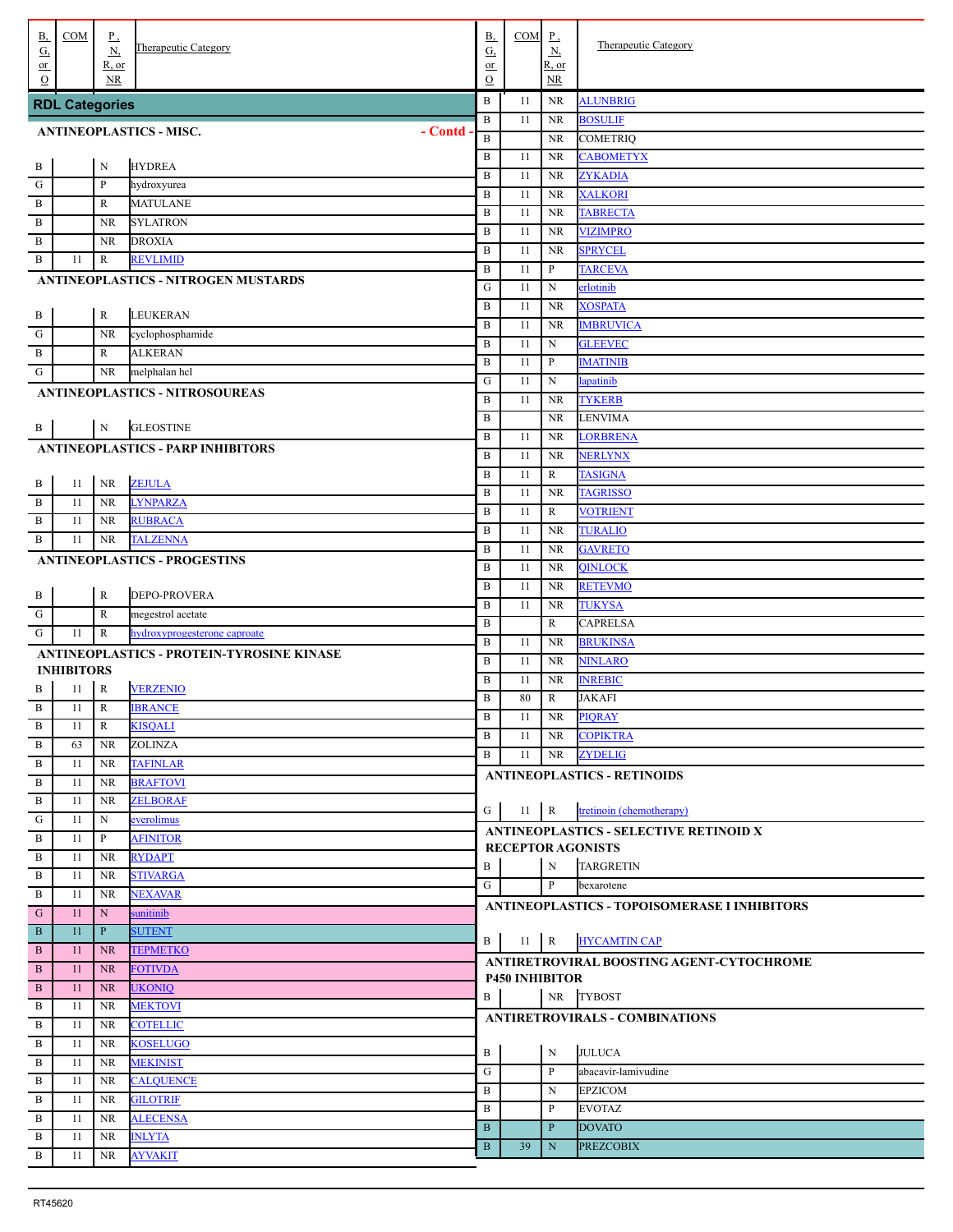| B, G, or O | COM | P, N, R, or NR | Therapeutic Category |
|---|---|---|---|
| **RDL Categories** | | | |
| **ANTINEOPLASTICS - MISC. - Contd -** | | | |
| B | | N | HYDREA |
| G | | P | hydroxyurea |
| B | | R | MATULANE |
| B | | NR | SYLATRON |
| B | | NR | DROXIA |
| B | 11 | R | REVLIMID |
| **ANTINEOPLASTICS - NITROGEN MUSTARDS** | | | |
| B | | R | LEUKERAN |
| G | | NR | cyclophosphamide |
| B | | R | ALKERAN |
| G | | NR | melphalan hcl |
| **ANTINEOPLASTICS - NITROSOUREAS** | | | |
| B | | N | GLEOSTINE |
| **ANTINEOPLASTICS - PARP INHIBITORS** | | | |
| B | 11 | NR | ZEJULA |
| B | 11 | NR | LYNPARZA |
| B | 11 | NR | RUBRACA |
| B | 11 | NR | TALZENNA |
| **ANTINEOPLASTICS - PROGESTINS** | | | |
| B | | R | DEPO-PROVERA |
| G | | R | megestrol acetate |
| G | 11 | R | hydroxyprogesterone caproate |
| **ANTINEOPLASTICS - PROTEIN-TYROSINE KINASE INHIBITORS** | | | |
| B | 11 | R | VERZENIO |
| B | 11 | R | IBRANCE |
| B | 11 | R | KISQALI |
| B | 63 | NR | ZOLINZA |
| B | 11 | NR | TAFINLAR |
| B | 11 | NR | BRAFTOVI |
| B | 11 | NR | ZELBORAF |
| G | 11 | N | everolimus |
| B | 11 | P | AFINITOR |
| B | 11 | NR | RYDAPT |
| B | 11 | NR | STIVARGA |
| B | 11 | NR | NEXAVAR |
| G | 11 | N | sunitinib |
| B | 11 | P | SUTENT |
| B | 11 | NR | TEPMETKO |
| B | 11 | NR | FOTIVDA |
| B | 11 | NR | UKONIQ |
| B | 11 | NR | MEKTOVI |
| B | 11 | NR | COTELLIC |
| B | 11 | NR | KOSELUGO |
| B | 11 | NR | MEKINIST |
| B | 11 | NR | CALQUENCE |
| B | 11 | NR | GILOTRIF |
| B | 11 | NR | ALECENSA |
| B | 11 | NR | INLYTA |
| B | 11 | NR | AYVAKIT |
| B | 11 | NR | ALUNBRIG |
| B | 11 | NR | BOSULIF |
| B | | NR | COMETRIQ |
| B | 11 | NR | CABOMETYX |
| B | 11 | NR | ZYKADIA |
| B | 11 | NR | XALKORI |
| B | 11 | NR | TABRECTA |
| B | 11 | NR | VIZIMPRO |
| B | 11 | NR | SPRYCEL |
| B | 11 | P | TARCEVA |
| G | 11 | N | erlotinib |
| B | 11 | NR | XOSPATA |
| B | 11 | NR | IMBRUVICA |
| B | 11 | N | GLEEVEC |
| B | 11 | P | IMATINIB |
| G | 11 | N | lapatinib |
| B | 11 | NR | TYKERB |
| B | | NR | LENVIMA |
| B | 11 | NR | LORBRENA |
| B | 11 | NR | NERLYNX |
| B | 11 | R | TASIGNA |
| B | 11 | NR | TAGRISSO |
| B | 11 | R | VOTRIENT |
| B | 11 | NR | TURALIO |
| B | 11 | NR | GAVRETO |
| B | 11 | NR | QINLOCK |
| B | 11 | NR | RETEVMO |
| B | 11 | NR | TUKYSA |
| B | | R | CAPRELSA |
| B | 11 | NR | BRUKINSA |
| B | 11 | NR | NINLARO |
| B | 11 | NR | INREBIC |
| B | 80 | R | JAKAFI |
| B | 11 | NR | PIQRAY |
| B | 11 | NR | COPIKTRA |
| B | 11 | NR | ZYDELIG |
| **ANTINEOPLASTICS - RETINOIDS** | | | |
| G | 11 | R | tretinoin (chemotherapy) |
| **ANTINEOPLASTICS - SELECTIVE RETINOID X RECEPTOR AGONISTS** | | | |
| B | | N | TARGRETIN |
| G | | P | bexarotene |
| **ANTINEOPLASTICS - TOPOISOMERASE I INHIBITORS** | | | |
| B | 11 | R | HYCAMTIN CAP |
| **ANTIRETROVIRAL BOOSTING AGENT-CYTOCHROME P450 INHIBITOR** | | | |
| B | | NR | TYBOST |
| **ANTIRETROVIRALS - COMBINATIONS** | | | |
| B | | N | JULUCA |
| G | | P | abacavir-lamivudine |
| B | | N | EPZICOM |
| B | | P | EVOTAZ |
| B | | P | DOVATO |
| B | 39 | N | PREZCOBIX |

RT45620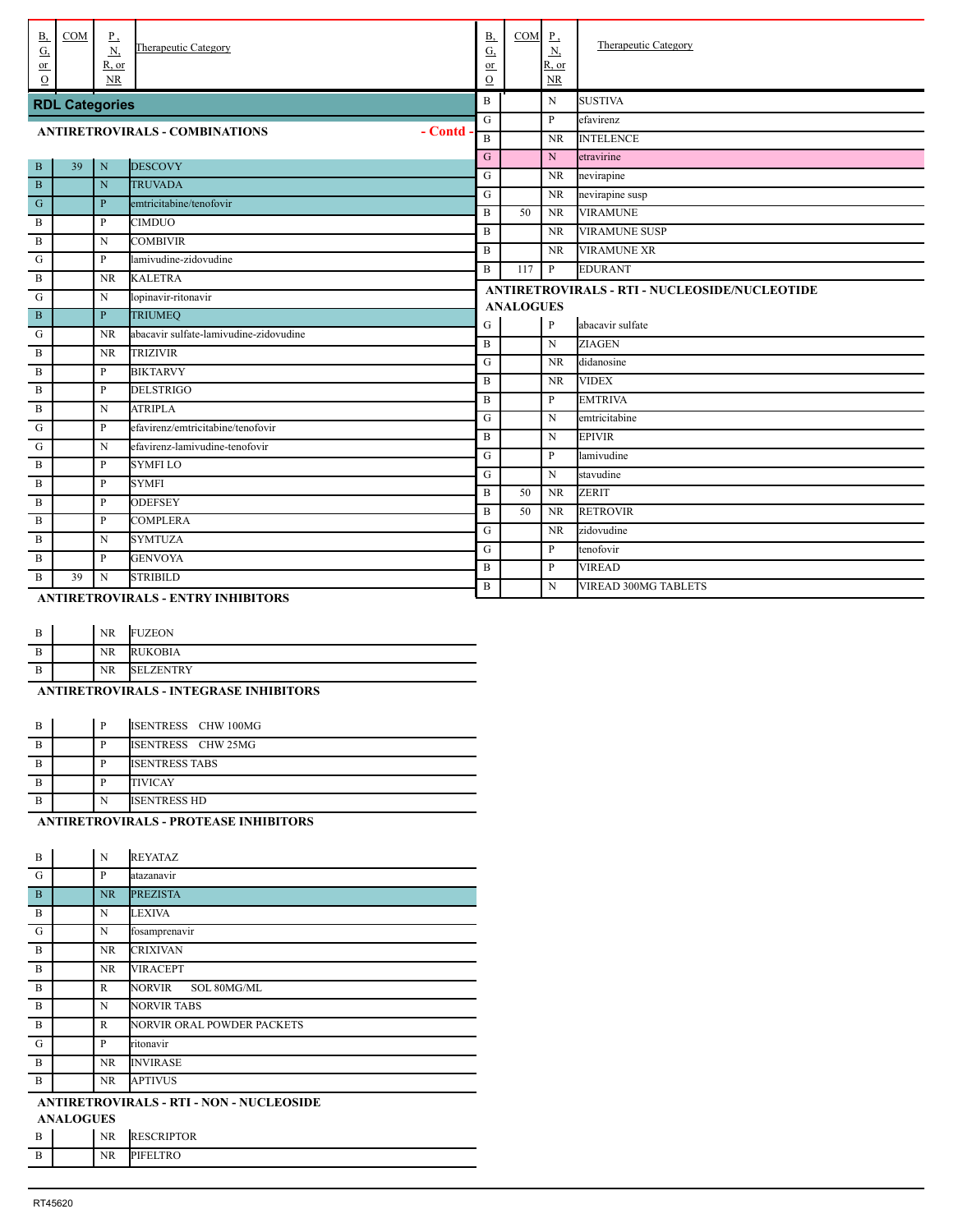## RDL Categories

### ANTIRETROVIRALS - COMBINATIONS - Contd -

| B, G, or O | COM | P, N, R, or NR | Therapeutic Category |
|---|---|---|---|
| B | 39 | N | DESCOVY |
| B | | N | TRUVADA |
| G | | P | emtricitabine/tenofovir |
| B | | P | CIMDUO |
| B | | N | COMBIVIR |
| G | | P | lamivudine-zidovudine |
| B | | NR | KALETRA |
| G | | N | lopinavir-ritonavir |
| B | | P | TRIUMEQ |
| G | | NR | abacavir sulfate-lamivudine-zidovudine |
| B | | NR | TRIZIVIR |
| B | | P | BIKTARVY |
| B | | P | DELSTRIGO |
| B | | N | ATRIPLA |
| G | | P | efavirenz/emtricitabine/tenofovir |
| G | | N | efavirenz-lamivudine-tenofovir |
| B | | P | SYMFI LO |
| B | | P | SYMFI |
| B | | P | ODEFSEY |
| B | | P | COMPLERA |
| B | | N | SYMTUZA |
| B | | P | GENVOYA |
| B | 39 | N | STRIBILD |

### ANTIRETROVIRALS - ENTRY INHIBITORS

| B, G, or O | COM | P, N, R, or NR | Therapeutic Category |
|---|---|---|---|
| B | | NR | FUZEON |
| B | | NR | RUKOBIA |
| B | | NR | SELZENTRY |

### ANTIRETROVIRALS - INTEGRASE INHIBITORS

| B, G, or O | COM | P, N, R, or NR | Therapeutic Category |
|---|---|---|---|
| B | | P | ISENTRESS CHW 100MG |
| B | | P | ISENTRESS CHW 25MG |
| B | | P | ISENTRESS TABS |
| B | | P | TIVICAY |
| B | | N | ISENTRESS HD |

### ANTIRETROVIRALS - PROTEASE INHIBITORS

| B, G, or O | COM | P, N, R, or NR | Therapeutic Category |
|---|---|---|---|
| B | | N | REYATAZ |
| G | | P | atazanavir |
| B | | NR | PREZISTA |
| B | | N | LEXIVA |
| G | | N | fosamprenavir |
| B | | NR | CRIXIVAN |
| B | | NR | VIRACEPT |
| B | | R | NORVIR SOL 80MG/ML |
| B | | N | NORVIR TABS |
| B | | R | NORVIR ORAL POWDER PACKETS |
| G | | P | ritonavir |
| B | | NR | INVIRASE |
| B | | NR | APTIVUS |

### ANTIRETROVIRALS - RTI - NON - NUCLEOSIDE ANALOGUES

| B, G, or O | COM | P, N, R, or NR | Therapeutic Category |
|---|---|---|---|
| B | | NR | RESCRIPTOR |
| B | | NR | PIFELTRO |
| B | | N | SUSTIVA |
| G | | P | efavirenz |
| B | | NR | INTELENCE |
| G | | N | etravirine |
| G | | NR | nevirapine |
| G | | NR | nevirapine susp |
| B | 50 | NR | VIRAMUNE |
| B | | NR | VIRAMUNE SUSP |
| B | | NR | VIRAMUNE XR |
| B | 117 | P | EDURANT |

### ANTIRETROVIRALS - RTI - NUCLEOSIDE/NUCLEOTIDE ANALOGUES

| B, G, or O | COM | P, N, R, or NR | Therapeutic Category |
|---|---|---|---|
| G | | P | abacavir sulfate |
| B | | N | ZIAGEN |
| G | | NR | didanosine |
| B | | NR | VIDEX |
| B | | P | EMTRIVA |
| G | | N | emtricitabine |
| B | | N | EPIVIR |
| G | | P | lamivudine |
| G | | N | stavudine |
| B | 50 | NR | ZERIT |
| B | 50 | NR | RETROVIR |
| G | | NR | zidovudine |
| G | | P | tenofovir |
| B | | P | VIREAD |
| B | | N | VIREAD 300MG TABLETS |

RT45620